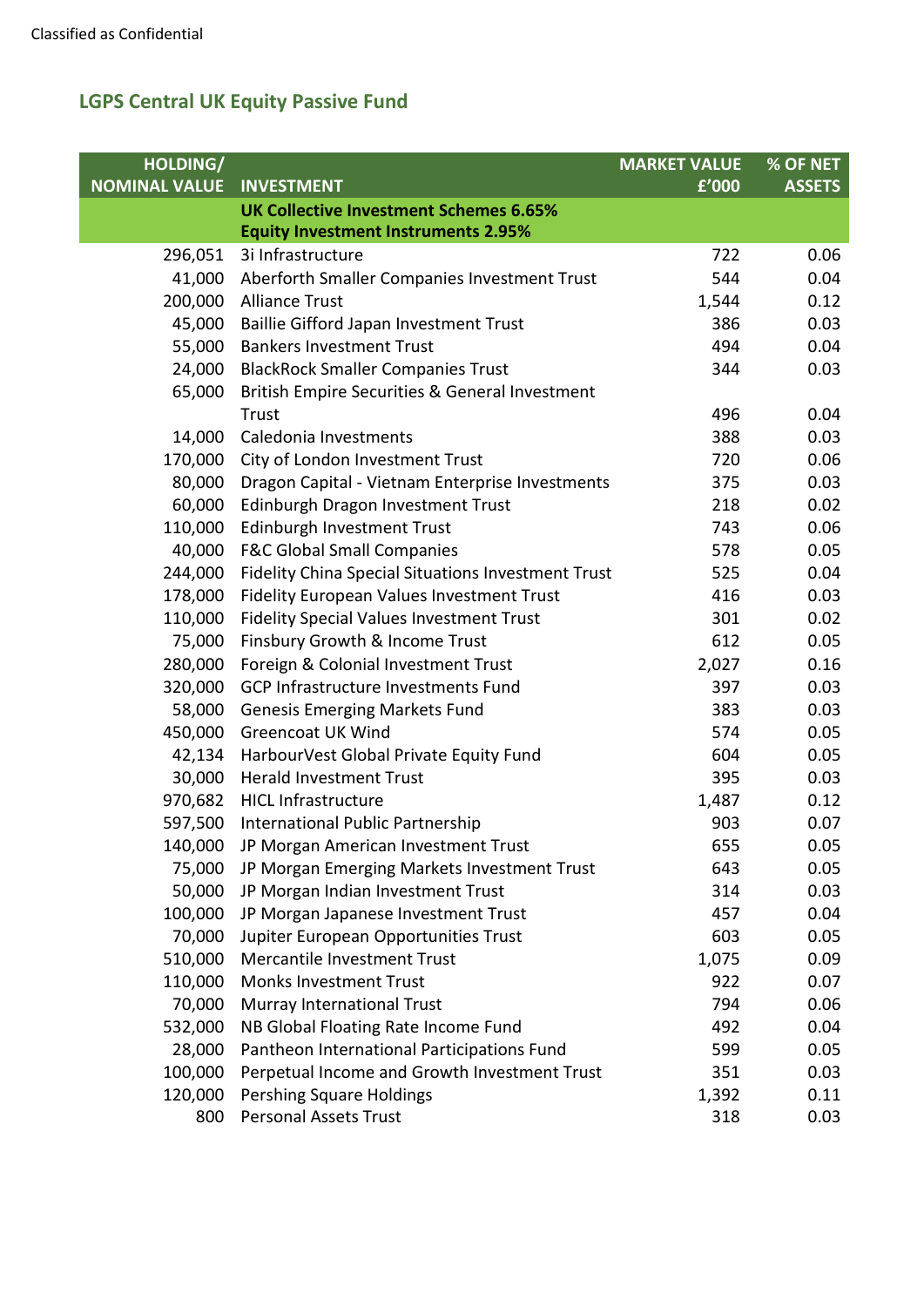Classified as Confidential

## LGPS Central UK Equity Passive Fund

| HOLDING/ NOMINAL VALUE | INVESTMENT | MARKET VALUE £'000 | % OF NET ASSETS |
|---|---|---|---|
| | **UK Collective Investment Schemes 6.65%** **Equity Investment Instruments 2.95%** | | |
| 296,051 | 3i Infrastructure | 722 | 0.06 |
| 41,000 | Aberforth Smaller Companies Investment Trust | 544 | 0.04 |
| 200,000 | Alliance Trust | 1,544 | 0.12 |
| 45,000 | Baillie Gifford Japan Investment Trust | 386 | 0.03 |
| 55,000 | Bankers Investment Trust | 494 | 0.04 |
| 24,000 | BlackRock Smaller Companies Trust | 344 | 0.03 |
| 65,000 | British Empire Securities & General Investment Trust | 496 | 0.04 |
| 14,000 | Caledonia Investments | 388 | 0.03 |
| 170,000 | City of London Investment Trust | 720 | 0.06 |
| 80,000 | Dragon Capital - Vietnam Enterprise Investments | 375 | 0.03 |
| 60,000 | Edinburgh Dragon Investment Trust | 218 | 0.02 |
| 110,000 | Edinburgh Investment Trust | 743 | 0.06 |
| 40,000 | F&C Global Small Companies | 578 | 0.05 |
| 244,000 | Fidelity China Special Situations Investment Trust | 525 | 0.04 |
| 178,000 | Fidelity European Values Investment Trust | 416 | 0.03 |
| 110,000 | Fidelity Special Values Investment Trust | 301 | 0.02 |
| 75,000 | Finsbury Growth & Income Trust | 612 | 0.05 |
| 280,000 | Foreign & Colonial Investment Trust | 2,027 | 0.16 |
| 320,000 | GCP Infrastructure Investments Fund | 397 | 0.03 |
| 58,000 | Genesis Emerging Markets Fund | 383 | 0.03 |
| 450,000 | Greencoat UK Wind | 574 | 0.05 |
| 42,134 | HarbourVest Global Private Equity Fund | 604 | 0.05 |
| 30,000 | Herald Investment Trust | 395 | 0.03 |
| 970,682 | HICL Infrastructure | 1,487 | 0.12 |
| 597,500 | International Public Partnership | 903 | 0.07 |
| 140,000 | JP Morgan American Investment Trust | 655 | 0.05 |
| 75,000 | JP Morgan Emerging Markets Investment Trust | 643 | 0.05 |
| 50,000 | JP Morgan Indian Investment Trust | 314 | 0.03 |
| 100,000 | JP Morgan Japanese Investment Trust | 457 | 0.04 |
| 70,000 | Jupiter European Opportunities Trust | 603 | 0.05 |
| 510,000 | Mercantile Investment Trust | 1,075 | 0.09 |
| 110,000 | Monks Investment Trust | 922 | 0.07 |
| 70,000 | Murray International Trust | 794 | 0.06 |
| 532,000 | NB Global Floating Rate Income Fund | 492 | 0.04 |
| 28,000 | Pantheon International Participations Fund | 599 | 0.05 |
| 100,000 | Perpetual Income and Growth Investment Trust | 351 | 0.03 |
| 120,000 | Pershing Square Holdings | 1,392 | 0.11 |
| 800 | Personal Assets Trust | 318 | 0.03 |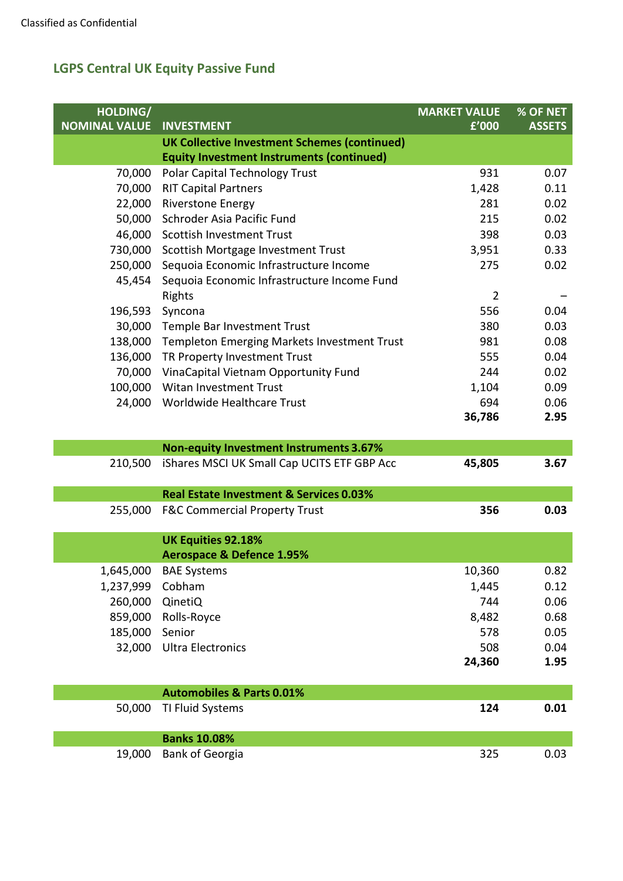Classified as Confidential

## LGPS Central UK Equity Passive Fund

| HOLDING/ NOMINAL VALUE | INVESTMENT | MARKET VALUE £'000 | % OF NET ASSETS |
|---|---|---|---|
| | **UK Collective Investment Schemes (continued)** | | |
| | **Equity Investment Instruments (continued)** | | |
| 70,000 | Polar Capital Technology Trust | 931 | 0.07 |
| 70,000 | RIT Capital Partners | 1,428 | 0.11 |
| 22,000 | Riverstone Energy | 281 | 0.02 |
| 50,000 | Schroder Asia Pacific Fund | 215 | 0.02 |
| 46,000 | Scottish Investment Trust | 398 | 0.03 |
| 730,000 | Scottish Mortgage Investment Trust | 3,951 | 0.33 |
| 250,000 | Sequoia Economic Infrastructure Income | 275 | 0.02 |
| 45,454 | Sequoia Economic Infrastructure Income Fund Rights | 2 | – |
| 196,593 | Syncona | 556 | 0.04 |
| 30,000 | Temple Bar Investment Trust | 380 | 0.03 |
| 138,000 | Templeton Emerging Markets Investment Trust | 981 | 0.08 |
| 136,000 | TR Property Investment Trust | 555 | 0.04 |
| 70,000 | VinaCapital Vietnam Opportunity Fund | 244 | 0.02 |
| 100,000 | Witan Investment Trust | 1,104 | 0.09 |
| 24,000 | Worldwide Healthcare Trust | 694 | 0.06 |
| | | **36,786** | **2.95** |
| | **Non-equity Investment Instruments 3.67%** | | |
| 210,500 | iShares MSCI UK Small Cap UCITS ETF GBP Acc | **45,805** | **3.67** |
| | **Real Estate Investment & Services 0.03%** | | |
| 255,000 | F&C Commercial Property Trust | **356** | **0.03** |
| | **UK Equities 92.18%** | | |
| | **Aerospace & Defence 1.95%** | | |
| 1,645,000 | BAE Systems | 10,360 | 0.82 |
| 1,237,999 | Cobham | 1,445 | 0.12 |
| 260,000 | QinetiQ | 744 | 0.06 |
| 859,000 | Rolls-Royce | 8,482 | 0.68 |
| 185,000 | Senior | 578 | 0.05 |
| 32,000 | Ultra Electronics | 508 | 0.04 |
| | | **24,360** | **1.95** |
| | **Automobiles & Parts 0.01%** | | |
| 50,000 | TI Fluid Systems | **124** | **0.01** |
| | **Banks 10.08%** | | |
| 19,000 | Bank of Georgia | 325 | 0.03 |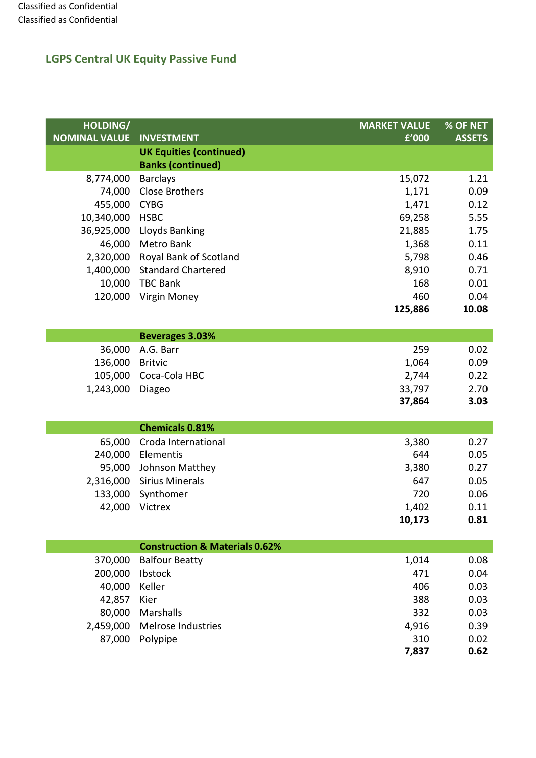Classified as Confidential
Classified as Confidential

## LGPS Central UK Equity Passive Fund

| HOLDING/ NOMINAL VALUE | INVESTMENT | MARKET VALUE £'000 | % OF NET ASSETS |
|---|---|---|---|
| | **UK Equities (continued)** | | |
| | **Banks (continued)** | | |
| 8,774,000 | Barclays | 15,072 | 1.21 |
| 74,000 | Close Brothers | 1,171 | 0.09 |
| 455,000 | CYBG | 1,471 | 0.12 |
| 10,340,000 | HSBC | 69,258 | 5.55 |
| 36,925,000 | Lloyds Banking | 21,885 | 1.75 |
| 46,000 | Metro Bank | 1,368 | 0.11 |
| 2,320,000 | Royal Bank of Scotland | 5,798 | 0.46 |
| 1,400,000 | Standard Chartered | 8,910 | 0.71 |
| 10,000 | TBC Bank | 168 | 0.01 |
| 120,000 | Virgin Money | 460 | 0.04 |
| | | **125,886** | **10.08** |
| | **Beverages 3.03%** | | |
| 36,000 | A.G. Barr | 259 | 0.02 |
| 136,000 | Britvic | 1,064 | 0.09 |
| 105,000 | Coca-Cola HBC | 2,744 | 0.22 |
| 1,243,000 | Diageo | 33,797 | 2.70 |
| | | **37,864** | **3.03** |
| | **Chemicals 0.81%** | | |
| 65,000 | Croda International | 3,380 | 0.27 |
| 240,000 | Elementis | 644 | 0.05 |
| 95,000 | Johnson Matthey | 3,380 | 0.27 |
| 2,316,000 | Sirius Minerals | 647 | 0.05 |
| 133,000 | Synthomer | 720 | 0.06 |
| 42,000 | Victrex | 1,402 | 0.11 |
| | | **10,173** | **0.81** |
| | **Construction & Materials 0.62%** | | |
| 370,000 | Balfour Beatty | 1,014 | 0.08 |
| 200,000 | Ibstock | 471 | 0.04 |
| 40,000 | Keller | 406 | 0.03 |
| 42,857 | Kier | 388 | 0.03 |
| 80,000 | Marshalls | 332 | 0.03 |
| 2,459,000 | Melrose Industries | 4,916 | 0.39 |
| 87,000 | Polypipe | 310 | 0.02 |
| | | **7,837** | **0.62** |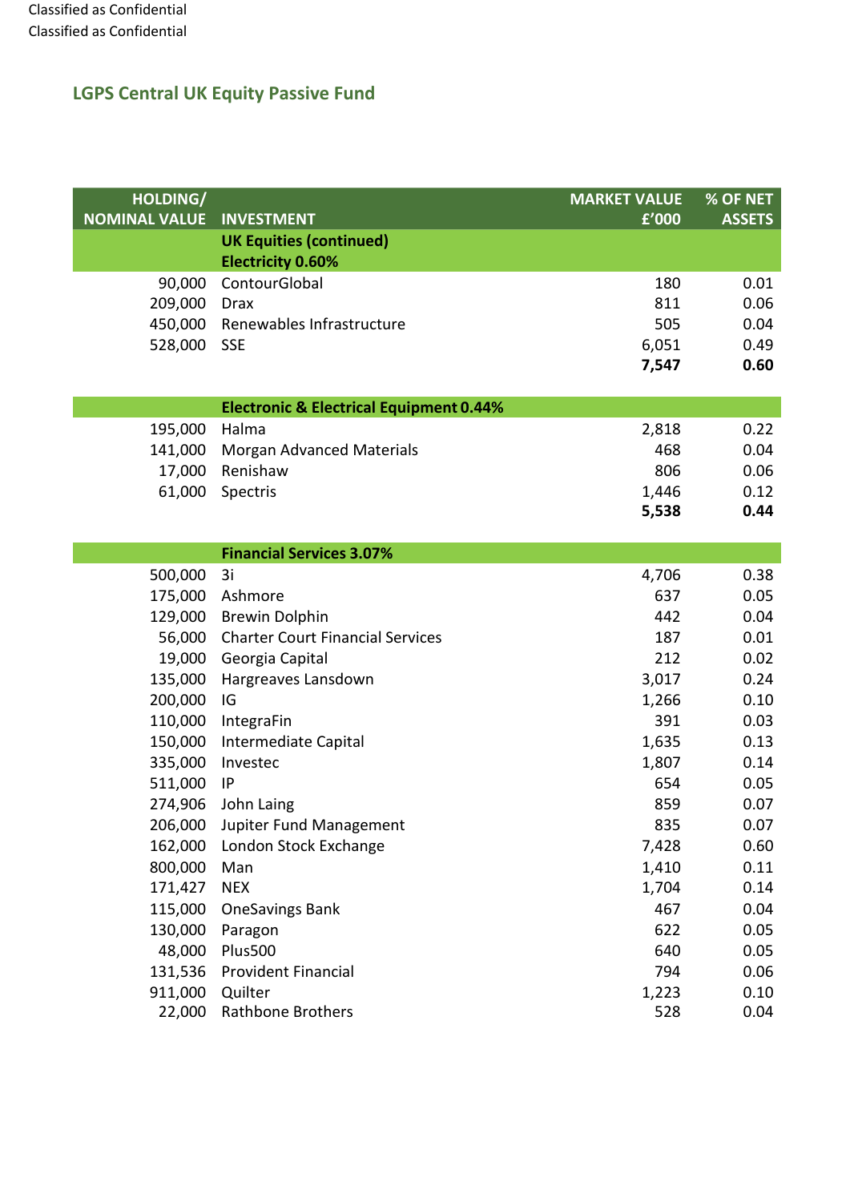## LGPS Central UK Equity Passive Fund

| HOLDING/ NOMINAL VALUE | INVESTMENT | MARKET VALUE £'000 | % OF NET ASSETS |
|---|---|---|---|
| | **UK Equities (continued)** | | |
| | **Electricity 0.60%** | | |
| 90,000 | ContourGlobal | 180 | 0.01 |
| 209,000 | Drax | 811 | 0.06 |
| 450,000 | Renewables Infrastructure | 505 | 0.04 |
| 528,000 | SSE | 6,051 | 0.49 |
| | | **7,547** | **0.60** |
| | **Electronic & Electrical Equipment 0.44%** | | |
| 195,000 | Halma | 2,818 | 0.22 |
| 141,000 | Morgan Advanced Materials | 468 | 0.04 |
| 17,000 | Renishaw | 806 | 0.06 |
| 61,000 | Spectris | 1,446 | 0.12 |
| | | **5,538** | **0.44** |
| | **Financial Services 3.07%** | | |
| 500,000 | 3i | 4,706 | 0.38 |
| 175,000 | Ashmore | 637 | 0.05 |
| 129,000 | Brewin Dolphin | 442 | 0.04 |
| 56,000 | Charter Court Financial Services | 187 | 0.01 |
| 19,000 | Georgia Capital | 212 | 0.02 |
| 135,000 | Hargreaves Lansdown | 3,017 | 0.24 |
| 200,000 | IG | 1,266 | 0.10 |
| 110,000 | IntegraFin | 391 | 0.03 |
| 150,000 | Intermediate Capital | 1,635 | 0.13 |
| 335,000 | Investec | 1,807 | 0.14 |
| 511,000 | IP | 654 | 0.05 |
| 274,906 | John Laing | 859 | 0.07 |
| 206,000 | Jupiter Fund Management | 835 | 0.07 |
| 162,000 | London Stock Exchange | 7,428 | 0.60 |
| 800,000 | Man | 1,410 | 0.11 |
| 171,427 | NEX | 1,704 | 0.14 |
| 115,000 | OneSavings Bank | 467 | 0.04 |
| 130,000 | Paragon | 622 | 0.05 |
| 48,000 | Plus500 | 640 | 0.05 |
| 131,536 | Provident Financial | 794 | 0.06 |
| 911,000 | Quilter | 1,223 | 0.10 |
| 22,000 | Rathbone Brothers | 528 | 0.04 |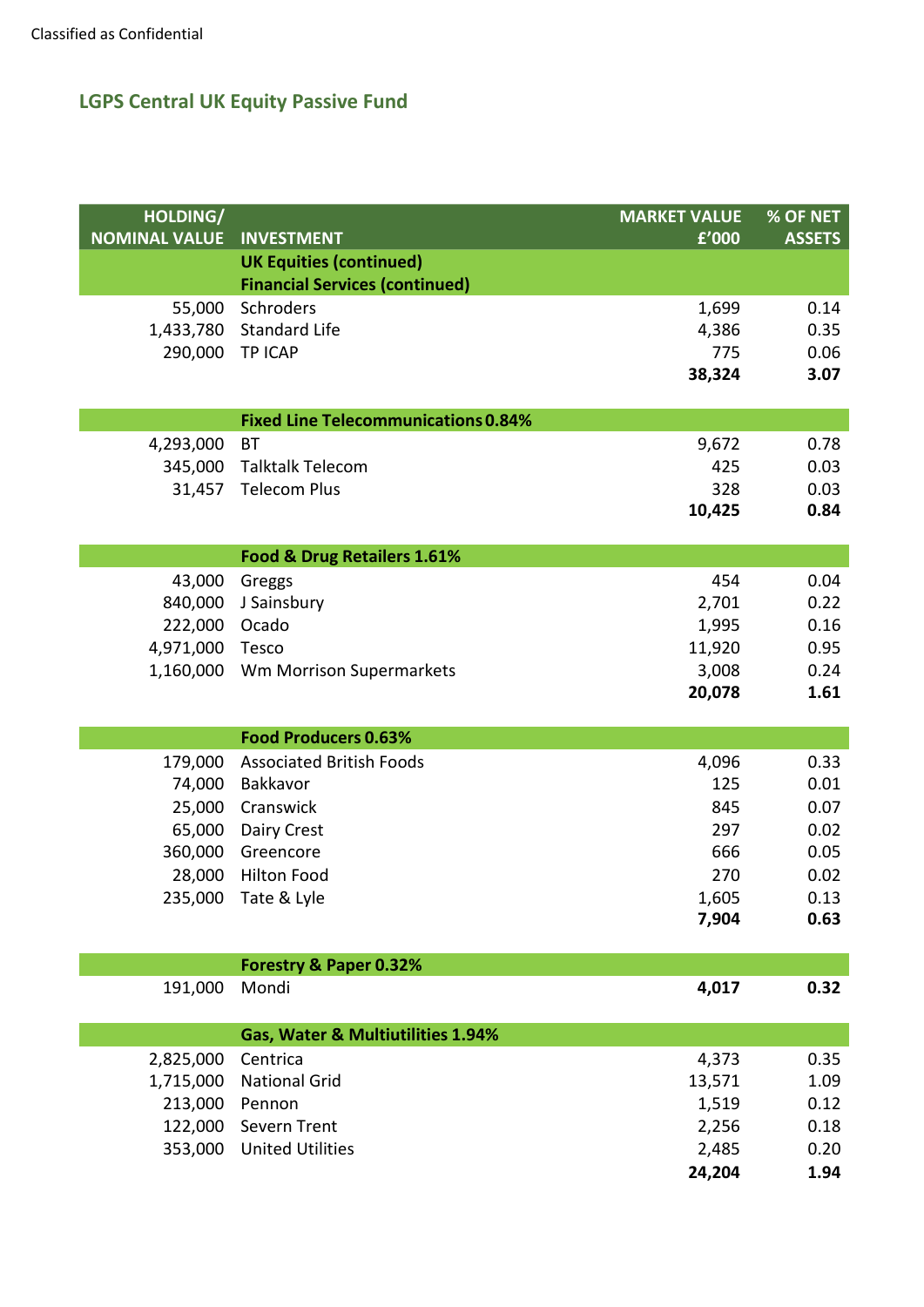Classified as Confidential

## LGPS Central UK Equity Passive Fund

| HOLDING/ NOMINAL VALUE | INVESTMENT | MARKET VALUE £'000 | % OF NET ASSETS |
|---|---|---|---|
| | **UK Equities (continued)** | | |
| | **Financial Services (continued)** | | |
| 55,000 | Schroders | 1,699 | 0.14 |
| 1,433,780 | Standard Life | 4,386 | 0.35 |
| 290,000 | TP ICAP | 775 | 0.06 |
| | | **38,324** | **3.07** |
| | **Fixed Line Telecommunications 0.84%** | | |
| 4,293,000 | BT | 9,672 | 0.78 |
| 345,000 | Talktalk Telecom | 425 | 0.03 |
| 31,457 | Telecom Plus | 328 | 0.03 |
| | | **10,425** | **0.84** |
| | **Food & Drug Retailers 1.61%** | | |
| 43,000 | Greggs | 454 | 0.04 |
| 840,000 | J Sainsbury | 2,701 | 0.22 |
| 222,000 | Ocado | 1,995 | 0.16 |
| 4,971,000 | Tesco | 11,920 | 0.95 |
| 1,160,000 | Wm Morrison Supermarkets | 3,008 | 0.24 |
| | | **20,078** | **1.61** |
| | **Food Producers 0.63%** | | |
| 179,000 | Associated British Foods | 4,096 | 0.33 |
| 74,000 | Bakkavor | 125 | 0.01 |
| 25,000 | Cranswick | 845 | 0.07 |
| 65,000 | Dairy Crest | 297 | 0.02 |
| 360,000 | Greencore | 666 | 0.05 |
| 28,000 | Hilton Food | 270 | 0.02 |
| 235,000 | Tate & Lyle | 1,605 | 0.13 |
| | | **7,904** | **0.63** |
| | **Forestry & Paper 0.32%** | | |
| 191,000 | Mondi | **4,017** | **0.32** |
| | **Gas, Water & Multiutilities 1.94%** | | |
| 2,825,000 | Centrica | 4,373 | 0.35 |
| 1,715,000 | National Grid | 13,571 | 1.09 |
| 213,000 | Pennon | 1,519 | 0.12 |
| 122,000 | Severn Trent | 2,256 | 0.18 |
| 353,000 | United Utilities | 2,485 | 0.20 |
| | | **24,204** | **1.94** |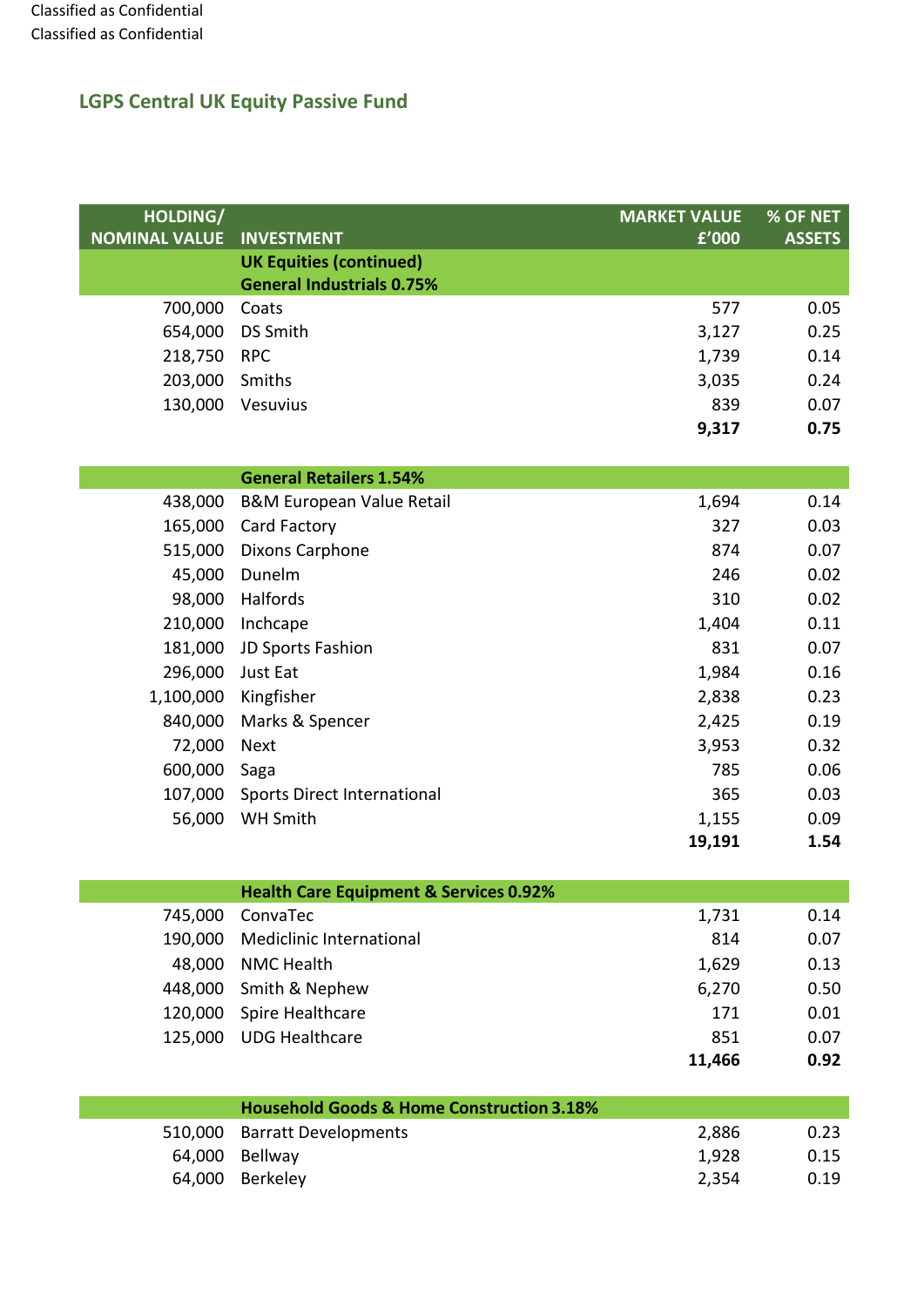## LGPS Central UK Equity Passive Fund

| HOLDING/ NOMINAL VALUE | INVESTMENT | MARKET VALUE £'000 | % OF NET ASSETS |
|---:|---|---:|---:|
| | **UK Equities (continued)** | | |
| | **General Industrials 0.75%** | | |
| 700,000 | Coats | 577 | 0.05 |
| 654,000 | DS Smith | 3,127 | 0.25 |
| 218,750 | RPC | 1,739 | 0.14 |
| 203,000 | Smiths | 3,035 | 0.24 |
| 130,000 | Vesuvius | 839 | 0.07 |
| | | **9,317** | **0.75** |
| | **General Retailers 1.54%** | | |
| 438,000 | B&M European Value Retail | 1,694 | 0.14 |
| 165,000 | Card Factory | 327 | 0.03 |
| 515,000 | Dixons Carphone | 874 | 0.07 |
| 45,000 | Dunelm | 246 | 0.02 |
| 98,000 | Halfords | 310 | 0.02 |
| 210,000 | Inchcape | 1,404 | 0.11 |
| 181,000 | JD Sports Fashion | 831 | 0.07 |
| 296,000 | Just Eat | 1,984 | 0.16 |
| 1,100,000 | Kingfisher | 2,838 | 0.23 |
| 840,000 | Marks & Spencer | 2,425 | 0.19 |
| 72,000 | Next | 3,953 | 0.32 |
| 600,000 | Saga | 785 | 0.06 |
| 107,000 | Sports Direct International | 365 | 0.03 |
| 56,000 | WH Smith | 1,155 | 0.09 |
| | | **19,191** | **1.54** |
| | **Health Care Equipment & Services 0.92%** | | |
| 745,000 | ConvaTec | 1,731 | 0.14 |
| 190,000 | Mediclinic International | 814 | 0.07 |
| 48,000 | NMC Health | 1,629 | 0.13 |
| 448,000 | Smith & Nephew | 6,270 | 0.50 |
| 120,000 | Spire Healthcare | 171 | 0.01 |
| 125,000 | UDG Healthcare | 851 | 0.07 |
| | | **11,466** | **0.92** |
| | **Household Goods & Home Construction 3.18%** | | |
| 510,000 | Barratt Developments | 2,886 | 0.23 |
| 64,000 | Bellway | 1,928 | 0.15 |
| 64,000 | Berkeley | 2,354 | 0.19 |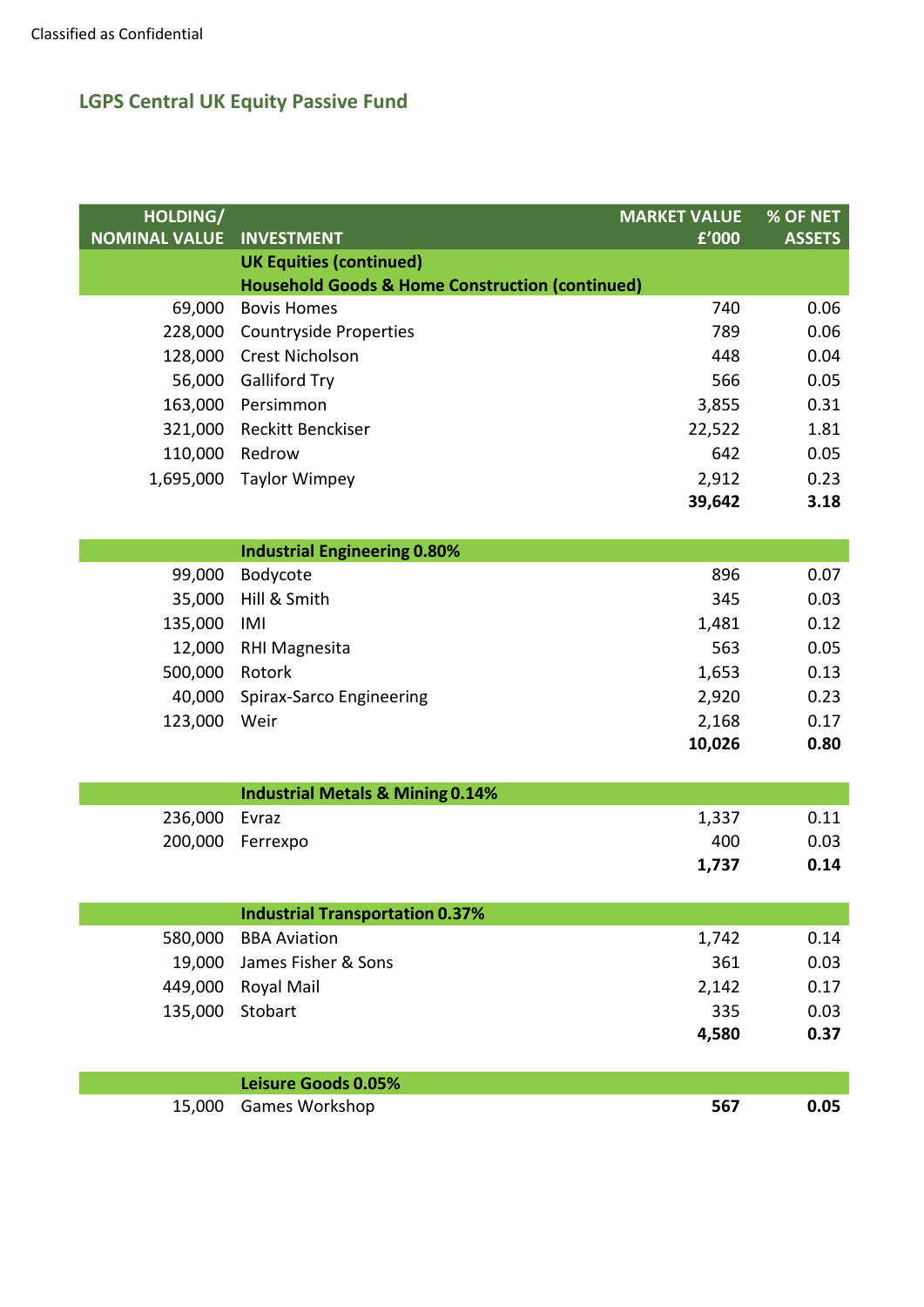Classified as Confidential

## LGPS Central UK Equity Passive Fund

| HOLDING/ NOMINAL VALUE | INVESTMENT | MARKET VALUE £'000 | % OF NET ASSETS |
|---|---|---|---|
| | **UK Equities (continued)** | | |
| | **Household Goods & Home Construction (continued)** | | |
| 69,000 | Bovis Homes | 740 | 0.06 |
| 228,000 | Countryside Properties | 789 | 0.06 |
| 128,000 | Crest Nicholson | 448 | 0.04 |
| 56,000 | Galliford Try | 566 | 0.05 |
| 163,000 | Persimmon | 3,855 | 0.31 |
| 321,000 | Reckitt Benckiser | 22,522 | 1.81 |
| 110,000 | Redrow | 642 | 0.05 |
| 1,695,000 | Taylor Wimpey | 2,912 | 0.23 |
| | | **39,642** | **3.18** |
| | **Industrial Engineering 0.80%** | | |
| 99,000 | Bodycote | 896 | 0.07 |
| 35,000 | Hill & Smith | 345 | 0.03 |
| 135,000 | IMI | 1,481 | 0.12 |
| 12,000 | RHI Magnesita | 563 | 0.05 |
| 500,000 | Rotork | 1,653 | 0.13 |
| 40,000 | Spirax-Sarco Engineering | 2,920 | 0.23 |
| 123,000 | Weir | 2,168 | 0.17 |
| | | **10,026** | **0.80** |
| | **Industrial Metals & Mining 0.14%** | | |
| 236,000 | Evraz | 1,337 | 0.11 |
| 200,000 | Ferrexpo | 400 | 0.03 |
| | | **1,737** | **0.14** |
| | **Industrial Transportation 0.37%** | | |
| 580,000 | BBA Aviation | 1,742 | 0.14 |
| 19,000 | James Fisher & Sons | 361 | 0.03 |
| 449,000 | Royal Mail | 2,142 | 0.17 |
| 135,000 | Stobart | 335 | 0.03 |
| | | **4,580** | **0.37** |
| | **Leisure Goods 0.05%** | | |
| 15,000 | Games Workshop | **567** | **0.05** |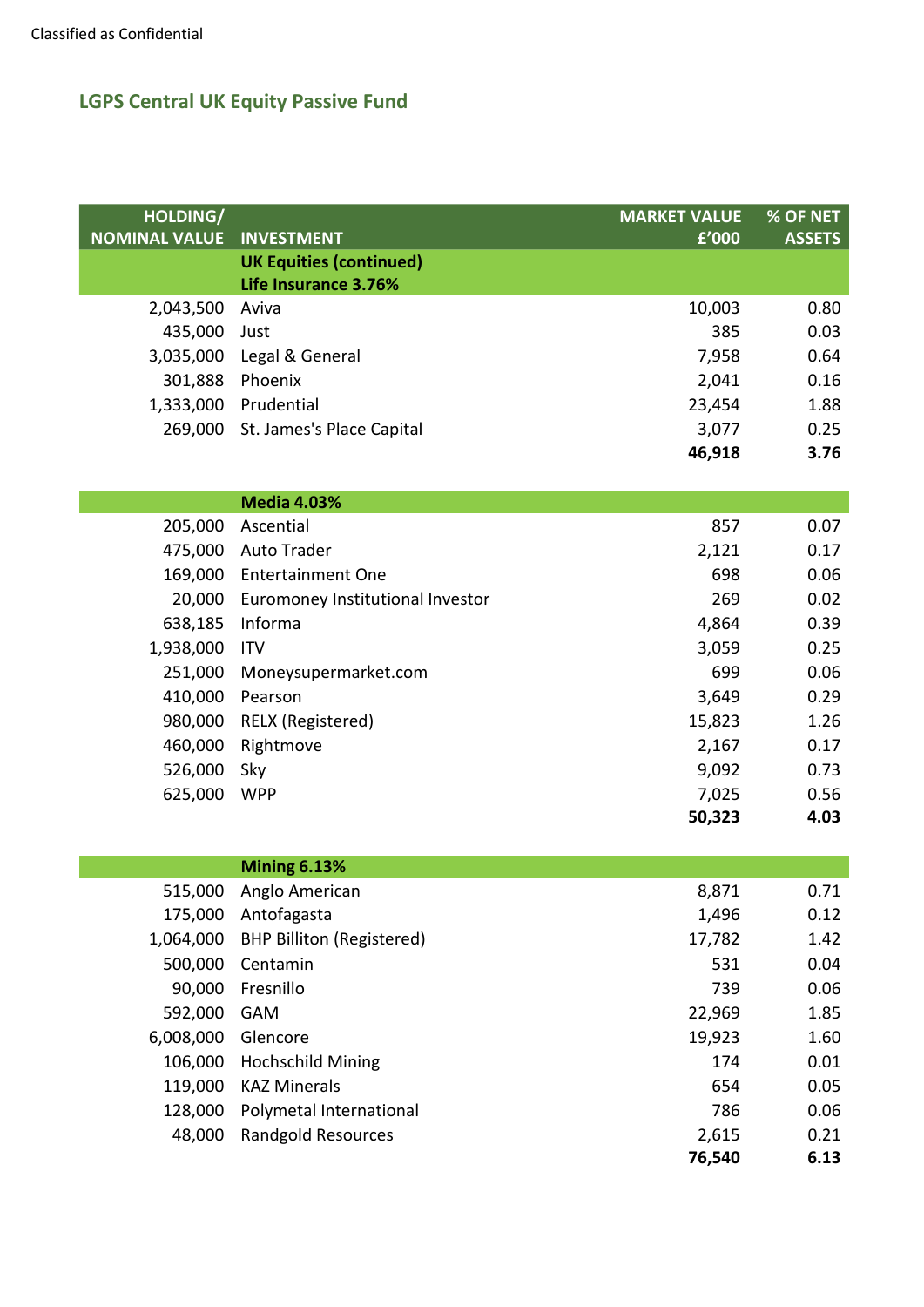Classified as Confidential

## LGPS Central UK Equity Passive Fund

| HOLDING/ NOMINAL VALUE | INVESTMENT | MARKET VALUE £'000 | % OF NET ASSETS |
|---|---|---|---|
| | **UK Equities (continued)** | | |
| | **Life Insurance 3.76%** | | |
| 2,043,500 | Aviva | 10,003 | 0.80 |
| 435,000 | Just | 385 | 0.03 |
| 3,035,000 | Legal & General | 7,958 | 0.64 |
| 301,888 | Phoenix | 2,041 | 0.16 |
| 1,333,000 | Prudential | 23,454 | 1.88 |
| 269,000 | St. James's Place Capital | 3,077 | 0.25 |
| | | **46,918** | **3.76** |
| | **Media 4.03%** | | |
| 205,000 | Ascential | 857 | 0.07 |
| 475,000 | Auto Trader | 2,121 | 0.17 |
| 169,000 | Entertainment One | 698 | 0.06 |
| 20,000 | Euromoney Institutional Investor | 269 | 0.02 |
| 638,185 | Informa | 4,864 | 0.39 |
| 1,938,000 | ITV | 3,059 | 0.25 |
| 251,000 | Moneysupermarket.com | 699 | 0.06 |
| 410,000 | Pearson | 3,649 | 0.29 |
| 980,000 | RELX (Registered) | 15,823 | 1.26 |
| 460,000 | Rightmove | 2,167 | 0.17 |
| 526,000 | Sky | 9,092 | 0.73 |
| 625,000 | WPP | 7,025 | 0.56 |
| | | **50,323** | **4.03** |
| | **Mining 6.13%** | | |
| 515,000 | Anglo American | 8,871 | 0.71 |
| 175,000 | Antofagasta | 1,496 | 0.12 |
| 1,064,000 | BHP Billiton (Registered) | 17,782 | 1.42 |
| 500,000 | Centamin | 531 | 0.04 |
| 90,000 | Fresnillo | 739 | 0.06 |
| 592,000 | GAM | 22,969 | 1.85 |
| 6,008,000 | Glencore | 19,923 | 1.60 |
| 106,000 | Hochschild Mining | 174 | 0.01 |
| 119,000 | KAZ Minerals | 654 | 0.05 |
| 128,000 | Polymetal International | 786 | 0.06 |
| 48,000 | Randgold Resources | 2,615 | 0.21 |
| | | **76,540** | **6.13** |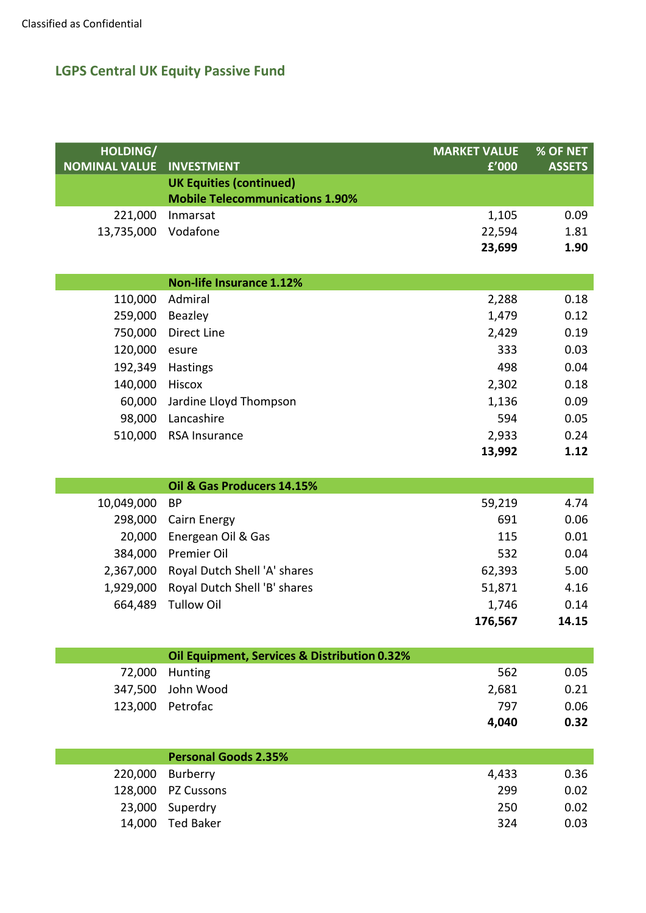Classified as Confidential

## LGPS Central UK Equity Passive Fund

| HOLDING/ NOMINAL VALUE | INVESTMENT | MARKET VALUE £'000 | % OF NET ASSETS |
|---|---|---|---|
| | **UK Equities (continued)** | | |
| | **Mobile Telecommunications 1.90%** | | |
| 221,000 | Inmarsat | 1,105 | 0.09 |
| 13,735,000 | Vodafone | 22,594 | 1.81 |
| | | **23,699** | **1.90** |
| | **Non-life Insurance 1.12%** | | |
| 110,000 | Admiral | 2,288 | 0.18 |
| 259,000 | Beazley | 1,479 | 0.12 |
| 750,000 | Direct Line | 2,429 | 0.19 |
| 120,000 | esure | 333 | 0.03 |
| 192,349 | Hastings | 498 | 0.04 |
| 140,000 | Hiscox | 2,302 | 0.18 |
| 60,000 | Jardine Lloyd Thompson | 1,136 | 0.09 |
| 98,000 | Lancashire | 594 | 0.05 |
| 510,000 | RSA Insurance | 2,933 | 0.24 |
| | | **13,992** | **1.12** |
| | **Oil & Gas Producers 14.15%** | | |
| 10,049,000 | BP | 59,219 | 4.74 |
| 298,000 | Cairn Energy | 691 | 0.06 |
| 20,000 | Energean Oil & Gas | 115 | 0.01 |
| 384,000 | Premier Oil | 532 | 0.04 |
| 2,367,000 | Royal Dutch Shell 'A' shares | 62,393 | 5.00 |
| 1,929,000 | Royal Dutch Shell 'B' shares | 51,871 | 4.16 |
| 664,489 | Tullow Oil | 1,746 | 0.14 |
| | | **176,567** | **14.15** |
| | **Oil Equipment, Services & Distribution 0.32%** | | |
| 72,000 | Hunting | 562 | 0.05 |
| 347,500 | John Wood | 2,681 | 0.21 |
| 123,000 | Petrofac | 797 | 0.06 |
| | | **4,040** | **0.32** |
| | **Personal Goods 2.35%** | | |
| 220,000 | Burberry | 4,433 | 0.36 |
| 128,000 | PZ Cussons | 299 | 0.02 |
| 23,000 | Superdry | 250 | 0.02 |
| 14,000 | Ted Baker | 324 | 0.03 |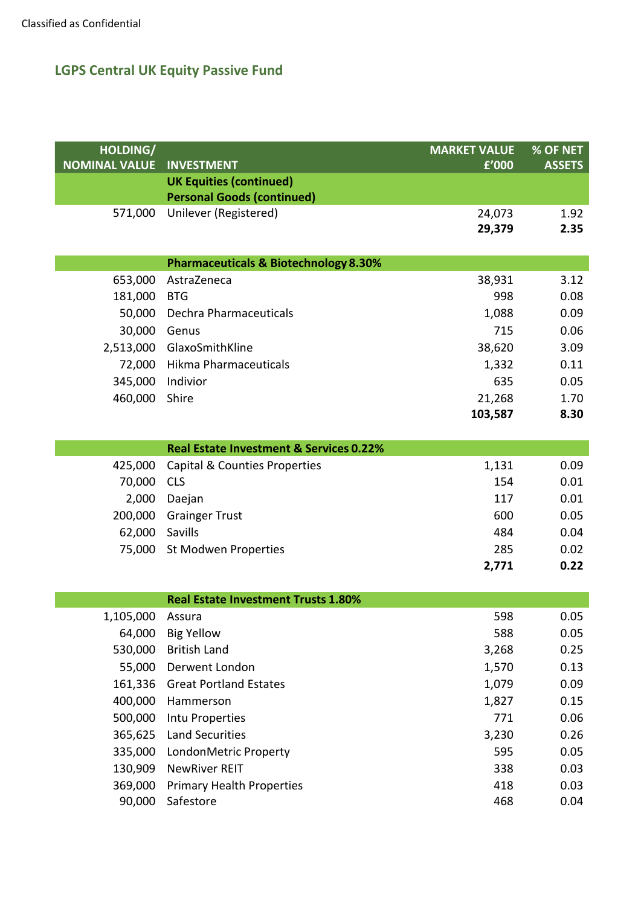Classified as Confidential

## LGPS Central UK Equity Passive Fund

| HOLDING/ NOMINAL VALUE | INVESTMENT | MARKET VALUE £'000 | % OF NET ASSETS |
|---|---|---|---|
| | **UK Equities (continued)** | | |
| | **Personal Goods (continued)** | | |
| 571,000 | Unilever (Registered) | 24,073 | 1.92 |
| | | **29,379** | **2.35** |
| | **Pharmaceuticals & Biotechnology 8.30%** | | |
| 653,000 | AstraZeneca | 38,931 | 3.12 |
| 181,000 | BTG | 998 | 0.08 |
| 50,000 | Dechra Pharmaceuticals | 1,088 | 0.09 |
| 30,000 | Genus | 715 | 0.06 |
| 2,513,000 | GlaxoSmithKline | 38,620 | 3.09 |
| 72,000 | Hikma Pharmaceuticals | 1,332 | 0.11 |
| 345,000 | Indivior | 635 | 0.05 |
| 460,000 | Shire | 21,268 | 1.70 |
| | | **103,587** | **8.30** |
| | **Real Estate Investment & Services 0.22%** | | |
| 425,000 | Capital & Counties Properties | 1,131 | 0.09 |
| 70,000 | CLS | 154 | 0.01 |
| 2,000 | Daejan | 117 | 0.01 |
| 200,000 | Grainger Trust | 600 | 0.05 |
| 62,000 | Savills | 484 | 0.04 |
| 75,000 | St Modwen Properties | 285 | 0.02 |
| | | **2,771** | **0.22** |
| | **Real Estate Investment Trusts 1.80%** | | |
| 1,105,000 | Assura | 598 | 0.05 |
| 64,000 | Big Yellow | 588 | 0.05 |
| 530,000 | British Land | 3,268 | 0.25 |
| 55,000 | Derwent London | 1,570 | 0.13 |
| 161,336 | Great Portland Estates | 1,079 | 0.09 |
| 400,000 | Hammerson | 1,827 | 0.15 |
| 500,000 | Intu Properties | 771 | 0.06 |
| 365,625 | Land Securities | 3,230 | 0.26 |
| 335,000 | LondonMetric Property | 595 | 0.05 |
| 130,909 | NewRiver REIT | 338 | 0.03 |
| 369,000 | Primary Health Properties | 418 | 0.03 |
| 90,000 | Safestore | 468 | 0.04 |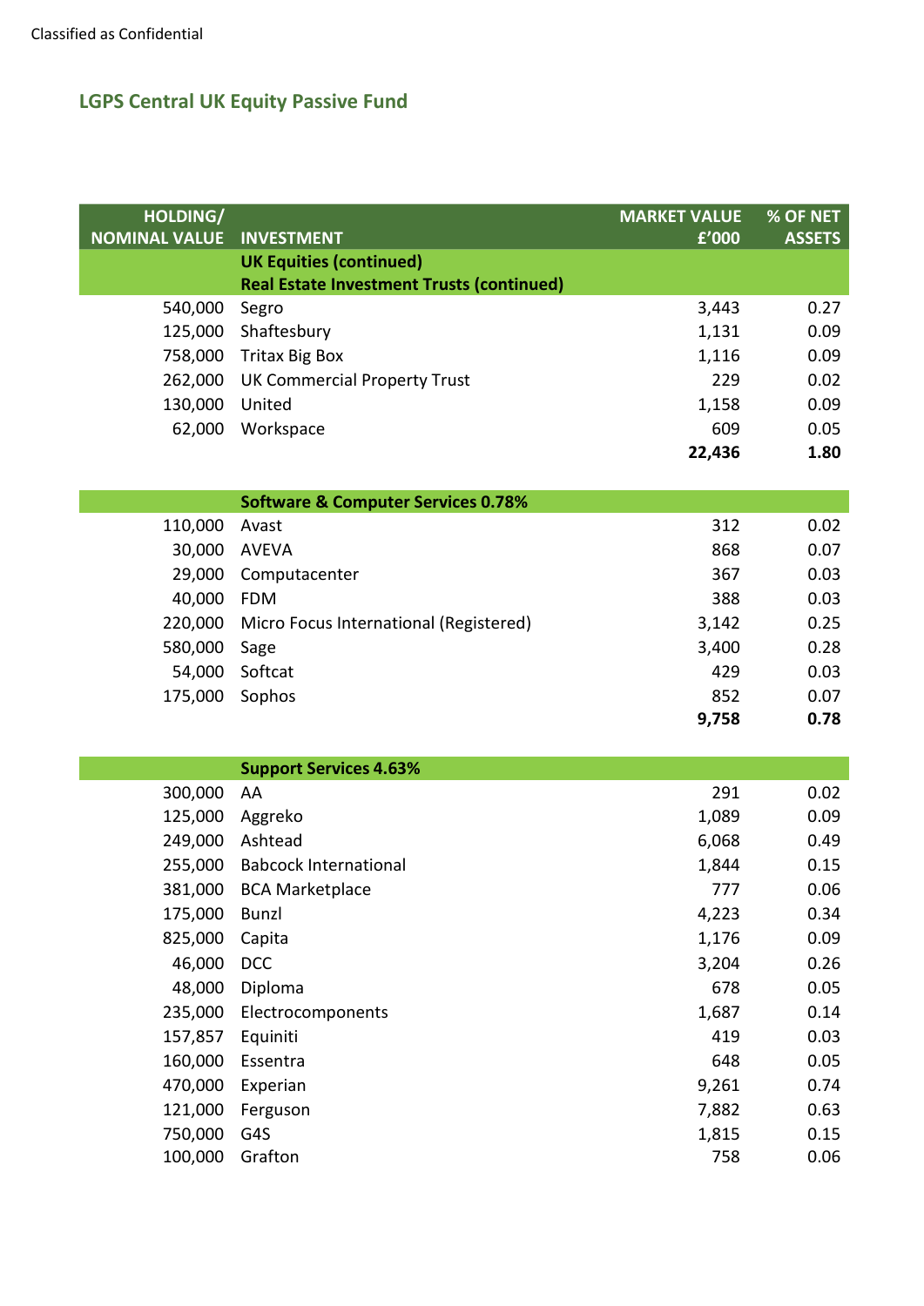## LGPS Central UK Equity Passive Fund

| HOLDING/ NOMINAL VALUE | INVESTMENT | MARKET VALUE £'000 | % OF NET ASSETS |
|---|---|---|---|
| | **UK Equities (continued)** | | |
| | **Real Estate Investment Trusts (continued)** | | |
| 540,000 | Segro | 3,443 | 0.27 |
| 125,000 | Shaftesbury | 1,131 | 0.09 |
| 758,000 | Tritax Big Box | 1,116 | 0.09 |
| 262,000 | UK Commercial Property Trust | 229 | 0.02 |
| 130,000 | United | 1,158 | 0.09 |
| 62,000 | Workspace | 609 | 0.05 |
| | | **22,436** | **1.80** |
| | **Software & Computer Services 0.78%** | | |
| 110,000 | Avast | 312 | 0.02 |
| 30,000 | AVEVA | 868 | 0.07 |
| 29,000 | Computacenter | 367 | 0.03 |
| 40,000 | FDM | 388 | 0.03 |
| 220,000 | Micro Focus International (Registered) | 3,142 | 0.25 |
| 580,000 | Sage | 3,400 | 0.28 |
| 54,000 | Softcat | 429 | 0.03 |
| 175,000 | Sophos | 852 | 0.07 |
| | | **9,758** | **0.78** |
| | **Support Services 4.63%** | | |
| 300,000 | AA | 291 | 0.02 |
| 125,000 | Aggreko | 1,089 | 0.09 |
| 249,000 | Ashtead | 6,068 | 0.49 |
| 255,000 | Babcock International | 1,844 | 0.15 |
| 381,000 | BCA Marketplace | 777 | 0.06 |
| 175,000 | Bunzl | 4,223 | 0.34 |
| 825,000 | Capita | 1,176 | 0.09 |
| 46,000 | DCC | 3,204 | 0.26 |
| 48,000 | Diploma | 678 | 0.05 |
| 235,000 | Electrocomponents | 1,687 | 0.14 |
| 157,857 | Equiniti | 419 | 0.03 |
| 160,000 | Essentra | 648 | 0.05 |
| 470,000 | Experian | 9,261 | 0.74 |
| 121,000 | Ferguson | 7,882 | 0.63 |
| 750,000 | G4S | 1,815 | 0.15 |
| 100,000 | Grafton | 758 | 0.06 |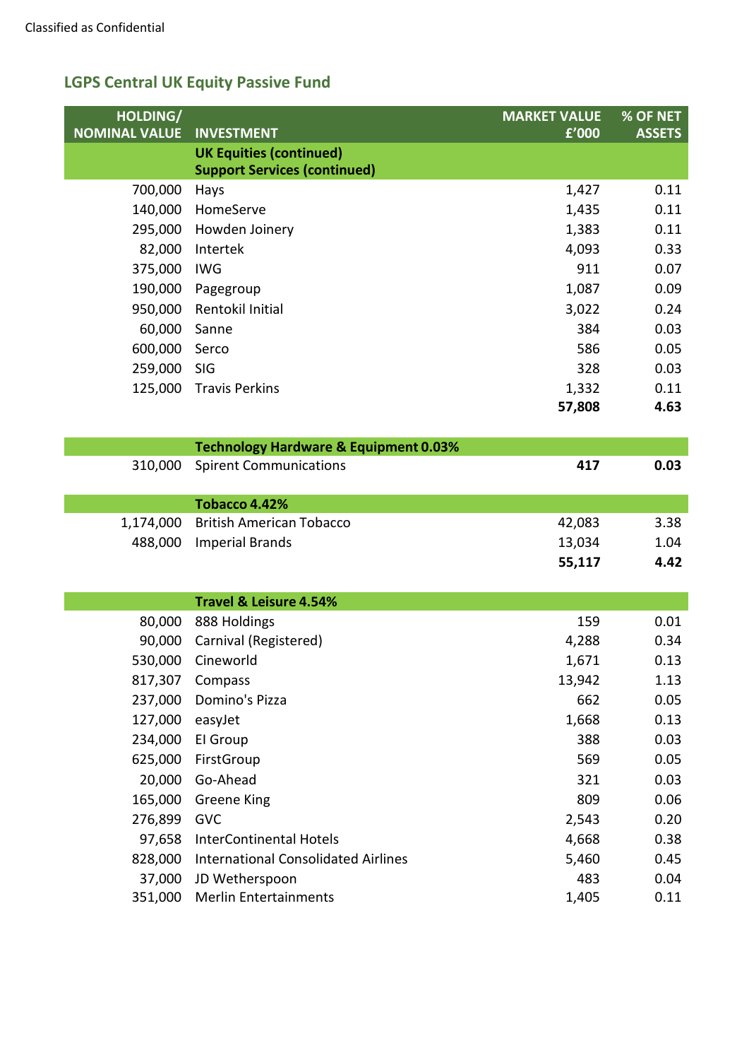Classified as Confidential

## LGPS Central UK Equity Passive Fund

| HOLDING/ NOMINAL VALUE | INVESTMENT | MARKET VALUE £'000 | % OF NET ASSETS |
|---|---|---|---|
| | **UK Equities (continued)** | | |
| | **Support Services (continued)** | | |
| 700,000 | Hays | 1,427 | 0.11 |
| 140,000 | HomeServe | 1,435 | 0.11 |
| 295,000 | Howden Joinery | 1,383 | 0.11 |
| 82,000 | Intertek | 4,093 | 0.33 |
| 375,000 | IWG | 911 | 0.07 |
| 190,000 | Pagegroup | 1,087 | 0.09 |
| 950,000 | Rentokil Initial | 3,022 | 0.24 |
| 60,000 | Sanne | 384 | 0.03 |
| 600,000 | Serco | 586 | 0.05 |
| 259,000 | SIG | 328 | 0.03 |
| 125,000 | Travis Perkins | 1,332 | 0.11 |
| | | **57,808** | **4.63** |
| | **Technology Hardware & Equipment 0.03%** | | |
| 310,000 | Spirent Communications | **417** | **0.03** |
| | **Tobacco 4.42%** | | |
| 1,174,000 | British American Tobacco | 42,083 | 3.38 |
| 488,000 | Imperial Brands | 13,034 | 1.04 |
| | | **55,117** | **4.42** |
| | **Travel & Leisure 4.54%** | | |
| 80,000 | 888 Holdings | 159 | 0.01 |
| 90,000 | Carnival (Registered) | 4,288 | 0.34 |
| 530,000 | Cineworld | 1,671 | 0.13 |
| 817,307 | Compass | 13,942 | 1.13 |
| 237,000 | Domino's Pizza | 662 | 0.05 |
| 127,000 | easyJet | 1,668 | 0.13 |
| 234,000 | EI Group | 388 | 0.03 |
| 625,000 | FirstGroup | 569 | 0.05 |
| 20,000 | Go-Ahead | 321 | 0.03 |
| 165,000 | Greene King | 809 | 0.06 |
| 276,899 | GVC | 2,543 | 0.20 |
| 97,658 | InterContinental Hotels | 4,668 | 0.38 |
| 828,000 | International Consolidated Airlines | 5,460 | 0.45 |
| 37,000 | JD Wetherspoon | 483 | 0.04 |
| 351,000 | Merlin Entertainments | 1,405 | 0.11 |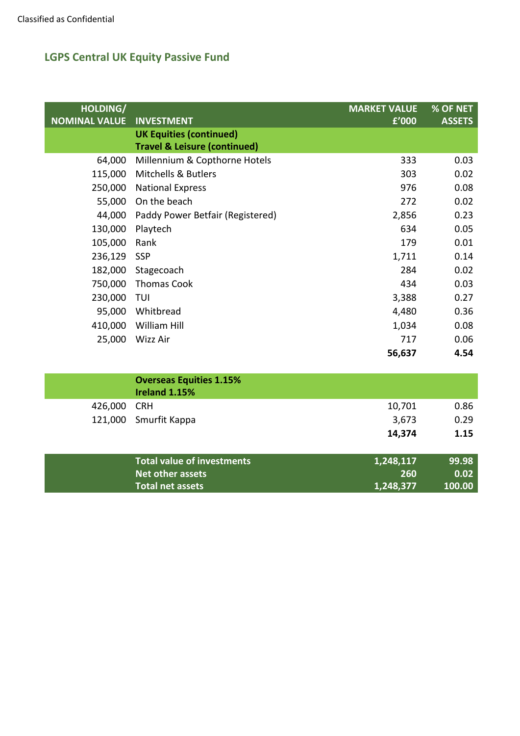Classified as Confidential

## LGPS Central UK Equity Passive Fund

| HOLDING/ NOMINAL VALUE | INVESTMENT | MARKET VALUE £'000 | % OF NET ASSETS |
|---|---|---|---|
| | **UK Equities (continued)** **Travel & Leisure (continued)** | | |
| 64,000 | Millennium & Copthorne Hotels | 333 | 0.03 |
| 115,000 | Mitchells & Butlers | 303 | 0.02 |
| 250,000 | National Express | 976 | 0.08 |
| 55,000 | On the beach | 272 | 0.02 |
| 44,000 | Paddy Power Betfair (Registered) | 2,856 | 0.23 |
| 130,000 | Playtech | 634 | 0.05 |
| 105,000 | Rank | 179 | 0.01 |
| 236,129 | SSP | 1,711 | 0.14 |
| 182,000 | Stagecoach | 284 | 0.02 |
| 750,000 | Thomas Cook | 434 | 0.03 |
| 230,000 | TUI | 3,388 | 0.27 |
| 95,000 | Whitbread | 4,480 | 0.36 |
| 410,000 | William Hill | 1,034 | 0.08 |
| 25,000 | Wizz Air | 717 | 0.06 |
| | | **56,637** | **4.54** |
| | **Overseas Equities 1.15%** **Ireland 1.15%** | | |
| 426,000 | CRH | 10,701 | 0.86 |
| 121,000 | Smurfit Kappa | 3,673 | 0.29 |
| | | **14,374** | **1.15** |
| | **Total value of investments** | **1,248,117** | **99.98** |
| | **Net other assets** | **260** | **0.02** |
| | **Total net assets** | **1,248,377** | **100.00** |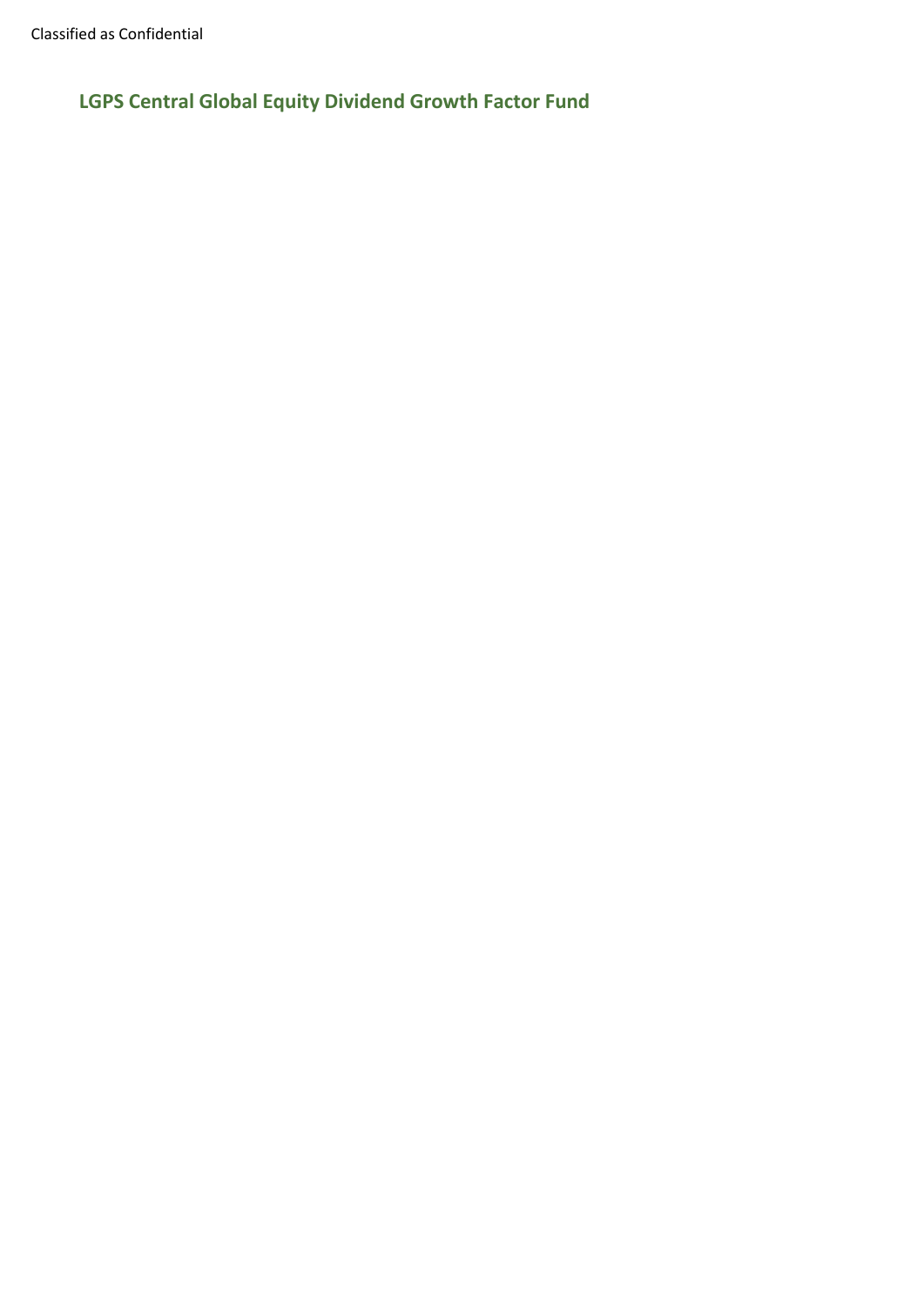## LGPS Central Global Equity Dividend Growth Factor Fund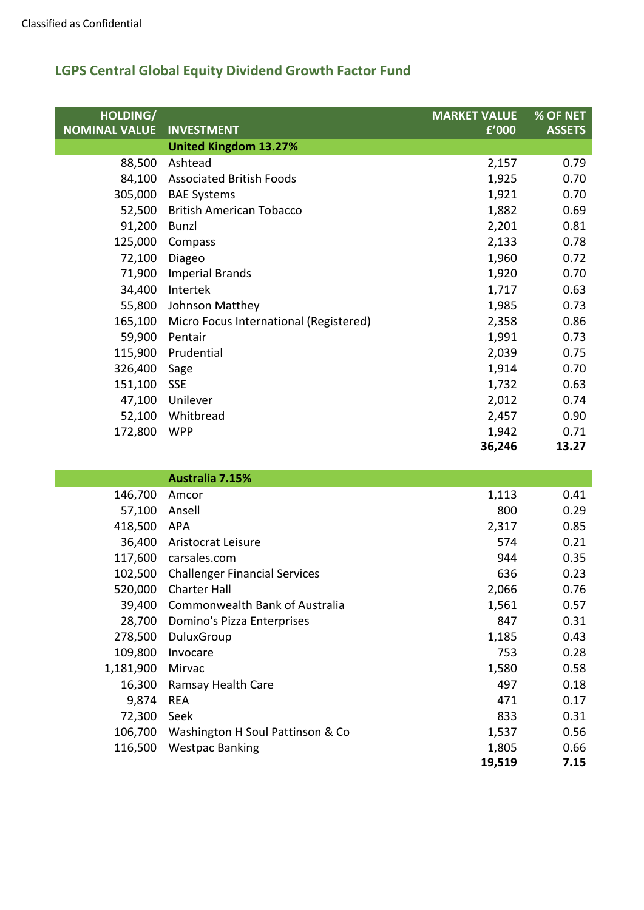Classified as Confidential

## LGPS Central Global Equity Dividend Growth Factor Fund

| HOLDING/ NOMINAL VALUE | INVESTMENT | MARKET VALUE £'000 | % OF NET ASSETS |
|---|---|---|---|
| | **United Kingdom 13.27%** | | |
| 88,500 | Ashtead | 2,157 | 0.79 |
| 84,100 | Associated British Foods | 1,925 | 0.70 |
| 305,000 | BAE Systems | 1,921 | 0.70 |
| 52,500 | British American Tobacco | 1,882 | 0.69 |
| 91,200 | Bunzl | 2,201 | 0.81 |
| 125,000 | Compass | 2,133 | 0.78 |
| 72,100 | Diageo | 1,960 | 0.72 |
| 71,900 | Imperial Brands | 1,920 | 0.70 |
| 34,400 | Intertek | 1,717 | 0.63 |
| 55,800 | Johnson Matthey | 1,985 | 0.73 |
| 165,100 | Micro Focus International (Registered) | 2,358 | 0.86 |
| 59,900 | Pentair | 1,991 | 0.73 |
| 115,900 | Prudential | 2,039 | 0.75 |
| 326,400 | Sage | 1,914 | 0.70 |
| 151,100 | SSE | 1,732 | 0.63 |
| 47,100 | Unilever | 2,012 | 0.74 |
| 52,100 | Whitbread | 2,457 | 0.90 |
| 172,800 | WPP | 1,942 | 0.71 |
| | | **36,246** | **13.27** |
| | **Australia 7.15%** | | |
| 146,700 | Amcor | 1,113 | 0.41 |
| 57,100 | Ansell | 800 | 0.29 |
| 418,500 | APA | 2,317 | 0.85 |
| 36,400 | Aristocrat Leisure | 574 | 0.21 |
| 117,600 | carsales.com | 944 | 0.35 |
| 102,500 | Challenger Financial Services | 636 | 0.23 |
| 520,000 | Charter Hall | 2,066 | 0.76 |
| 39,400 | Commonwealth Bank of Australia | 1,561 | 0.57 |
| 28,700 | Domino's Pizza Enterprises | 847 | 0.31 |
| 278,500 | DuluxGroup | 1,185 | 0.43 |
| 109,800 | Invocare | 753 | 0.28 |
| 1,181,900 | Mirvac | 1,580 | 0.58 |
| 16,300 | Ramsay Health Care | 497 | 0.18 |
| 9,874 | REA | 471 | 0.17 |
| 72,300 | Seek | 833 | 0.31 |
| 106,700 | Washington H Soul Pattinson & Co | 1,537 | 0.56 |
| 116,500 | Westpac Banking | 1,805 | 0.66 |
| | | **19,519** | **7.15** |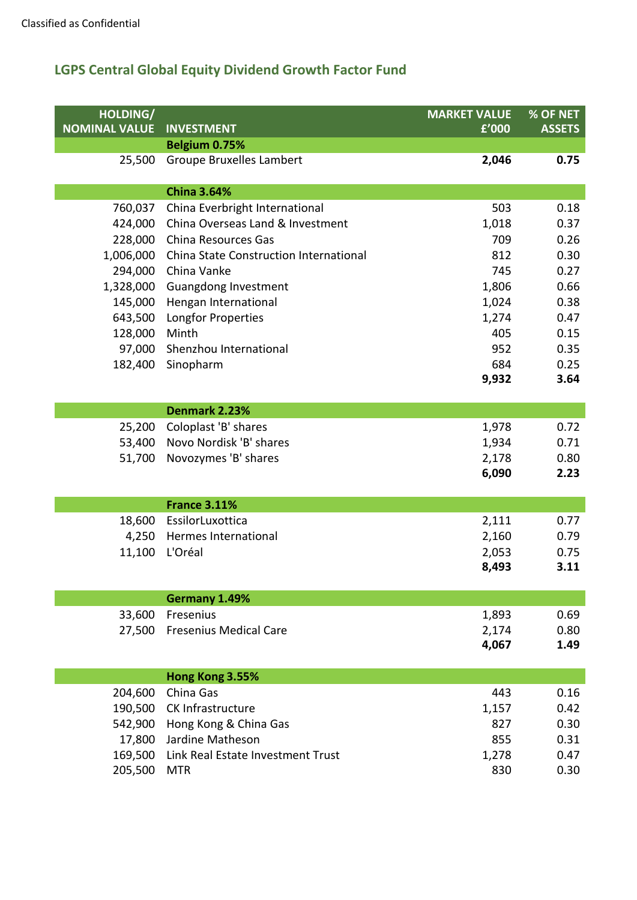Classified as Confidential

## LGPS Central Global Equity Dividend Growth Factor Fund

| HOLDING/ NOMINAL VALUE | INVESTMENT | MARKET VALUE £'000 | % OF NET ASSETS |
|---:|---|---:|---:|
| | **Belgium 0.75%** | | |
| 25,500 | Groupe Bruxelles Lambert | **2,046** | **0.75** |
| | **China 3.64%** | | |
| 760,037 | China Everbright International | 503 | 0.18 |
| 424,000 | China Overseas Land & Investment | 1,018 | 0.37 |
| 228,000 | China Resources Gas | 709 | 0.26 |
| 1,006,000 | China State Construction International | 812 | 0.30 |
| 294,000 | China Vanke | 745 | 0.27 |
| 1,328,000 | Guangdong Investment | 1,806 | 0.66 |
| 145,000 | Hengan International | 1,024 | 0.38 |
| 643,500 | Longfor Properties | 1,274 | 0.47 |
| 128,000 | Minth | 405 | 0.15 |
| 97,000 | Shenzhou International | 952 | 0.35 |
| 182,400 | Sinopharm | 684 | 0.25 |
| | | **9,932** | **3.64** |
| | **Denmark 2.23%** | | |
| 25,200 | Coloplast 'B' shares | 1,978 | 0.72 |
| 53,400 | Novo Nordisk 'B' shares | 1,934 | 0.71 |
| 51,700 | Novozymes 'B' shares | 2,178 | 0.80 |
| | | **6,090** | **2.23** |
| | **France 3.11%** | | |
| 18,600 | EssilorLuxottica | 2,111 | 0.77 |
| 4,250 | Hermes International | 2,160 | 0.79 |
| 11,100 | L'Oréal | 2,053 | 0.75 |
| | | **8,493** | **3.11** |
| | **Germany 1.49%** | | |
| 33,600 | Fresenius | 1,893 | 0.69 |
| 27,500 | Fresenius Medical Care | 2,174 | 0.80 |
| | | **4,067** | **1.49** |
| | **Hong Kong 3.55%** | | |
| 204,600 | China Gas | 443 | 0.16 |
| 190,500 | CK Infrastructure | 1,157 | 0.42 |
| 542,900 | Hong Kong & China Gas | 827 | 0.30 |
| 17,800 | Jardine Matheson | 855 | 0.31 |
| 169,500 | Link Real Estate Investment Trust | 1,278 | 0.47 |
| 205,500 | MTR | 830 | 0.30 |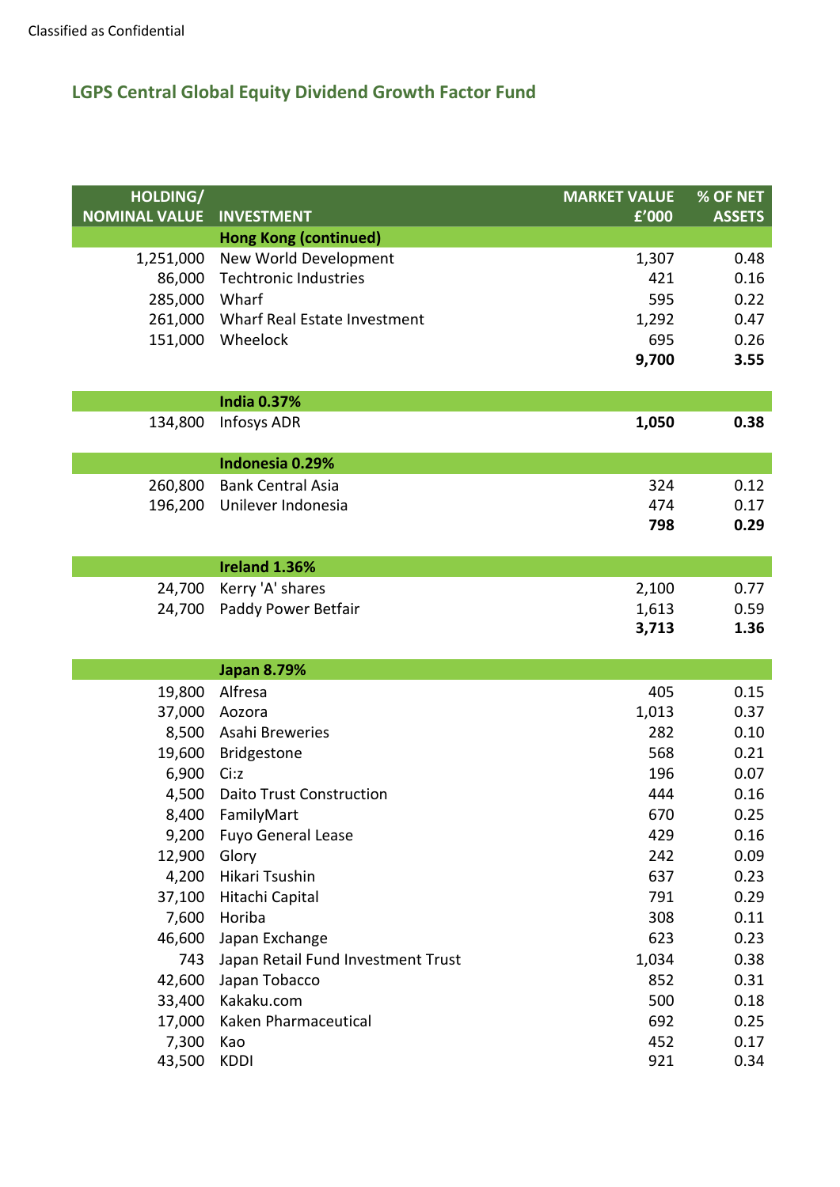Classified as Confidential

## LGPS Central Global Equity Dividend Growth Factor Fund

| HOLDING/ NOMINAL VALUE | INVESTMENT | MARKET VALUE £'000 | % OF NET ASSETS |
|---|---|---|---|
| | **Hong Kong (continued)** | | |
| 1,251,000 | New World Development | 1,307 | 0.48 |
| 86,000 | Techtronic Industries | 421 | 0.16 |
| 285,000 | Wharf | 595 | 0.22 |
| 261,000 | Wharf Real Estate Investment | 1,292 | 0.47 |
| 151,000 | Wheelock | 695 | 0.26 |
| | | **9,700** | **3.55** |
| | **India 0.37%** | | |
| 134,800 | Infosys ADR | **1,050** | **0.38** |
| | **Indonesia 0.29%** | | |
| 260,800 | Bank Central Asia | 324 | 0.12 |
| 196,200 | Unilever Indonesia | 474 | 0.17 |
| | | **798** | **0.29** |
| | **Ireland 1.36%** | | |
| 24,700 | Kerry 'A' shares | 2,100 | 0.77 |
| 24,700 | Paddy Power Betfair | 1,613 | 0.59 |
| | | **3,713** | **1.36** |
| | **Japan 8.79%** | | |
| 19,800 | Alfresa | 405 | 0.15 |
| 37,000 | Aozora | 1,013 | 0.37 |
| 8,500 | Asahi Breweries | 282 | 0.10 |
| 19,600 | Bridgestone | 568 | 0.21 |
| 6,900 | Ci:z | 196 | 0.07 |
| 4,500 | Daito Trust Construction | 444 | 0.16 |
| 8,400 | FamilyMart | 670 | 0.25 |
| 9,200 | Fuyo General Lease | 429 | 0.16 |
| 12,900 | Glory | 242 | 0.09 |
| 4,200 | Hikari Tsushin | 637 | 0.23 |
| 37,100 | Hitachi Capital | 791 | 0.29 |
| 7,600 | Horiba | 308 | 0.11 |
| 46,600 | Japan Exchange | 623 | 0.23 |
| 743 | Japan Retail Fund Investment Trust | 1,034 | 0.38 |
| 42,600 | Japan Tobacco | 852 | 0.31 |
| 33,400 | Kakaku.com | 500 | 0.18 |
| 17,000 | Kaken Pharmaceutical | 692 | 0.25 |
| 7,300 | Kao | 452 | 0.17 |
| 43,500 | KDDI | 921 | 0.34 |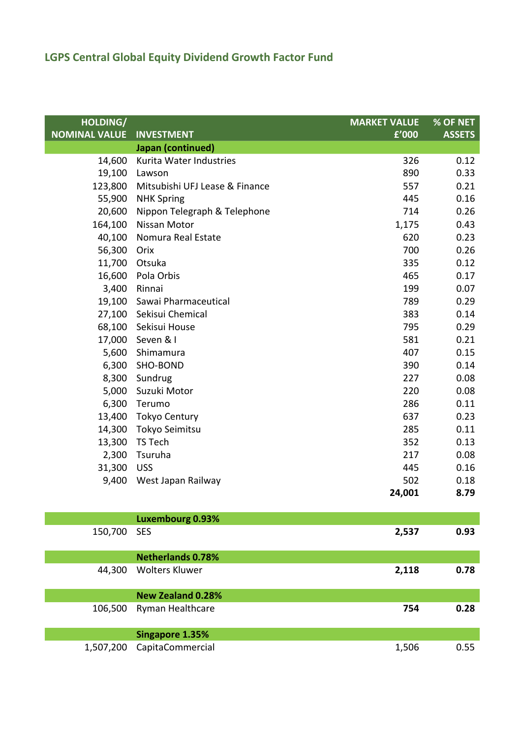## LGPS Central Global Equity Dividend Growth Factor Fund

| HOLDING/ NOMINAL VALUE | INVESTMENT | MARKET VALUE £'000 | % OF NET ASSETS |
|---|---|---|---|
| | **Japan (continued)** | | |
| 14,600 | Kurita Water Industries | 326 | 0.12 |
| 19,100 | Lawson | 890 | 0.33 |
| 123,800 | Mitsubishi UFJ Lease & Finance | 557 | 0.21 |
| 55,900 | NHK Spring | 445 | 0.16 |
| 20,600 | Nippon Telegraph & Telephone | 714 | 0.26 |
| 164,100 | Nissan Motor | 1,175 | 0.43 |
| 40,100 | Nomura Real Estate | 620 | 0.23 |
| 56,300 | Orix | 700 | 0.26 |
| 11,700 | Otsuka | 335 | 0.12 |
| 16,600 | Pola Orbis | 465 | 0.17 |
| 3,400 | Rinnai | 199 | 0.07 |
| 19,100 | Sawai Pharmaceutical | 789 | 0.29 |
| 27,100 | Sekisui Chemical | 383 | 0.14 |
| 68,100 | Sekisui House | 795 | 0.29 |
| 17,000 | Seven & I | 581 | 0.21 |
| 5,600 | Shimamura | 407 | 0.15 |
| 6,300 | SHO-BOND | 390 | 0.14 |
| 8,300 | Sundrug | 227 | 0.08 |
| 5,000 | Suzuki Motor | 220 | 0.08 |
| 6,300 | Terumo | 286 | 0.11 |
| 13,400 | Tokyo Century | 637 | 0.23 |
| 14,300 | Tokyo Seimitsu | 285 | 0.11 |
| 13,300 | TS Tech | 352 | 0.13 |
| 2,300 | Tsuruha | 217 | 0.08 |
| 31,300 | USS | 445 | 0.16 |
| 9,400 | West Japan Railway | 502 | 0.18 |
| | | **24,001** | **8.79** |
| | **Luxembourg 0.93%** | | |
| 150,700 | SES | **2,537** | **0.93** |
| | **Netherlands 0.78%** | | |
| 44,300 | Wolters Kluwer | **2,118** | **0.78** |
| | **New Zealand 0.28%** | | |
| 106,500 | Ryman Healthcare | **754** | **0.28** |
| | **Singapore 1.35%** | | |
| 1,507,200 | CapitaCommercial | 1,506 | 0.55 |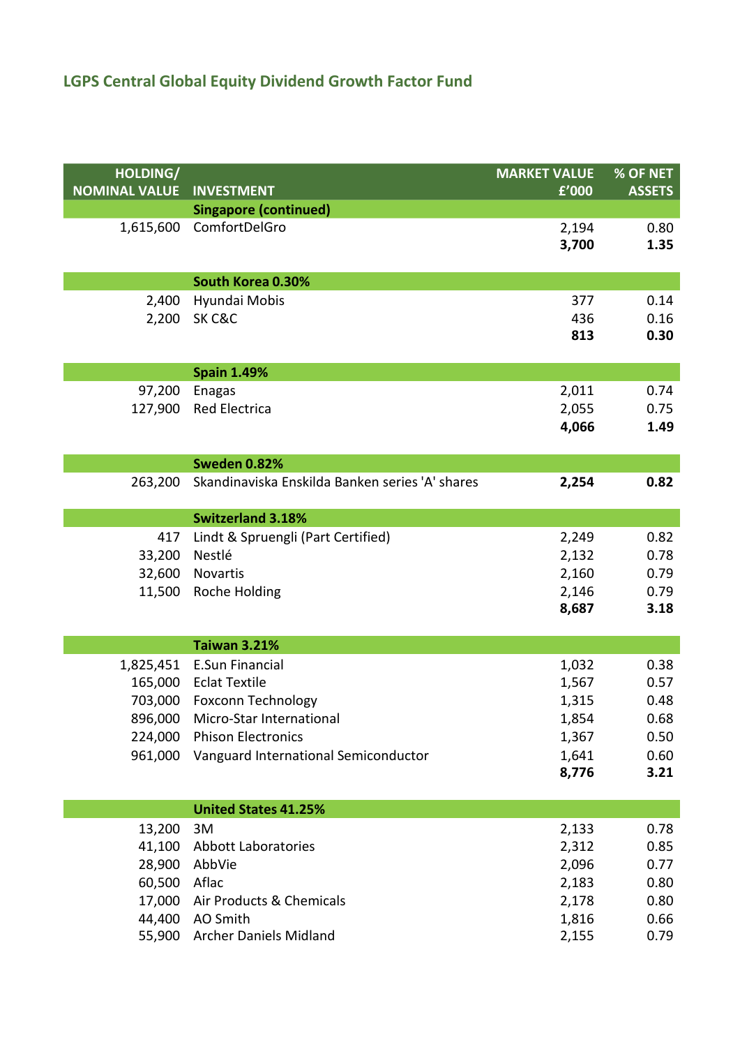## LGPS Central Global Equity Dividend Growth Factor Fund

| HOLDING/ NOMINAL VALUE | INVESTMENT | MARKET VALUE £'000 | % OF NET ASSETS |
|---|---|---|---|
| | **Singapore (continued)** | | |
| 1,615,600 | ComfortDelGro | 2,194 | 0.80 |
| | | **3,700** | **1.35** |
| | **South Korea 0.30%** | | |
| 2,400 | Hyundai Mobis | 377 | 0.14 |
| 2,200 | SK C&C | 436 | 0.16 |
| | | **813** | **0.30** |
| | **Spain 1.49%** | | |
| 97,200 | Enagas | 2,011 | 0.74 |
| 127,900 | Red Electrica | 2,055 | 0.75 |
| | | **4,066** | **1.49** |
| | **Sweden 0.82%** | | |
| 263,200 | Skandinaviska Enskilda Banken series 'A' shares | **2,254** | **0.82** |
| | **Switzerland 3.18%** | | |
| 417 | Lindt & Spruengli (Part Certified) | 2,249 | 0.82 |
| 33,200 | Nestlé | 2,132 | 0.78 |
| 32,600 | Novartis | 2,160 | 0.79 |
| 11,500 | Roche Holding | 2,146 | 0.79 |
| | | **8,687** | **3.18** |
| | **Taiwan 3.21%** | | |
| 1,825,451 | E.Sun Financial | 1,032 | 0.38 |
| 165,000 | Eclat Textile | 1,567 | 0.57 |
| 703,000 | Foxconn Technology | 1,315 | 0.48 |
| 896,000 | Micro-Star International | 1,854 | 0.68 |
| 224,000 | Phison Electronics | 1,367 | 0.50 |
| 961,000 | Vanguard International Semiconductor | 1,641 | 0.60 |
| | | **8,776** | **3.21** |
| | **United States 41.25%** | | |
| 13,200 | 3M | 2,133 | 0.78 |
| 41,100 | Abbott Laboratories | 2,312 | 0.85 |
| 28,900 | AbbVie | 2,096 | 0.77 |
| 60,500 | Aflac | 2,183 | 0.80 |
| 17,000 | Air Products & Chemicals | 2,178 | 0.80 |
| 44,400 | AO Smith | 1,816 | 0.66 |
| 55,900 | Archer Daniels Midland | 2,155 | 0.79 |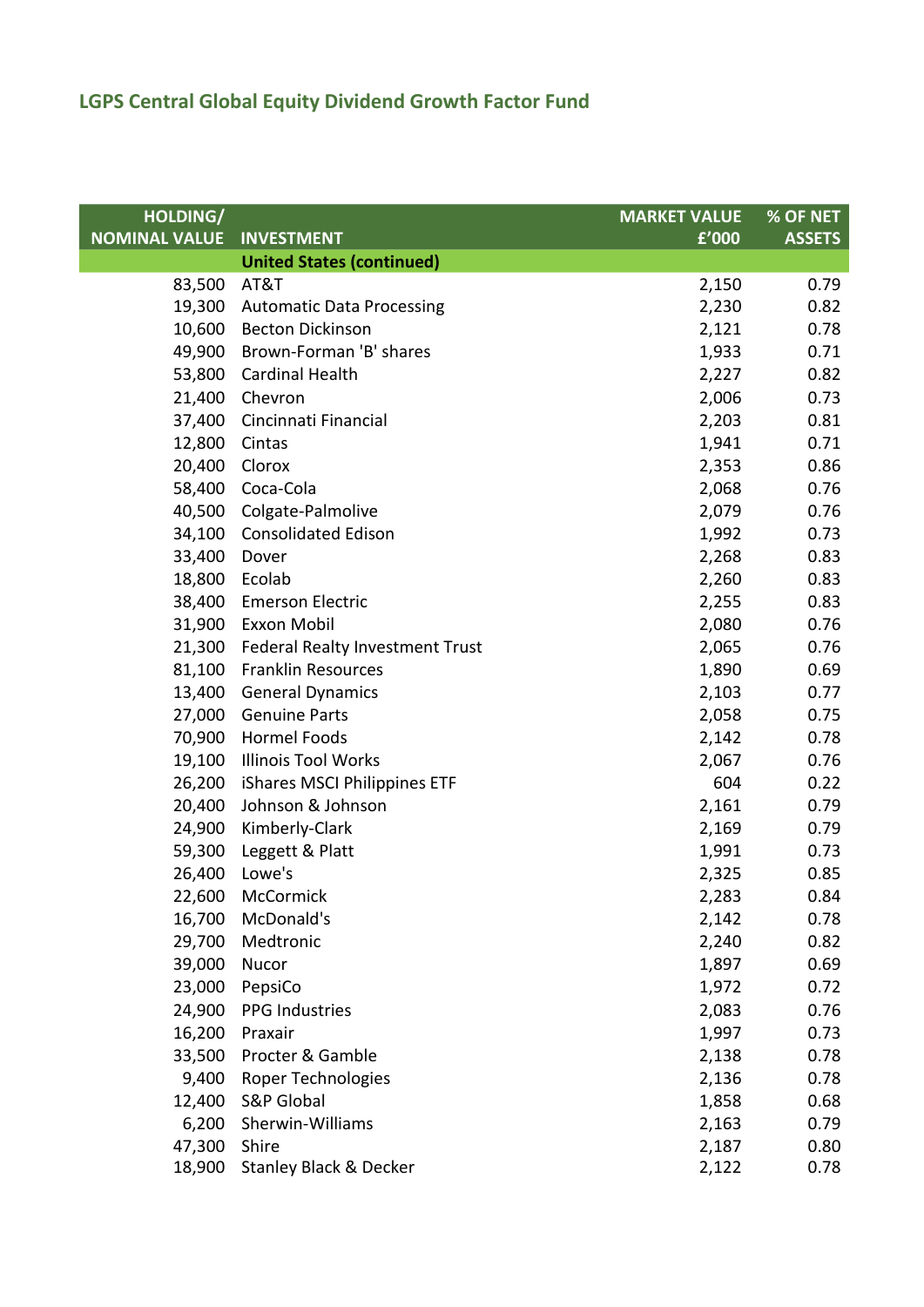## LGPS Central Global Equity Dividend Growth Factor Fund

| HOLDING/ NOMINAL VALUE | INVESTMENT | MARKET VALUE £'000 | % OF NET ASSETS |
|---|---|---|---|
| | **United States (continued)** | | |
| 83,500 | AT&T | 2,150 | 0.79 |
| 19,300 | Automatic Data Processing | 2,230 | 0.82 |
| 10,600 | Becton Dickinson | 2,121 | 0.78 |
| 49,900 | Brown-Forman 'B' shares | 1,933 | 0.71 |
| 53,800 | Cardinal Health | 2,227 | 0.82 |
| 21,400 | Chevron | 2,006 | 0.73 |
| 37,400 | Cincinnati Financial | 2,203 | 0.81 |
| 12,800 | Cintas | 1,941 | 0.71 |
| 20,400 | Clorox | 2,353 | 0.86 |
| 58,400 | Coca-Cola | 2,068 | 0.76 |
| 40,500 | Colgate-Palmolive | 2,079 | 0.76 |
| 34,100 | Consolidated Edison | 1,992 | 0.73 |
| 33,400 | Dover | 2,268 | 0.83 |
| 18,800 | Ecolab | 2,260 | 0.83 |
| 38,400 | Emerson Electric | 2,255 | 0.83 |
| 31,900 | Exxon Mobil | 2,080 | 0.76 |
| 21,300 | Federal Realty Investment Trust | 2,065 | 0.76 |
| 81,100 | Franklin Resources | 1,890 | 0.69 |
| 13,400 | General Dynamics | 2,103 | 0.77 |
| 27,000 | Genuine Parts | 2,058 | 0.75 |
| 70,900 | Hormel Foods | 2,142 | 0.78 |
| 19,100 | Illinois Tool Works | 2,067 | 0.76 |
| 26,200 | iShares MSCI Philippines ETF | 604 | 0.22 |
| 20,400 | Johnson & Johnson | 2,161 | 0.79 |
| 24,900 | Kimberly-Clark | 2,169 | 0.79 |
| 59,300 | Leggett & Platt | 1,991 | 0.73 |
| 26,400 | Lowe's | 2,325 | 0.85 |
| 22,600 | McCormick | 2,283 | 0.84 |
| 16,700 | McDonald's | 2,142 | 0.78 |
| 29,700 | Medtronic | 2,240 | 0.82 |
| 39,000 | Nucor | 1,897 | 0.69 |
| 23,000 | PepsiCo | 1,972 | 0.72 |
| 24,900 | PPG Industries | 2,083 | 0.76 |
| 16,200 | Praxair | 1,997 | 0.73 |
| 33,500 | Procter & Gamble | 2,138 | 0.78 |
| 9,400 | Roper Technologies | 2,136 | 0.78 |
| 12,400 | S&P Global | 1,858 | 0.68 |
| 6,200 | Sherwin-Williams | 2,163 | 0.79 |
| 47,300 | Shire | 2,187 | 0.80 |
| 18,900 | Stanley Black & Decker | 2,122 | 0.78 |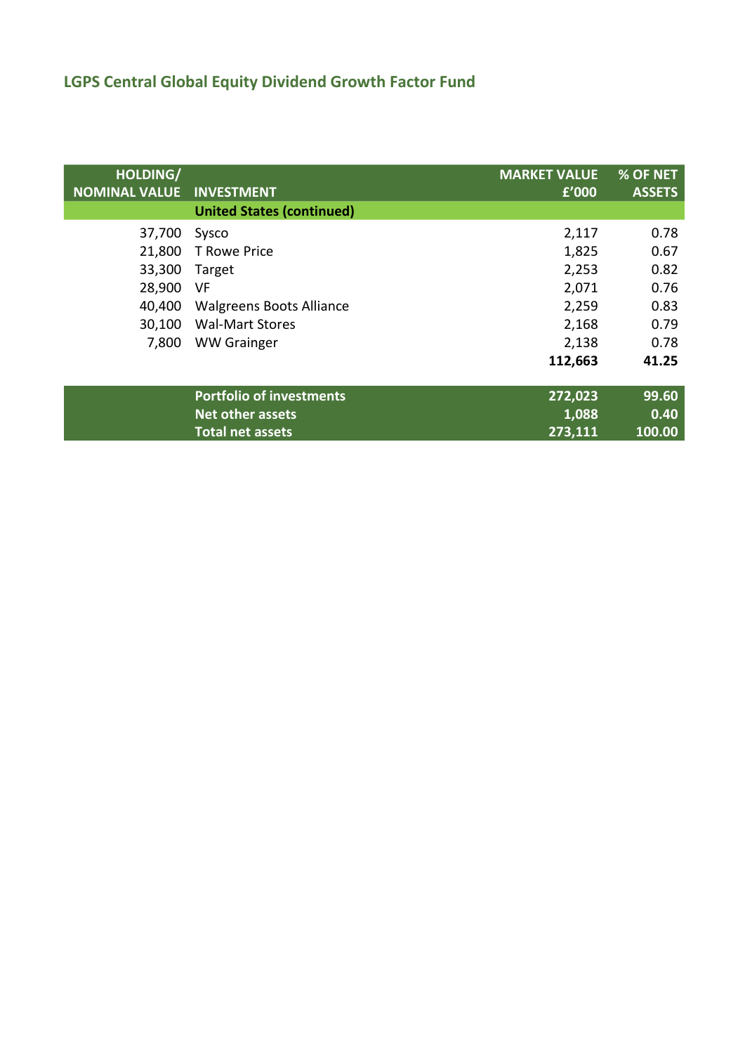## LGPS Central Global Equity Dividend Growth Factor Fund

| HOLDING/ NOMINAL VALUE | INVESTMENT | MARKET VALUE £'000 | % OF NET ASSETS |
|---|---|---|---|
| | **United States (continued)** | | |
| 37,700 | Sysco | 2,117 | 0.78 |
| 21,800 | T Rowe Price | 1,825 | 0.67 |
| 33,300 | Target | 2,253 | 0.82 |
| 28,900 | VF | 2,071 | 0.76 |
| 40,400 | Walgreens Boots Alliance | 2,259 | 0.83 |
| 30,100 | Wal-Mart Stores | 2,168 | 0.79 |
| 7,800 | WW Grainger | 2,138 | 0.78 |
| | | **112,663** | **41.25** |
| | **Portfolio of investments** | **272,023** | **99.60** |
| | **Net other assets** | **1,088** | **0.40** |
| | **Total net assets** | **273,111** | **100.00** |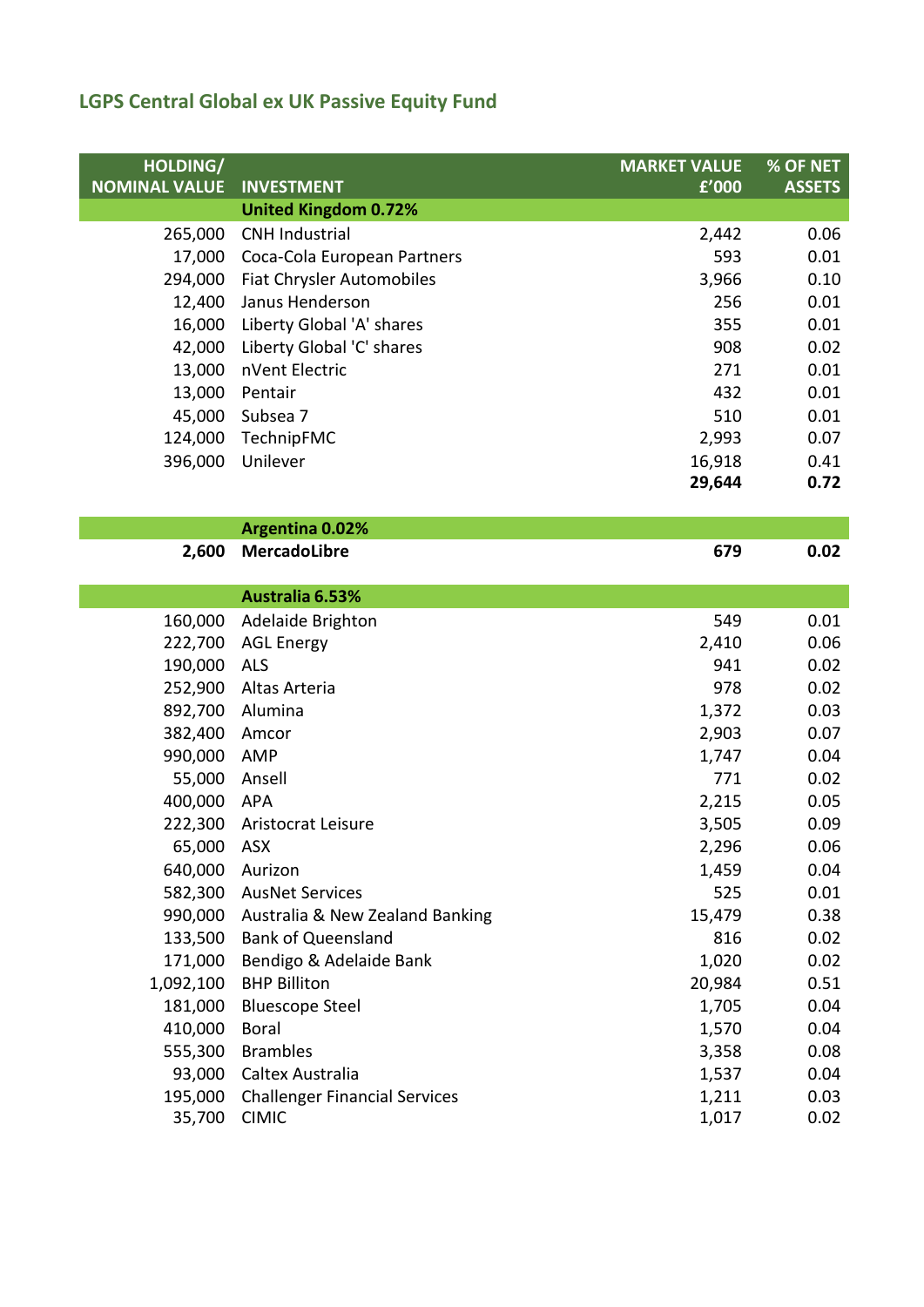## LGPS Central Global ex UK Passive Equity Fund

| HOLDING/ NOMINAL VALUE | INVESTMENT | MARKET VALUE £'000 | % OF NET ASSETS |
|---|---|---|---|
| | **United Kingdom 0.72%** | | |
| 265,000 | CNH Industrial | 2,442 | 0.06 |
| 17,000 | Coca-Cola European Partners | 593 | 0.01 |
| 294,000 | Fiat Chrysler Automobiles | 3,966 | 0.10 |
| 12,400 | Janus Henderson | 256 | 0.01 |
| 16,000 | Liberty Global 'A' shares | 355 | 0.01 |
| 42,000 | Liberty Global 'C' shares | 908 | 0.02 |
| 13,000 | nVent Electric | 271 | 0.01 |
| 13,000 | Pentair | 432 | 0.01 |
| 45,000 | Subsea 7 | 510 | 0.01 |
| 124,000 | TechnipFMC | 2,993 | 0.07 |
| 396,000 | Unilever | 16,918 | 0.41 |
| | | **29,644** | **0.72** |
| | **Argentina 0.02%** | | |
| **2,600** | **MercadoLibre** | **679** | **0.02** |
| | **Australia 6.53%** | | |
| 160,000 | Adelaide Brighton | 549 | 0.01 |
| 222,700 | AGL Energy | 2,410 | 0.06 |
| 190,000 | ALS | 941 | 0.02 |
| 252,900 | Altas Arteria | 978 | 0.02 |
| 892,700 | Alumina | 1,372 | 0.03 |
| 382,400 | Amcor | 2,903 | 0.07 |
| 990,000 | AMP | 1,747 | 0.04 |
| 55,000 | Ansell | 771 | 0.02 |
| 400,000 | APA | 2,215 | 0.05 |
| 222,300 | Aristocrat Leisure | 3,505 | 0.09 |
| 65,000 | ASX | 2,296 | 0.06 |
| 640,000 | Aurizon | 1,459 | 0.04 |
| 582,300 | AusNet Services | 525 | 0.01 |
| 990,000 | Australia & New Zealand Banking | 15,479 | 0.38 |
| 133,500 | Bank of Queensland | 816 | 0.02 |
| 171,000 | Bendigo & Adelaide Bank | 1,020 | 0.02 |
| 1,092,100 | BHP Billiton | 20,984 | 0.51 |
| 181,000 | Bluescope Steel | 1,705 | 0.04 |
| 410,000 | Boral | 1,570 | 0.04 |
| 555,300 | Brambles | 3,358 | 0.08 |
| 93,000 | Caltex Australia | 1,537 | 0.04 |
| 195,000 | Challenger Financial Services | 1,211 | 0.03 |
| 35,700 | CIMIC | 1,017 | 0.02 |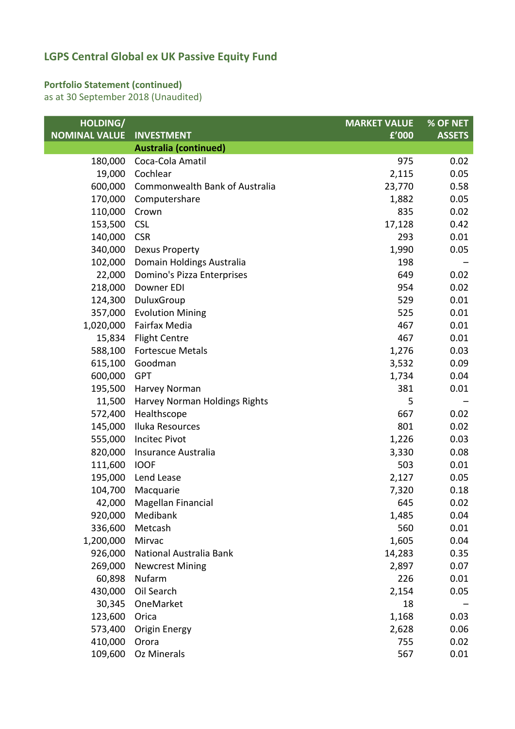# LGPS Central Global ex UK Passive Equity Fund

## Portfolio Statement (continued)

as at 30 September 2018 (Unaudited)

| HOLDING/ NOMINAL VALUE | INVESTMENT | MARKET VALUE £'000 | % OF NET ASSETS |
|---|---|---|---|
| | **Australia (continued)** | | |
| 180,000 | Coca-Cola Amatil | 975 | 0.02 |
| 19,000 | Cochlear | 2,115 | 0.05 |
| 600,000 | Commonwealth Bank of Australia | 23,770 | 0.58 |
| 170,000 | Computershare | 1,882 | 0.05 |
| 110,000 | Crown | 835 | 0.02 |
| 153,500 | CSL | 17,128 | 0.42 |
| 140,000 | CSR | 293 | 0.01 |
| 340,000 | Dexus Property | 1,990 | 0.05 |
| 102,000 | Domain Holdings Australia | 198 | – |
| 22,000 | Domino's Pizza Enterprises | 649 | 0.02 |
| 218,000 | Downer EDI | 954 | 0.02 |
| 124,300 | DuluxGroup | 529 | 0.01 |
| 357,000 | Evolution Mining | 525 | 0.01 |
| 1,020,000 | Fairfax Media | 467 | 0.01 |
| 15,834 | Flight Centre | 467 | 0.01 |
| 588,100 | Fortescue Metals | 1,276 | 0.03 |
| 615,100 | Goodman | 3,532 | 0.09 |
| 600,000 | GPT | 1,734 | 0.04 |
| 195,500 | Harvey Norman | 381 | 0.01 |
| 11,500 | Harvey Norman Holdings Rights | 5 | – |
| 572,400 | Healthscope | 667 | 0.02 |
| 145,000 | Iluka Resources | 801 | 0.02 |
| 555,000 | Incitec Pivot | 1,226 | 0.03 |
| 820,000 | Insurance Australia | 3,330 | 0.08 |
| 111,600 | IOOF | 503 | 0.01 |
| 195,000 | Lend Lease | 2,127 | 0.05 |
| 104,700 | Macquarie | 7,320 | 0.18 |
| 42,000 | Magellan Financial | 645 | 0.02 |
| 920,000 | Medibank | 1,485 | 0.04 |
| 336,600 | Metcash | 560 | 0.01 |
| 1,200,000 | Mirvac | 1,605 | 0.04 |
| 926,000 | National Australia Bank | 14,283 | 0.35 |
| 269,000 | Newcrest Mining | 2,897 | 0.07 |
| 60,898 | Nufarm | 226 | 0.01 |
| 430,000 | Oil Search | 2,154 | 0.05 |
| 30,345 | OneMarket | 18 | – |
| 123,600 | Orica | 1,168 | 0.03 |
| 573,400 | Origin Energy | 2,628 | 0.06 |
| 410,000 | Orora | 755 | 0.02 |
| 109,600 | Oz Minerals | 567 | 0.01 |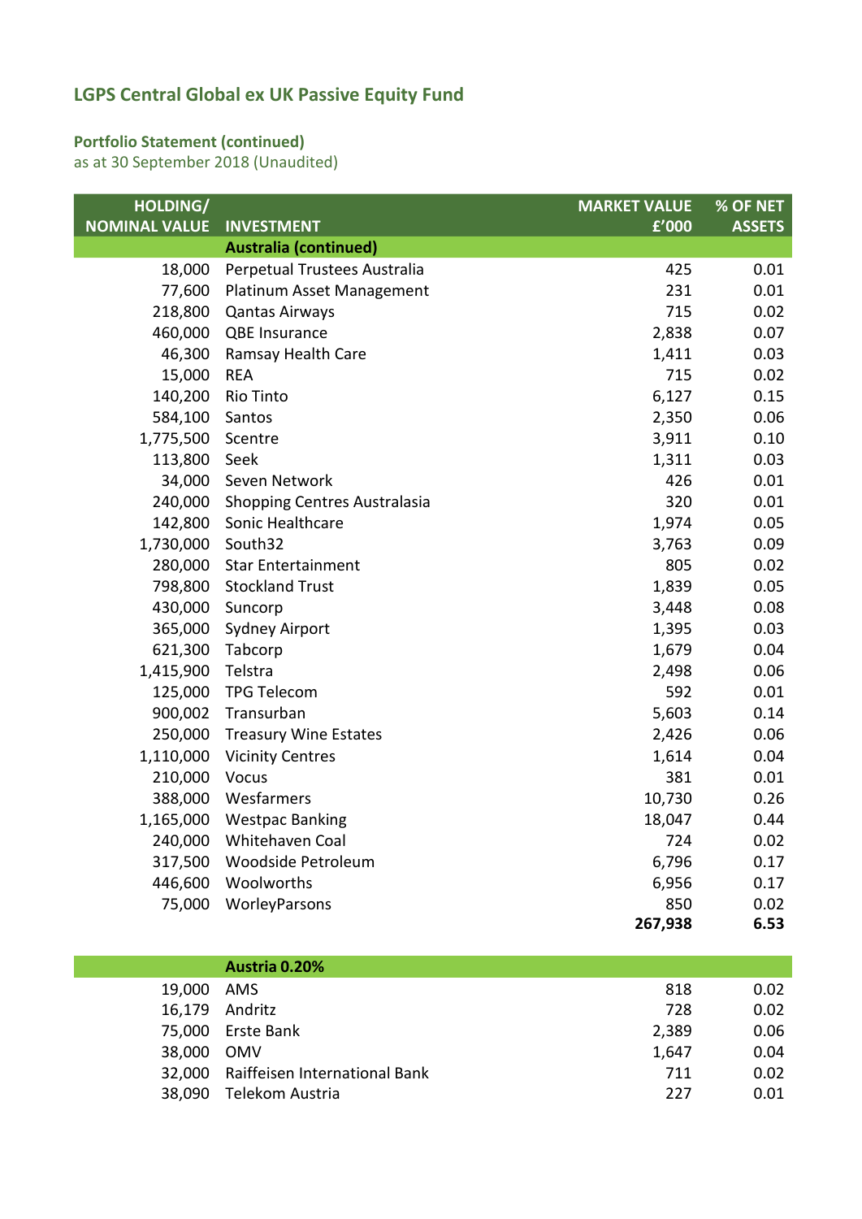# LGPS Central Global ex UK Passive Equity Fund

## Portfolio Statement (continued)

as at 30 September 2018 (Unaudited)

| HOLDING/ NOMINAL VALUE | INVESTMENT | MARKET VALUE £'000 | % OF NET ASSETS |
|---|---|---|---|
| | **Australia (continued)** | | |
| 18,000 | Perpetual Trustees Australia | 425 | 0.01 |
| 77,600 | Platinum Asset Management | 231 | 0.01 |
| 218,800 | Qantas Airways | 715 | 0.02 |
| 460,000 | QBE Insurance | 2,838 | 0.07 |
| 46,300 | Ramsay Health Care | 1,411 | 0.03 |
| 15,000 | REA | 715 | 0.02 |
| 140,200 | Rio Tinto | 6,127 | 0.15 |
| 584,100 | Santos | 2,350 | 0.06 |
| 1,775,500 | Scentre | 3,911 | 0.10 |
| 113,800 | Seek | 1,311 | 0.03 |
| 34,000 | Seven Network | 426 | 0.01 |
| 240,000 | Shopping Centres Australasia | 320 | 0.01 |
| 142,800 | Sonic Healthcare | 1,974 | 0.05 |
| 1,730,000 | South32 | 3,763 | 0.09 |
| 280,000 | Star Entertainment | 805 | 0.02 |
| 798,800 | Stockland Trust | 1,839 | 0.05 |
| 430,000 | Suncorp | 3,448 | 0.08 |
| 365,000 | Sydney Airport | 1,395 | 0.03 |
| 621,300 | Tabcorp | 1,679 | 0.04 |
| 1,415,900 | Telstra | 2,498 | 0.06 |
| 125,000 | TPG Telecom | 592 | 0.01 |
| 900,002 | Transurban | 5,603 | 0.14 |
| 250,000 | Treasury Wine Estates | 2,426 | 0.06 |
| 1,110,000 | Vicinity Centres | 1,614 | 0.04 |
| 210,000 | Vocus | 381 | 0.01 |
| 388,000 | Wesfarmers | 10,730 | 0.26 |
| 1,165,000 | Westpac Banking | 18,047 | 0.44 |
| 240,000 | Whitehaven Coal | 724 | 0.02 |
| 317,500 | Woodside Petroleum | 6,796 | 0.17 |
| 446,600 | Woolworths | 6,956 | 0.17 |
| 75,000 | WorleyParsons | 850 | 0.02 |
| | | **267,938** | **6.53** |
| | | | |
| | **Austria 0.20%** | | |
| 19,000 | AMS | 818 | 0.02 |
| 16,179 | Andritz | 728 | 0.02 |
| 75,000 | Erste Bank | 2,389 | 0.06 |
| 38,000 | OMV | 1,647 | 0.04 |
| 32,000 | Raiffeisen International Bank | 711 | 0.02 |
| 38,090 | Telekom Austria | 227 | 0.01 |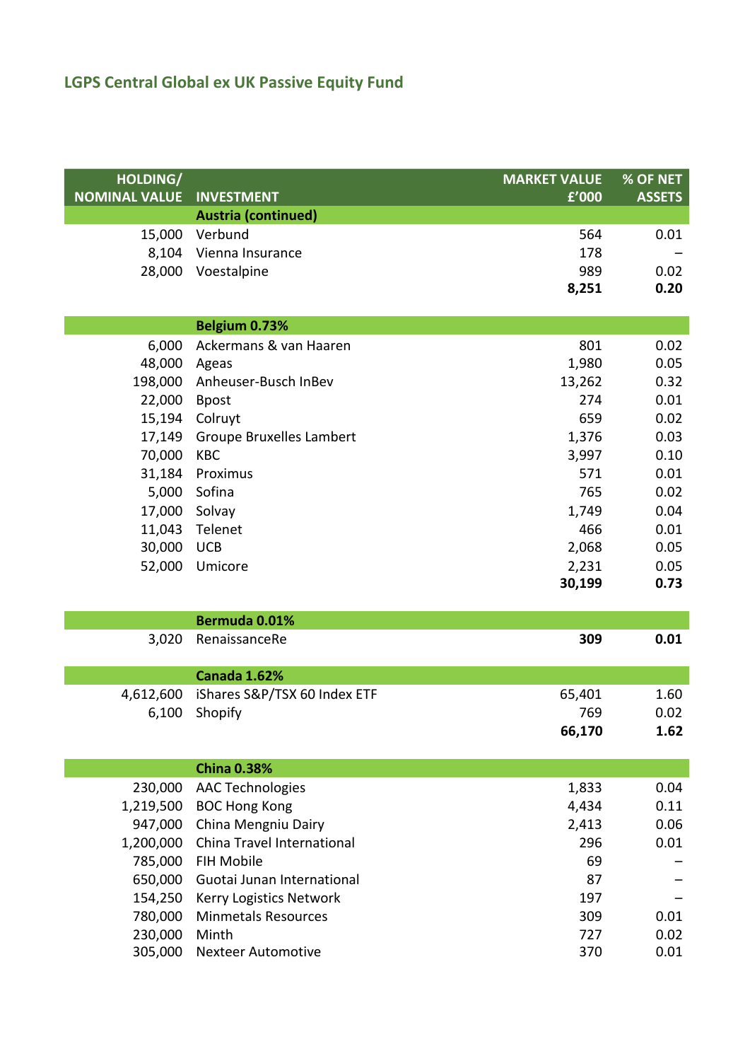## LGPS Central Global ex UK Passive Equity Fund

| HOLDING/ NOMINAL VALUE | INVESTMENT | MARKET VALUE £'000 | % OF NET ASSETS |
|---|---|---|---|
| | **Austria (continued)** | | |
| 15,000 | Verbund | 564 | 0.01 |
| 8,104 | Vienna Insurance | 178 | – |
| 28,000 | Voestalpine | 989 | 0.02 |
| | | **8,251** | **0.20** |
| | **Belgium 0.73%** | | |
| 6,000 | Ackermans & van Haaren | 801 | 0.02 |
| 48,000 | Ageas | 1,980 | 0.05 |
| 198,000 | Anheuser-Busch InBev | 13,262 | 0.32 |
| 22,000 | Bpost | 274 | 0.01 |
| 15,194 | Colruyt | 659 | 0.02 |
| 17,149 | Groupe Bruxelles Lambert | 1,376 | 0.03 |
| 70,000 | KBC | 3,997 | 0.10 |
| 31,184 | Proximus | 571 | 0.01 |
| 5,000 | Sofina | 765 | 0.02 |
| 17,000 | Solvay | 1,749 | 0.04 |
| 11,043 | Telenet | 466 | 0.01 |
| 30,000 | UCB | 2,068 | 0.05 |
| 52,000 | Umicore | 2,231 | 0.05 |
| | | **30,199** | **0.73** |
| | **Bermuda 0.01%** | | |
| 3,020 | RenaissanceRe | **309** | **0.01** |
| | **Canada 1.62%** | | |
| 4,612,600 | iShares S&P/TSX 60 Index ETF | 65,401 | 1.60 |
| 6,100 | Shopify | 769 | 0.02 |
| | | **66,170** | **1.62** |
| | **China 0.38%** | | |
| 230,000 | AAC Technologies | 1,833 | 0.04 |
| 1,219,500 | BOC Hong Kong | 4,434 | 0.11 |
| 947,000 | China Mengniu Dairy | 2,413 | 0.06 |
| 1,200,000 | China Travel International | 296 | 0.01 |
| 785,000 | FIH Mobile | 69 | – |
| 650,000 | Guotai Junan International | 87 | – |
| 154,250 | Kerry Logistics Network | 197 | – |
| 780,000 | Minmetals Resources | 309 | 0.01 |
| 230,000 | Minth | 727 | 0.02 |
| 305,000 | Nexteer Automotive | 370 | 0.01 |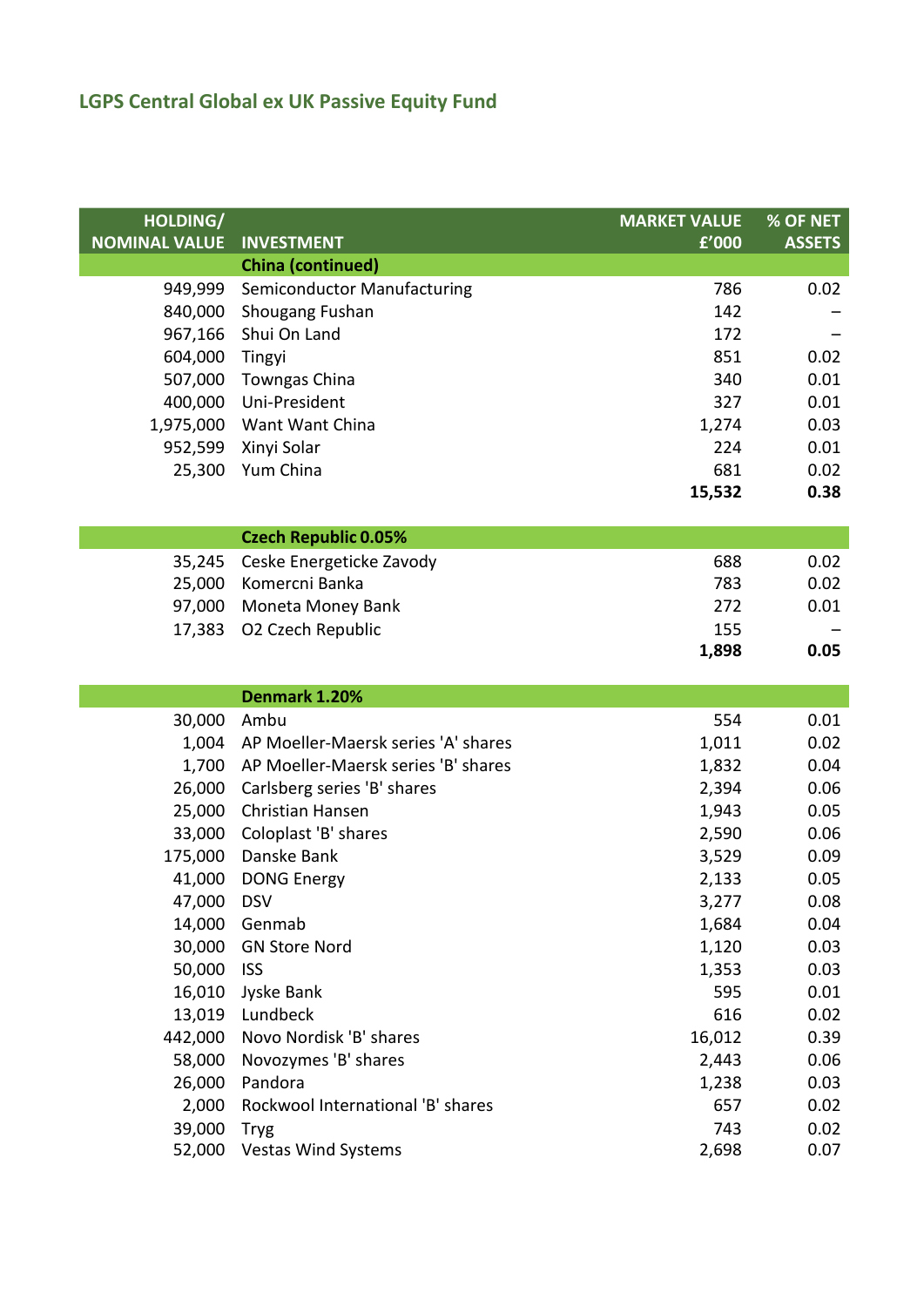## LGPS Central Global ex UK Passive Equity Fund

| HOLDING/ NOMINAL VALUE | INVESTMENT | MARKET VALUE £'000 | % OF NET ASSETS |
|---|---|---|---|
| | **China (continued)** | | |
| 949,999 | Semiconductor Manufacturing | 786 | 0.02 |
| 840,000 | Shougang Fushan | 142 | – |
| 967,166 | Shui On Land | 172 | – |
| 604,000 | Tingyi | 851 | 0.02 |
| 507,000 | Towngas China | 340 | 0.01 |
| 400,000 | Uni-President | 327 | 0.01 |
| 1,975,000 | Want Want China | 1,274 | 0.03 |
| 952,599 | Xinyi Solar | 224 | 0.01 |
| 25,300 | Yum China | 681 | 0.02 |
| | | **15,532** | **0.38** |
| | **Czech Republic 0.05%** | | |
| 35,245 | Ceske Energeticke Zavody | 688 | 0.02 |
| 25,000 | Komercni Banka | 783 | 0.02 |
| 97,000 | Moneta Money Bank | 272 | 0.01 |
| 17,383 | O2 Czech Republic | 155 | – |
| | | **1,898** | **0.05** |
| | **Denmark 1.20%** | | |
| 30,000 | Ambu | 554 | 0.01 |
| 1,004 | AP Moeller-Maersk series 'A' shares | 1,011 | 0.02 |
| 1,700 | AP Moeller-Maersk series 'B' shares | 1,832 | 0.04 |
| 26,000 | Carlsberg series 'B' shares | 2,394 | 0.06 |
| 25,000 | Christian Hansen | 1,943 | 0.05 |
| 33,000 | Coloplast 'B' shares | 2,590 | 0.06 |
| 175,000 | Danske Bank | 3,529 | 0.09 |
| 41,000 | DONG Energy | 2,133 | 0.05 |
| 47,000 | DSV | 3,277 | 0.08 |
| 14,000 | Genmab | 1,684 | 0.04 |
| 30,000 | GN Store Nord | 1,120 | 0.03 |
| 50,000 | ISS | 1,353 | 0.03 |
| 16,010 | Jyske Bank | 595 | 0.01 |
| 13,019 | Lundbeck | 616 | 0.02 |
| 442,000 | Novo Nordisk 'B' shares | 16,012 | 0.39 |
| 58,000 | Novozymes 'B' shares | 2,443 | 0.06 |
| 26,000 | Pandora | 1,238 | 0.03 |
| 2,000 | Rockwool International 'B' shares | 657 | 0.02 |
| 39,000 | Tryg | 743 | 0.02 |
| 52,000 | Vestas Wind Systems | 2,698 | 0.07 |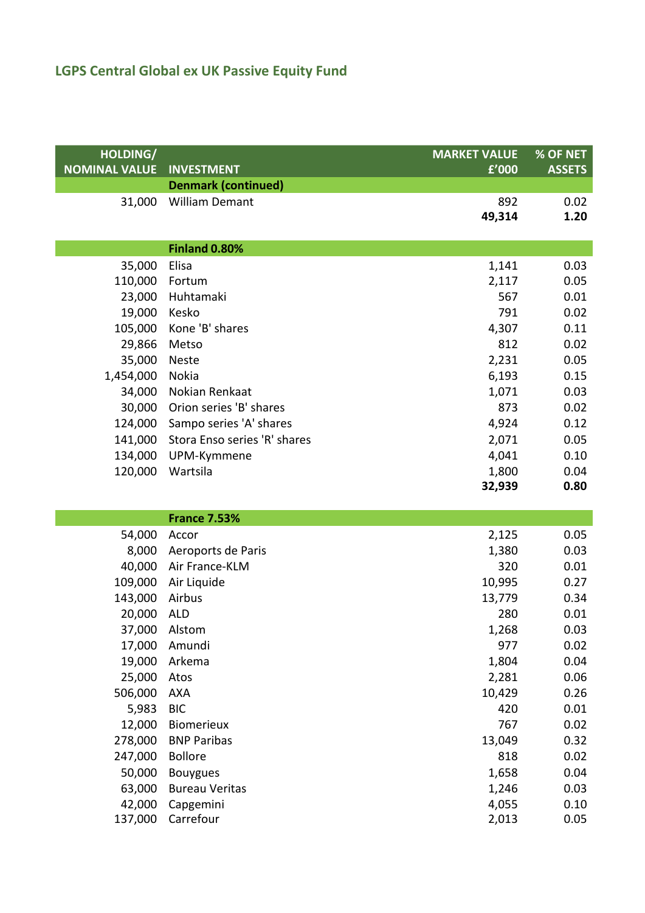## LGPS Central Global ex UK Passive Equity Fund

| HOLDING/ NOMINAL VALUE | INVESTMENT | MARKET VALUE £'000 | % OF NET ASSETS |
|---|---|---|---|
| | **Denmark (continued)** | | |
| 31,000 | William Demant | 892 | 0.02 |
| | | **49,314** | **1.20** |
| | | | |
| | **Finland 0.80%** | | |
| 35,000 | Elisa | 1,141 | 0.03 |
| 110,000 | Fortum | 2,117 | 0.05 |
| 23,000 | Huhtamaki | 567 | 0.01 |
| 19,000 | Kesko | 791 | 0.02 |
| 105,000 | Kone 'B' shares | 4,307 | 0.11 |
| 29,866 | Metso | 812 | 0.02 |
| 35,000 | Neste | 2,231 | 0.05 |
| 1,454,000 | Nokia | 6,193 | 0.15 |
| 34,000 | Nokian Renkaat | 1,071 | 0.03 |
| 30,000 | Orion series 'B' shares | 873 | 0.02 |
| 124,000 | Sampo series 'A' shares | 4,924 | 0.12 |
| 141,000 | Stora Enso series 'R' shares | 2,071 | 0.05 |
| 134,000 | UPM-Kymmene | 4,041 | 0.10 |
| 120,000 | Wartsila | 1,800 | 0.04 |
| | | **32,939** | **0.80** |
| | | | |
| | **France 7.53%** | | |
| 54,000 | Accor | 2,125 | 0.05 |
| 8,000 | Aeroports de Paris | 1,380 | 0.03 |
| 40,000 | Air France-KLM | 320 | 0.01 |
| 109,000 | Air Liquide | 10,995 | 0.27 |
| 143,000 | Airbus | 13,779 | 0.34 |
| 20,000 | ALD | 280 | 0.01 |
| 37,000 | Alstom | 1,268 | 0.03 |
| 17,000 | Amundi | 977 | 0.02 |
| 19,000 | Arkema | 1,804 | 0.04 |
| 25,000 | Atos | 2,281 | 0.06 |
| 506,000 | AXA | 10,429 | 0.26 |
| 5,983 | BIC | 420 | 0.01 |
| 12,000 | Biomerieux | 767 | 0.02 |
| 278,000 | BNP Paribas | 13,049 | 0.32 |
| 247,000 | Bollore | 818 | 0.02 |
| 50,000 | Bouygues | 1,658 | 0.04 |
| 63,000 | Bureau Veritas | 1,246 | 0.03 |
| 42,000 | Capgemini | 4,055 | 0.10 |
| 137,000 | Carrefour | 2,013 | 0.05 |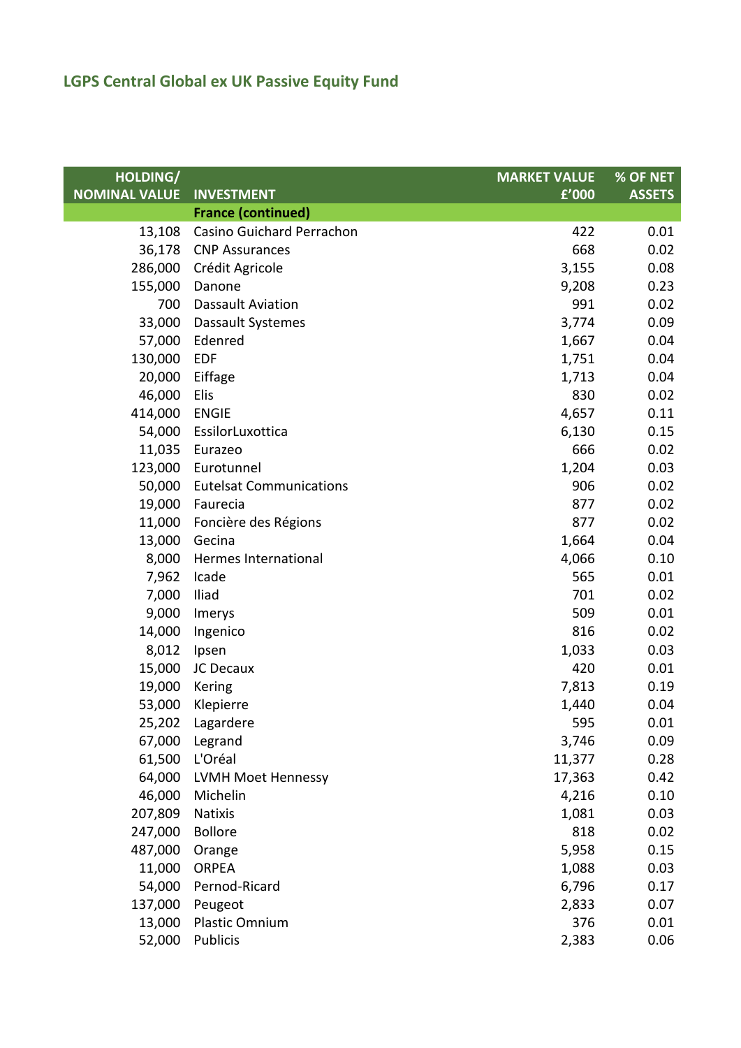## LGPS Central Global ex UK Passive Equity Fund

| HOLDING/ NOMINAL VALUE | INVESTMENT | MARKET VALUE £'000 | % OF NET ASSETS |
|---:|---|---:|---:|
| | **France (continued)** | | |
| 13,108 | Casino Guichard Perrachon | 422 | 0.01 |
| 36,178 | CNP Assurances | 668 | 0.02 |
| 286,000 | Crédit Agricole | 3,155 | 0.08 |
| 155,000 | Danone | 9,208 | 0.23 |
| 700 | Dassault Aviation | 991 | 0.02 |
| 33,000 | Dassault Systemes | 3,774 | 0.09 |
| 57,000 | Edenred | 1,667 | 0.04 |
| 130,000 | EDF | 1,751 | 0.04 |
| 20,000 | Eiffage | 1,713 | 0.04 |
| 46,000 | Elis | 830 | 0.02 |
| 414,000 | ENGIE | 4,657 | 0.11 |
| 54,000 | EssilorLuxottica | 6,130 | 0.15 |
| 11,035 | Eurazeo | 666 | 0.02 |
| 123,000 | Eurotunnel | 1,204 | 0.03 |
| 50,000 | Eutelsat Communications | 906 | 0.02 |
| 19,000 | Faurecia | 877 | 0.02 |
| 11,000 | Foncière des Régions | 877 | 0.02 |
| 13,000 | Gecina | 1,664 | 0.04 |
| 8,000 | Hermes International | 4,066 | 0.10 |
| 7,962 | Icade | 565 | 0.01 |
| 7,000 | Iliad | 701 | 0.02 |
| 9,000 | Imerys | 509 | 0.01 |
| 14,000 | Ingenico | 816 | 0.02 |
| 8,012 | Ipsen | 1,033 | 0.03 |
| 15,000 | JC Decaux | 420 | 0.01 |
| 19,000 | Kering | 7,813 | 0.19 |
| 53,000 | Klepierre | 1,440 | 0.04 |
| 25,202 | Lagardere | 595 | 0.01 |
| 67,000 | Legrand | 3,746 | 0.09 |
| 61,500 | L'Oréal | 11,377 | 0.28 |
| 64,000 | LVMH Moet Hennessy | 17,363 | 0.42 |
| 46,000 | Michelin | 4,216 | 0.10 |
| 207,809 | Natixis | 1,081 | 0.03 |
| 247,000 | Bollore | 818 | 0.02 |
| 487,000 | Orange | 5,958 | 0.15 |
| 11,000 | ORPEA | 1,088 | 0.03 |
| 54,000 | Pernod-Ricard | 6,796 | 0.17 |
| 137,000 | Peugeot | 2,833 | 0.07 |
| 13,000 | Plastic Omnium | 376 | 0.01 |
| 52,000 | Publicis | 2,383 | 0.06 |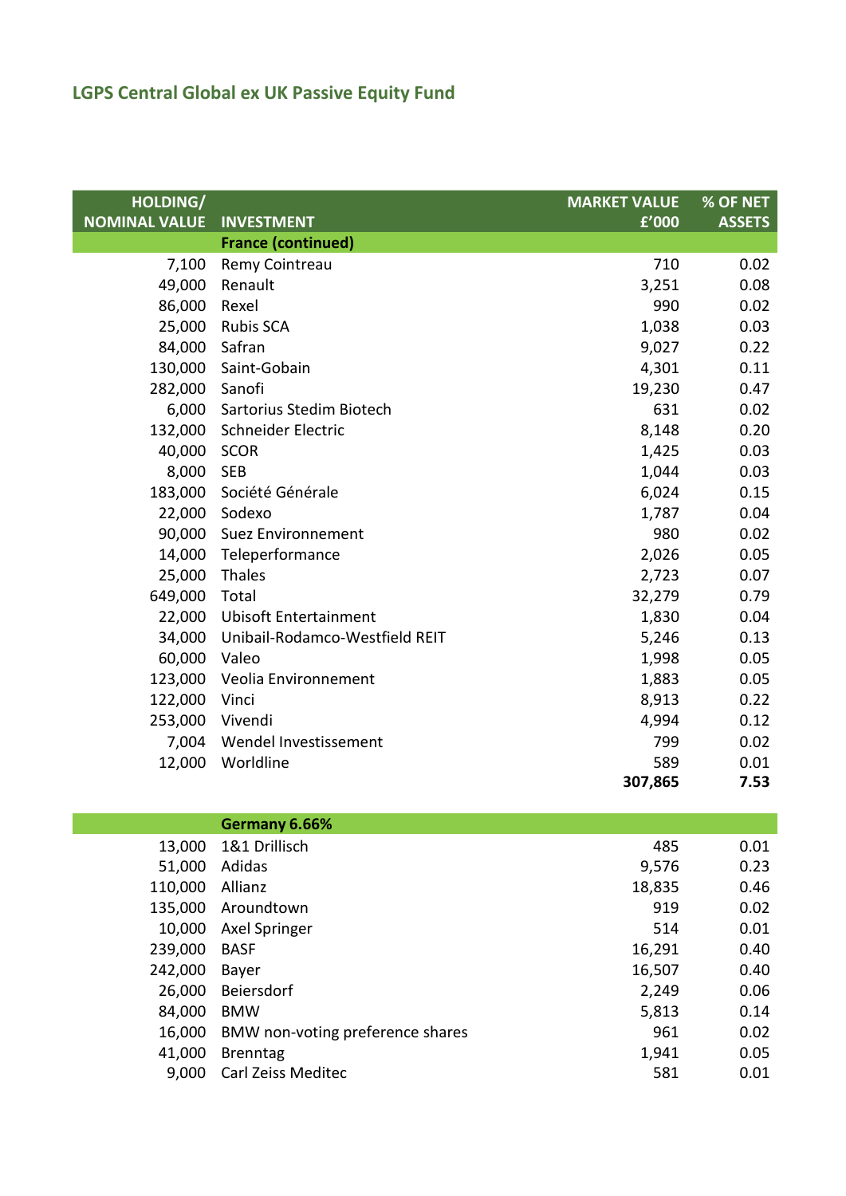## LGPS Central Global ex UK Passive Equity Fund

| HOLDING/ NOMINAL VALUE | INVESTMENT | MARKET VALUE £'000 | % OF NET ASSETS |
|---|---|---|---|
| | **France (continued)** | | |
| 7,100 | Remy Cointreau | 710 | 0.02 |
| 49,000 | Renault | 3,251 | 0.08 |
| 86,000 | Rexel | 990 | 0.02 |
| 25,000 | Rubis SCA | 1,038 | 0.03 |
| 84,000 | Safran | 9,027 | 0.22 |
| 130,000 | Saint-Gobain | 4,301 | 0.11 |
| 282,000 | Sanofi | 19,230 | 0.47 |
| 6,000 | Sartorius Stedim Biotech | 631 | 0.02 |
| 132,000 | Schneider Electric | 8,148 | 0.20 |
| 40,000 | SCOR | 1,425 | 0.03 |
| 8,000 | SEB | 1,044 | 0.03 |
| 183,000 | Société Générale | 6,024 | 0.15 |
| 22,000 | Sodexo | 1,787 | 0.04 |
| 90,000 | Suez Environnement | 980 | 0.02 |
| 14,000 | Teleperformance | 2,026 | 0.05 |
| 25,000 | Thales | 2,723 | 0.07 |
| 649,000 | Total | 32,279 | 0.79 |
| 22,000 | Ubisoft Entertainment | 1,830 | 0.04 |
| 34,000 | Unibail-Rodamco-Westfield REIT | 5,246 | 0.13 |
| 60,000 | Valeo | 1,998 | 0.05 |
| 123,000 | Veolia Environnement | 1,883 | 0.05 |
| 122,000 | Vinci | 8,913 | 0.22 |
| 253,000 | Vivendi | 4,994 | 0.12 |
| 7,004 | Wendel Investissement | 799 | 0.02 |
| 12,000 | Worldline | 589 | 0.01 |
| | | **307,865** | **7.53** |
| | **Germany 6.66%** | | |
| 13,000 | 1&1 Drillisch | 485 | 0.01 |
| 51,000 | Adidas | 9,576 | 0.23 |
| 110,000 | Allianz | 18,835 | 0.46 |
| 135,000 | Aroundtown | 919 | 0.02 |
| 10,000 | Axel Springer | 514 | 0.01 |
| 239,000 | BASF | 16,291 | 0.40 |
| 242,000 | Bayer | 16,507 | 0.40 |
| 26,000 | Beiersdorf | 2,249 | 0.06 |
| 84,000 | BMW | 5,813 | 0.14 |
| 16,000 | BMW non-voting preference shares | 961 | 0.02 |
| 41,000 | Brenntag | 1,941 | 0.05 |
| 9,000 | Carl Zeiss Meditec | 581 | 0.01 |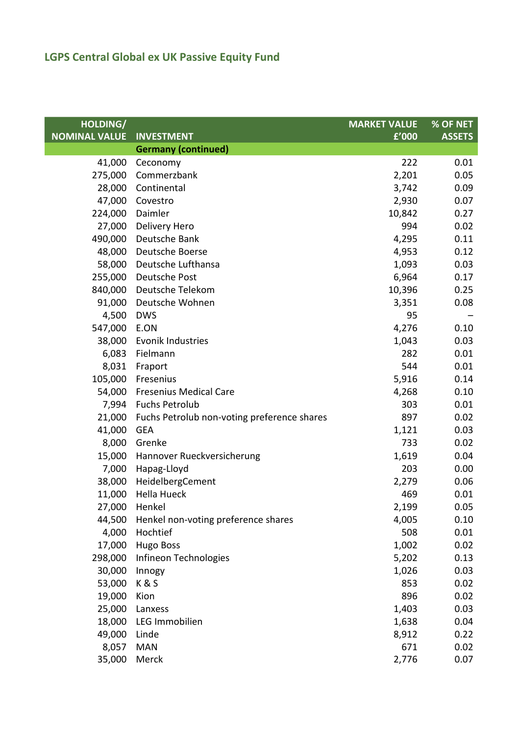## LGPS Central Global ex UK Passive Equity Fund

| HOLDING/ NOMINAL VALUE | INVESTMENT | MARKET VALUE £'000 | % OF NET ASSETS |
|---|---|---|---|
| | **Germany (continued)** | | |
| 41,000 | Ceconomy | 222 | 0.01 |
| 275,000 | Commerzbank | 2,201 | 0.05 |
| 28,000 | Continental | 3,742 | 0.09 |
| 47,000 | Covestro | 2,930 | 0.07 |
| 224,000 | Daimler | 10,842 | 0.27 |
| 27,000 | Delivery Hero | 994 | 0.02 |
| 490,000 | Deutsche Bank | 4,295 | 0.11 |
| 48,000 | Deutsche Boerse | 4,953 | 0.12 |
| 58,000 | Deutsche Lufthansa | 1,093 | 0.03 |
| 255,000 | Deutsche Post | 6,964 | 0.17 |
| 840,000 | Deutsche Telekom | 10,396 | 0.25 |
| 91,000 | Deutsche Wohnen | 3,351 | 0.08 |
| 4,500 | DWS | 95 | – |
| 547,000 | E.ON | 4,276 | 0.10 |
| 38,000 | Evonik Industries | 1,043 | 0.03 |
| 6,083 | Fielmann | 282 | 0.01 |
| 8,031 | Fraport | 544 | 0.01 |
| 105,000 | Fresenius | 5,916 | 0.14 |
| 54,000 | Fresenius Medical Care | 4,268 | 0.10 |
| 7,994 | Fuchs Petrolub | 303 | 0.01 |
| 21,000 | Fuchs Petrolub non-voting preference shares | 897 | 0.02 |
| 41,000 | GEA | 1,121 | 0.03 |
| 8,000 | Grenke | 733 | 0.02 |
| 15,000 | Hannover Rueckversicherung | 1,619 | 0.04 |
| 7,000 | Hapag-Lloyd | 203 | 0.00 |
| 38,000 | HeidelbergCement | 2,279 | 0.06 |
| 11,000 | Hella Hueck | 469 | 0.01 |
| 27,000 | Henkel | 2,199 | 0.05 |
| 44,500 | Henkel non-voting preference shares | 4,005 | 0.10 |
| 4,000 | Hochtief | 508 | 0.01 |
| 17,000 | Hugo Boss | 1,002 | 0.02 |
| 298,000 | Infineon Technologies | 5,202 | 0.13 |
| 30,000 | Innogy | 1,026 | 0.03 |
| 53,000 | K & S | 853 | 0.02 |
| 19,000 | Kion | 896 | 0.02 |
| 25,000 | Lanxess | 1,403 | 0.03 |
| 18,000 | LEG Immobilien | 1,638 | 0.04 |
| 49,000 | Linde | 8,912 | 0.22 |
| 8,057 | MAN | 671 | 0.02 |
| 35,000 | Merck | 2,776 | 0.07 |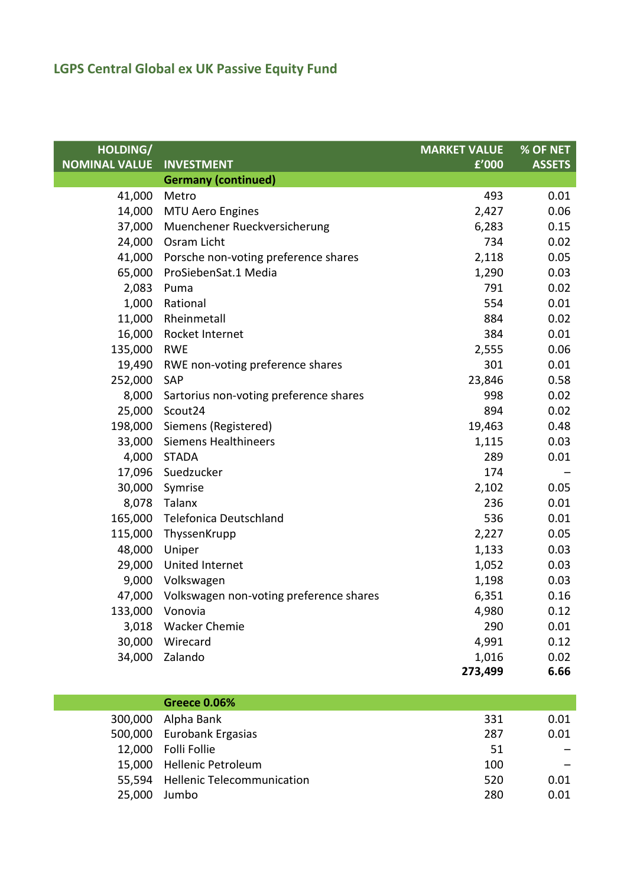## LGPS Central Global ex UK Passive Equity Fund

| HOLDING/ NOMINAL VALUE | INVESTMENT | MARKET VALUE £'000 | % OF NET ASSETS |
|---|---|---|---|
| | **Germany (continued)** | | |
| 41,000 | Metro | 493 | 0.01 |
| 14,000 | MTU Aero Engines | 2,427 | 0.06 |
| 37,000 | Muenchener Rueckversicherung | 6,283 | 0.15 |
| 24,000 | Osram Licht | 734 | 0.02 |
| 41,000 | Porsche non-voting preference shares | 2,118 | 0.05 |
| 65,000 | ProSiebenSat.1 Media | 1,290 | 0.03 |
| 2,083 | Puma | 791 | 0.02 |
| 1,000 | Rational | 554 | 0.01 |
| 11,000 | Rheinmetall | 884 | 0.02 |
| 16,000 | Rocket Internet | 384 | 0.01 |
| 135,000 | RWE | 2,555 | 0.06 |
| 19,490 | RWE non-voting preference shares | 301 | 0.01 |
| 252,000 | SAP | 23,846 | 0.58 |
| 8,000 | Sartorius non-voting preference shares | 998 | 0.02 |
| 25,000 | Scout24 | 894 | 0.02 |
| 198,000 | Siemens (Registered) | 19,463 | 0.48 |
| 33,000 | Siemens Healthineers | 1,115 | 0.03 |
| 4,000 | STADA | 289 | 0.01 |
| 17,096 | Suedzucker | 174 | – |
| 30,000 | Symrise | 2,102 | 0.05 |
| 8,078 | Talanx | 236 | 0.01 |
| 165,000 | Telefonica Deutschland | 536 | 0.01 |
| 115,000 | ThyssenKrupp | 2,227 | 0.05 |
| 48,000 | Uniper | 1,133 | 0.03 |
| 29,000 | United Internet | 1,052 | 0.03 |
| 9,000 | Volkswagen | 1,198 | 0.03 |
| 47,000 | Volkswagen non-voting preference shares | 6,351 | 0.16 |
| 133,000 | Vonovia | 4,980 | 0.12 |
| 3,018 | Wacker Chemie | 290 | 0.01 |
| 30,000 | Wirecard | 4,991 | 0.12 |
| 34,000 | Zalando | 1,016 | 0.02 |
| | | **273,499** | **6.66** |
| | **Greece 0.06%** | | |
| 300,000 | Alpha Bank | 331 | 0.01 |
| 500,000 | Eurobank Ergasias | 287 | 0.01 |
| 12,000 | Folli Follie | 51 | – |
| 15,000 | Hellenic Petroleum | 100 | – |
| 55,594 | Hellenic Telecommunication | 520 | 0.01 |
| 25,000 | Jumbo | 280 | 0.01 |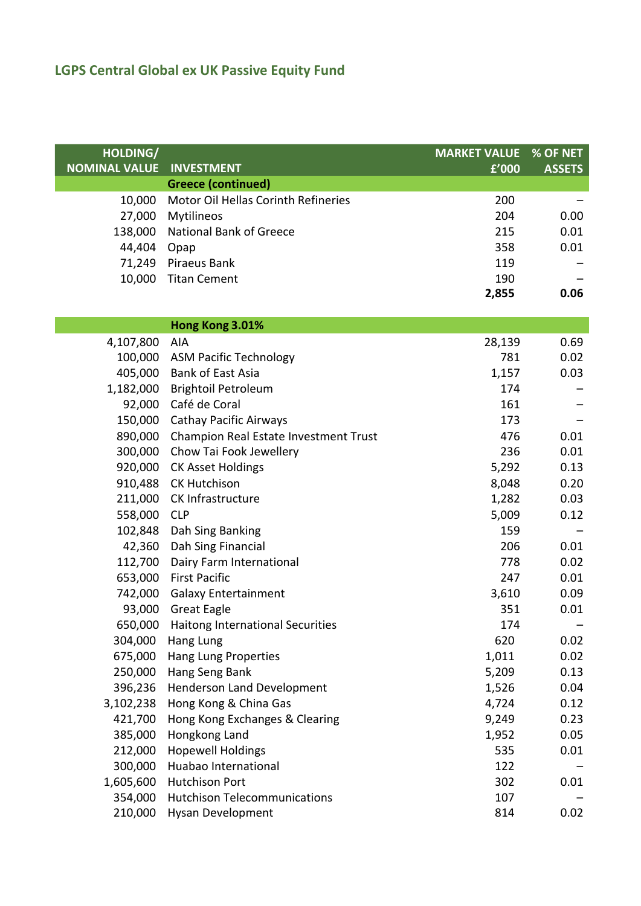## LGPS Central Global ex UK Passive Equity Fund

| HOLDING/ NOMINAL VALUE | INVESTMENT | MARKET VALUE £'000 | % OF NET ASSETS |
|---|---|---|---|
| | **Greece (continued)** | | |
| 10,000 | Motor Oil Hellas Corinth Refineries | 200 | – |
| 27,000 | Mytilineos | 204 | 0.00 |
| 138,000 | National Bank of Greece | 215 | 0.01 |
| 44,404 | Opap | 358 | 0.01 |
| 71,249 | Piraeus Bank | 119 | – |
| 10,000 | Titan Cement | 190 | – |
| | | **2,855** | **0.06** |
| | **Hong Kong 3.01%** | | |
| 4,107,800 | AIA | 28,139 | 0.69 |
| 100,000 | ASM Pacific Technology | 781 | 0.02 |
| 405,000 | Bank of East Asia | 1,157 | 0.03 |
| 1,182,000 | Brightoil Petroleum | 174 | – |
| 92,000 | Café de Coral | 161 | – |
| 150,000 | Cathay Pacific Airways | 173 | – |
| 890,000 | Champion Real Estate Investment Trust | 476 | 0.01 |
| 300,000 | Chow Tai Fook Jewellery | 236 | 0.01 |
| 920,000 | CK Asset Holdings | 5,292 | 0.13 |
| 910,488 | CK Hutchison | 8,048 | 0.20 |
| 211,000 | CK Infrastructure | 1,282 | 0.03 |
| 558,000 | CLP | 5,009 | 0.12 |
| 102,848 | Dah Sing Banking | 159 | – |
| 42,360 | Dah Sing Financial | 206 | 0.01 |
| 112,700 | Dairy Farm International | 778 | 0.02 |
| 653,000 | First Pacific | 247 | 0.01 |
| 742,000 | Galaxy Entertainment | 3,610 | 0.09 |
| 93,000 | Great Eagle | 351 | 0.01 |
| 650,000 | Haitong International Securities | 174 | – |
| 304,000 | Hang Lung | 620 | 0.02 |
| 675,000 | Hang Lung Properties | 1,011 | 0.02 |
| 250,000 | Hang Seng Bank | 5,209 | 0.13 |
| 396,236 | Henderson Land Development | 1,526 | 0.04 |
| 3,102,238 | Hong Kong & China Gas | 4,724 | 0.12 |
| 421,700 | Hong Kong Exchanges & Clearing | 9,249 | 0.23 |
| 385,000 | Hongkong Land | 1,952 | 0.05 |
| 212,000 | Hopewell Holdings | 535 | 0.01 |
| 300,000 | Huabao International | 122 | – |
| 1,605,600 | Hutchison Port | 302 | 0.01 |
| 354,000 | Hutchison Telecommunications | 107 | – |
| 210,000 | Hysan Development | 814 | 0.02 |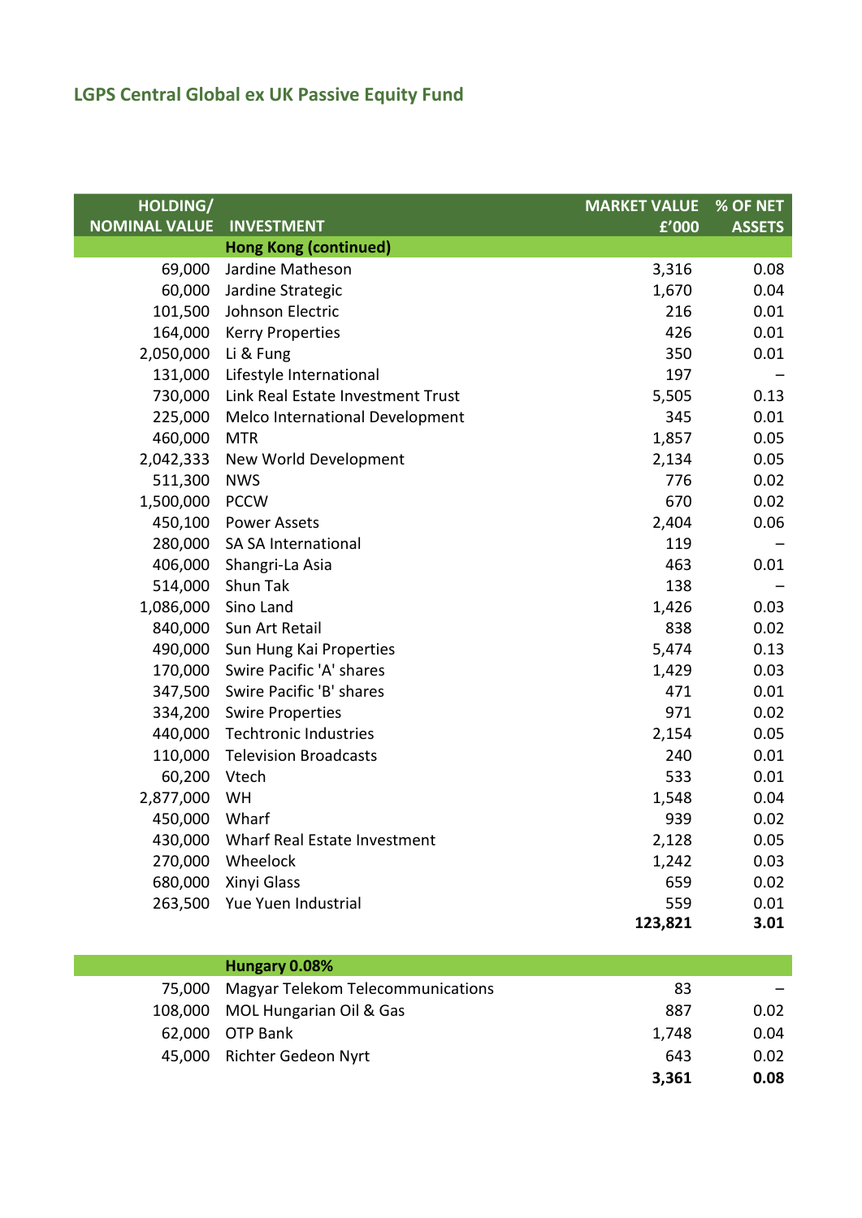## LGPS Central Global ex UK Passive Equity Fund

| HOLDING/ NOMINAL VALUE | INVESTMENT | MARKET VALUE £'000 | % OF NET ASSETS |
|---|---|---|---|
| | **Hong Kong (continued)** | | |
| 69,000 | Jardine Matheson | 3,316 | 0.08 |
| 60,000 | Jardine Strategic | 1,670 | 0.04 |
| 101,500 | Johnson Electric | 216 | 0.01 |
| 164,000 | Kerry Properties | 426 | 0.01 |
| 2,050,000 | Li & Fung | 350 | 0.01 |
| 131,000 | Lifestyle International | 197 | – |
| 730,000 | Link Real Estate Investment Trust | 5,505 | 0.13 |
| 225,000 | Melco International Development | 345 | 0.01 |
| 460,000 | MTR | 1,857 | 0.05 |
| 2,042,333 | New World Development | 2,134 | 0.05 |
| 511,300 | NWS | 776 | 0.02 |
| 1,500,000 | PCCW | 670 | 0.02 |
| 450,100 | Power Assets | 2,404 | 0.06 |
| 280,000 | SA SA International | 119 | – |
| 406,000 | Shangri-La Asia | 463 | 0.01 |
| 514,000 | Shun Tak | 138 | – |
| 1,086,000 | Sino Land | 1,426 | 0.03 |
| 840,000 | Sun Art Retail | 838 | 0.02 |
| 490,000 | Sun Hung Kai Properties | 5,474 | 0.13 |
| 170,000 | Swire Pacific 'A' shares | 1,429 | 0.03 |
| 347,500 | Swire Pacific 'B' shares | 471 | 0.01 |
| 334,200 | Swire Properties | 971 | 0.02 |
| 440,000 | Techtronic Industries | 2,154 | 0.05 |
| 110,000 | Television Broadcasts | 240 | 0.01 |
| 60,200 | Vtech | 533 | 0.01 |
| 2,877,000 | WH | 1,548 | 0.04 |
| 450,000 | Wharf | 939 | 0.02 |
| 430,000 | Wharf Real Estate Investment | 2,128 | 0.05 |
| 270,000 | Wheelock | 1,242 | 0.03 |
| 680,000 | Xinyi Glass | 659 | 0.02 |
| 263,500 | Yue Yuen Industrial | 559 | 0.01 |
| | | **123,821** | **3.01** |
| | **Hungary 0.08%** | | |
| 75,000 | Magyar Telekom Telecommunications | 83 | – |
| 108,000 | MOL Hungarian Oil & Gas | 887 | 0.02 |
| 62,000 | OTP Bank | 1,748 | 0.04 |
| 45,000 | Richter Gedeon Nyrt | 643 | 0.02 |
| | | **3,361** | **0.08** |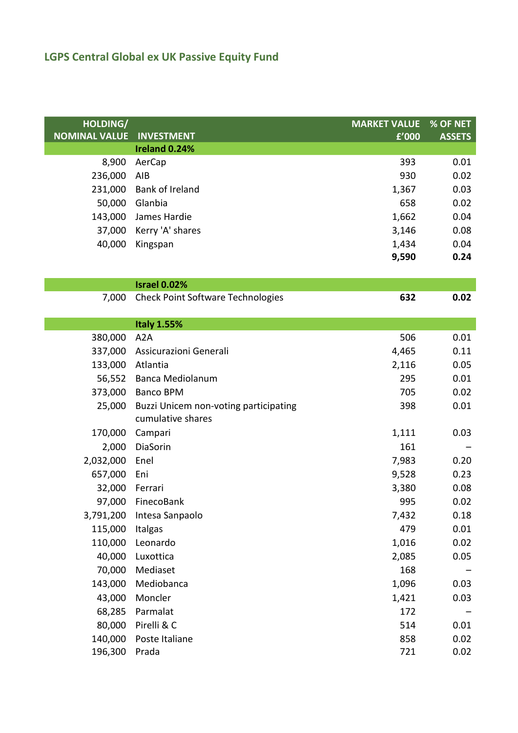## LGPS Central Global ex UK Passive Equity Fund

| HOLDING/ NOMINAL VALUE | INVESTMENT | MARKET VALUE £'000 | % OF NET ASSETS |
|---|---|---|---|
| | **Ireland 0.24%** | | |
| 8,900 | AerCap | 393 | 0.01 |
| 236,000 | AIB | 930 | 0.02 |
| 231,000 | Bank of Ireland | 1,367 | 0.03 |
| 50,000 | Glanbia | 658 | 0.02 |
| 143,000 | James Hardie | 1,662 | 0.04 |
| 37,000 | Kerry 'A' shares | 3,146 | 0.08 |
| 40,000 | Kingspan | 1,434 | 0.04 |
| | | **9,590** | **0.24** |
| | **Israel 0.02%** | | |
| 7,000 | Check Point Software Technologies | **632** | **0.02** |
| | **Italy 1.55%** | | |
| 380,000 | A2A | 506 | 0.01 |
| 337,000 | Assicurazioni Generali | 4,465 | 0.11 |
| 133,000 | Atlantia | 2,116 | 0.05 |
| 56,552 | Banca Mediolanum | 295 | 0.01 |
| 373,000 | Banco BPM | 705 | 0.02 |
| 25,000 | Buzzi Unicem non-voting participating cumulative shares | 398 | 0.01 |
| 170,000 | Campari | 1,111 | 0.03 |
| 2,000 | DiaSorin | 161 | – |
| 2,032,000 | Enel | 7,983 | 0.20 |
| 657,000 | Eni | 9,528 | 0.23 |
| 32,000 | Ferrari | 3,380 | 0.08 |
| 97,000 | FinecoBank | 995 | 0.02 |
| 3,791,200 | Intesa Sanpaolo | 7,432 | 0.18 |
| 115,000 | Italgas | 479 | 0.01 |
| 110,000 | Leonardo | 1,016 | 0.02 |
| 40,000 | Luxottica | 2,085 | 0.05 |
| 70,000 | Mediaset | 168 | – |
| 143,000 | Mediobanca | 1,096 | 0.03 |
| 43,000 | Moncler | 1,421 | 0.03 |
| 68,285 | Parmalat | 172 | – |
| 80,000 | Pirelli & C | 514 | 0.01 |
| 140,000 | Poste Italiane | 858 | 0.02 |
| 196,300 | Prada | 721 | 0.02 |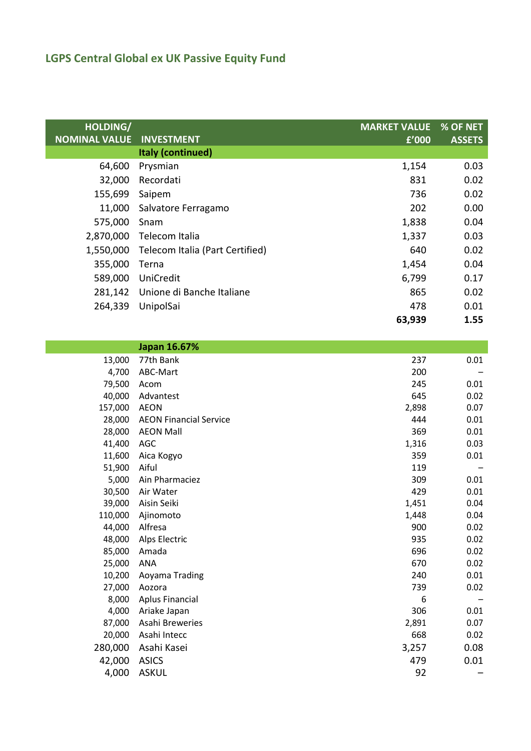## LGPS Central Global ex UK Passive Equity Fund

| HOLDING/ NOMINAL VALUE | INVESTMENT | MARKET VALUE £'000 | % OF NET ASSETS |
|---|---|---|---|
| | **Italy (continued)** | | |
| 64,600 | Prysmian | 1,154 | 0.03 |
| 32,000 | Recordati | 831 | 0.02 |
| 155,699 | Saipem | 736 | 0.02 |
| 11,000 | Salvatore Ferragamo | 202 | 0.00 |
| 575,000 | Snam | 1,838 | 0.04 |
| 2,870,000 | Telecom Italia | 1,337 | 0.03 |
| 1,550,000 | Telecom Italia (Part Certified) | 640 | 0.02 |
| 355,000 | Terna | 1,454 | 0.04 |
| 589,000 | UniCredit | 6,799 | 0.17 |
| 281,142 | Unione di Banche Italiane | 865 | 0.02 |
| 264,339 | UnipolSai | 478 | 0.01 |
| | | **63,939** | **1.55** |
| | **Japan 16.67%** | | |
| 13,000 | 77th Bank | 237 | 0.01 |
| 4,700 | ABC-Mart | 200 | – |
| 79,500 | Acom | 245 | 0.01 |
| 40,000 | Advantest | 645 | 0.02 |
| 157,000 | AEON | 2,898 | 0.07 |
| 28,000 | AEON Financial Service | 444 | 0.01 |
| 28,000 | AEON Mall | 369 | 0.01 |
| 41,400 | AGC | 1,316 | 0.03 |
| 11,600 | Aica Kogyo | 359 | 0.01 |
| 51,900 | Aiful | 119 | – |
| 5,000 | Ain Pharmaciez | 309 | 0.01 |
| 30,500 | Air Water | 429 | 0.01 |
| 39,000 | Aisin Seiki | 1,451 | 0.04 |
| 110,000 | Ajinomoto | 1,448 | 0.04 |
| 44,000 | Alfresa | 900 | 0.02 |
| 48,000 | Alps Electric | 935 | 0.02 |
| 85,000 | Amada | 696 | 0.02 |
| 25,000 | ANA | 670 | 0.02 |
| 10,200 | Aoyama Trading | 240 | 0.01 |
| 27,000 | Aozora | 739 | 0.02 |
| 8,000 | Aplus Financial | 6 | – |
| 4,000 | Ariake Japan | 306 | 0.01 |
| 87,000 | Asahi Breweries | 2,891 | 0.07 |
| 20,000 | Asahi Intecc | 668 | 0.02 |
| 280,000 | Asahi Kasei | 3,257 | 0.08 |
| 42,000 | ASICS | 479 | 0.01 |
| 4,000 | ASKUL | 92 | – |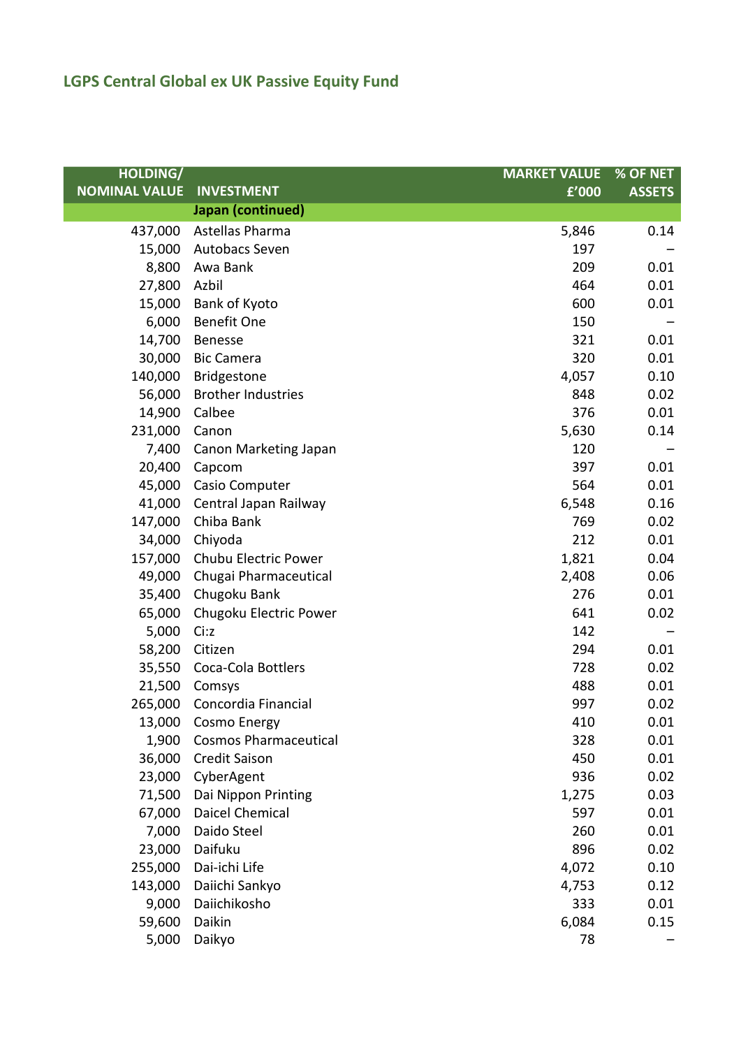## LGPS Central Global ex UK Passive Equity Fund

| HOLDING/ NOMINAL VALUE | INVESTMENT | MARKET VALUE £'000 | % OF NET ASSETS |
|---|---|---|---|
| | **Japan (continued)** | | |
| 437,000 | Astellas Pharma | 5,846 | 0.14 |
| 15,000 | Autobacs Seven | 197 | – |
| 8,800 | Awa Bank | 209 | 0.01 |
| 27,800 | Azbil | 464 | 0.01 |
| 15,000 | Bank of Kyoto | 600 | 0.01 |
| 6,000 | Benefit One | 150 | – |
| 14,700 | Benesse | 321 | 0.01 |
| 30,000 | Bic Camera | 320 | 0.01 |
| 140,000 | Bridgestone | 4,057 | 0.10 |
| 56,000 | Brother Industries | 848 | 0.02 |
| 14,900 | Calbee | 376 | 0.01 |
| 231,000 | Canon | 5,630 | 0.14 |
| 7,400 | Canon Marketing Japan | 120 | – |
| 20,400 | Capcom | 397 | 0.01 |
| 45,000 | Casio Computer | 564 | 0.01 |
| 41,000 | Central Japan Railway | 6,548 | 0.16 |
| 147,000 | Chiba Bank | 769 | 0.02 |
| 34,000 | Chiyoda | 212 | 0.01 |
| 157,000 | Chubu Electric Power | 1,821 | 0.04 |
| 49,000 | Chugai Pharmaceutical | 2,408 | 0.06 |
| 35,400 | Chugoku Bank | 276 | 0.01 |
| 65,000 | Chugoku Electric Power | 641 | 0.02 |
| 5,000 | Ci:z | 142 | – |
| 58,200 | Citizen | 294 | 0.01 |
| 35,550 | Coca-Cola Bottlers | 728 | 0.02 |
| 21,500 | Comsys | 488 | 0.01 |
| 265,000 | Concordia Financial | 997 | 0.02 |
| 13,000 | Cosmo Energy | 410 | 0.01 |
| 1,900 | Cosmos Pharmaceutical | 328 | 0.01 |
| 36,000 | Credit Saison | 450 | 0.01 |
| 23,000 | CyberAgent | 936 | 0.02 |
| 71,500 | Dai Nippon Printing | 1,275 | 0.03 |
| 67,000 | Daicel Chemical | 597 | 0.01 |
| 7,000 | Daido Steel | 260 | 0.01 |
| 23,000 | Daifuku | 896 | 0.02 |
| 255,000 | Dai-ichi Life | 4,072 | 0.10 |
| 143,000 | Daiichi Sankyo | 4,753 | 0.12 |
| 9,000 | Daiichikosho | 333 | 0.01 |
| 59,600 | Daikin | 6,084 | 0.15 |
| 5,000 | Daikyo | 78 | – |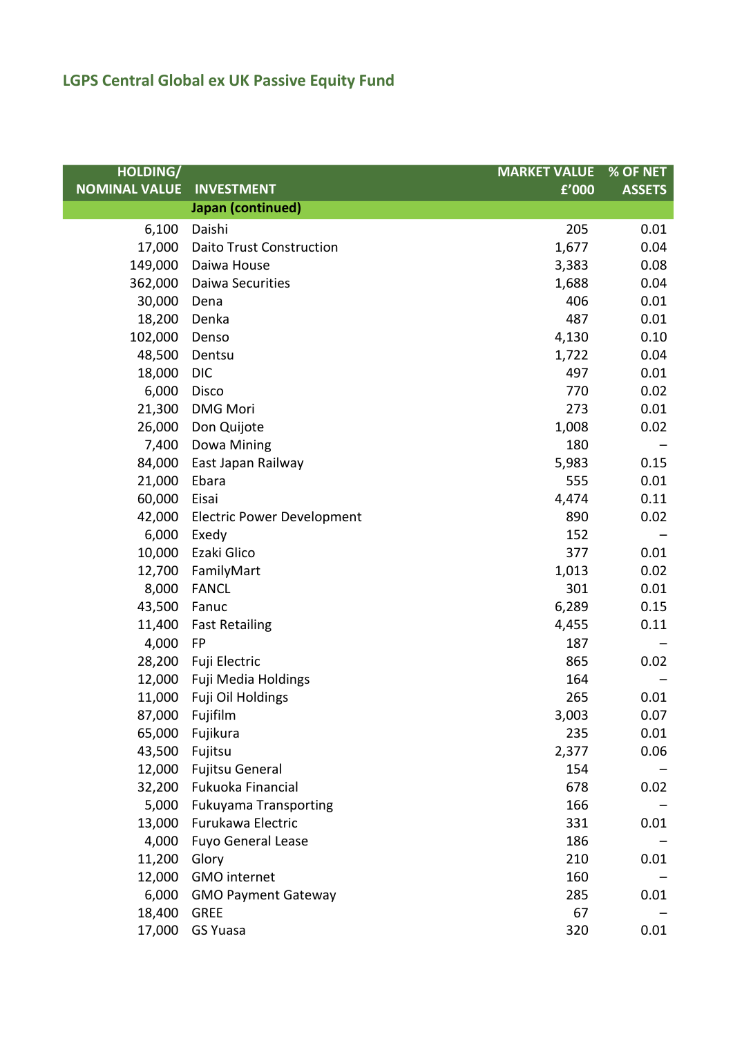## LGPS Central Global ex UK Passive Equity Fund

| HOLDING/ NOMINAL VALUE | INVESTMENT | MARKET VALUE £'000 | % OF NET ASSETS |
|---|---|---|---|
| | **Japan (continued)** | | |
| 6,100 | Daishi | 205 | 0.01 |
| 17,000 | Daito Trust Construction | 1,677 | 0.04 |
| 149,000 | Daiwa House | 3,383 | 0.08 |
| 362,000 | Daiwa Securities | 1,688 | 0.04 |
| 30,000 | Dena | 406 | 0.01 |
| 18,200 | Denka | 487 | 0.01 |
| 102,000 | Denso | 4,130 | 0.10 |
| 48,500 | Dentsu | 1,722 | 0.04 |
| 18,000 | DIC | 497 | 0.01 |
| 6,000 | Disco | 770 | 0.02 |
| 21,300 | DMG Mori | 273 | 0.01 |
| 26,000 | Don Quijote | 1,008 | 0.02 |
| 7,400 | Dowa Mining | 180 | – |
| 84,000 | East Japan Railway | 5,983 | 0.15 |
| 21,000 | Ebara | 555 | 0.01 |
| 60,000 | Eisai | 4,474 | 0.11 |
| 42,000 | Electric Power Development | 890 | 0.02 |
| 6,000 | Exedy | 152 | – |
| 10,000 | Ezaki Glico | 377 | 0.01 |
| 12,700 | FamilyMart | 1,013 | 0.02 |
| 8,000 | FANCL | 301 | 0.01 |
| 43,500 | Fanuc | 6,289 | 0.15 |
| 11,400 | Fast Retailing | 4,455 | 0.11 |
| 4,000 | FP | 187 | – |
| 28,200 | Fuji Electric | 865 | 0.02 |
| 12,000 | Fuji Media Holdings | 164 | – |
| 11,000 | Fuji Oil Holdings | 265 | 0.01 |
| 87,000 | Fujifilm | 3,003 | 0.07 |
| 65,000 | Fujikura | 235 | 0.01 |
| 43,500 | Fujitsu | 2,377 | 0.06 |
| 12,000 | Fujitsu General | 154 | – |
| 32,200 | Fukuoka Financial | 678 | 0.02 |
| 5,000 | Fukuyama Transporting | 166 | – |
| 13,000 | Furukawa Electric | 331 | 0.01 |
| 4,000 | Fuyo General Lease | 186 | – |
| 11,200 | Glory | 210 | 0.01 |
| 12,000 | GMO internet | 160 | – |
| 6,000 | GMO Payment Gateway | 285 | 0.01 |
| 18,400 | GREE | 67 | – |
| 17,000 | GS Yuasa | 320 | 0.01 |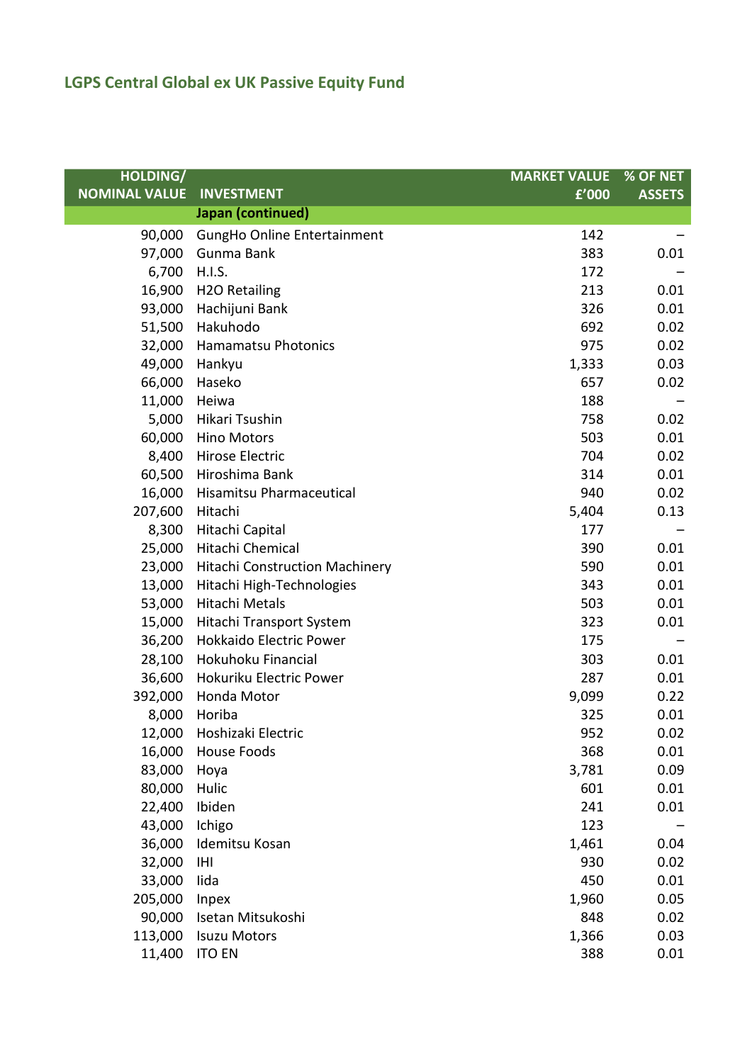## LGPS Central Global ex UK Passive Equity Fund

| HOLDING/ NOMINAL VALUE | INVESTMENT | MARKET VALUE £'000 | % OF NET ASSETS |
|---|---|---|---|
| | **Japan (continued)** | | |
| 90,000 | GungHo Online Entertainment | 142 | – |
| 97,000 | Gunma Bank | 383 | 0.01 |
| 6,700 | H.I.S. | 172 | – |
| 16,900 | H2O Retailing | 213 | 0.01 |
| 93,000 | Hachijuni Bank | 326 | 0.01 |
| 51,500 | Hakuhodo | 692 | 0.02 |
| 32,000 | Hamamatsu Photonics | 975 | 0.02 |
| 49,000 | Hankyu | 1,333 | 0.03 |
| 66,000 | Haseko | 657 | 0.02 |
| 11,000 | Heiwa | 188 | – |
| 5,000 | Hikari Tsushin | 758 | 0.02 |
| 60,000 | Hino Motors | 503 | 0.01 |
| 8,400 | Hirose Electric | 704 | 0.02 |
| 60,500 | Hiroshima Bank | 314 | 0.01 |
| 16,000 | Hisamitsu Pharmaceutical | 940 | 0.02 |
| 207,600 | Hitachi | 5,404 | 0.13 |
| 8,300 | Hitachi Capital | 177 | – |
| 25,000 | Hitachi Chemical | 390 | 0.01 |
| 23,000 | Hitachi Construction Machinery | 590 | 0.01 |
| 13,000 | Hitachi High-Technologies | 343 | 0.01 |
| 53,000 | Hitachi Metals | 503 | 0.01 |
| 15,000 | Hitachi Transport System | 323 | 0.01 |
| 36,200 | Hokkaido Electric Power | 175 | – |
| 28,100 | Hokuhoku Financial | 303 | 0.01 |
| 36,600 | Hokuriku Electric Power | 287 | 0.01 |
| 392,000 | Honda Motor | 9,099 | 0.22 |
| 8,000 | Horiba | 325 | 0.01 |
| 12,000 | Hoshizaki Electric | 952 | 0.02 |
| 16,000 | House Foods | 368 | 0.01 |
| 83,000 | Hoya | 3,781 | 0.09 |
| 80,000 | Hulic | 601 | 0.01 |
| 22,400 | Ibiden | 241 | 0.01 |
| 43,000 | Ichigo | 123 | – |
| 36,000 | Idemitsu Kosan | 1,461 | 0.04 |
| 32,000 | IHI | 930 | 0.02 |
| 33,000 | Iida | 450 | 0.01 |
| 205,000 | Inpex | 1,960 | 0.05 |
| 90,000 | Isetan Mitsukoshi | 848 | 0.02 |
| 113,000 | Isuzu Motors | 1,366 | 0.03 |
| 11,400 | ITO EN | 388 | 0.01 |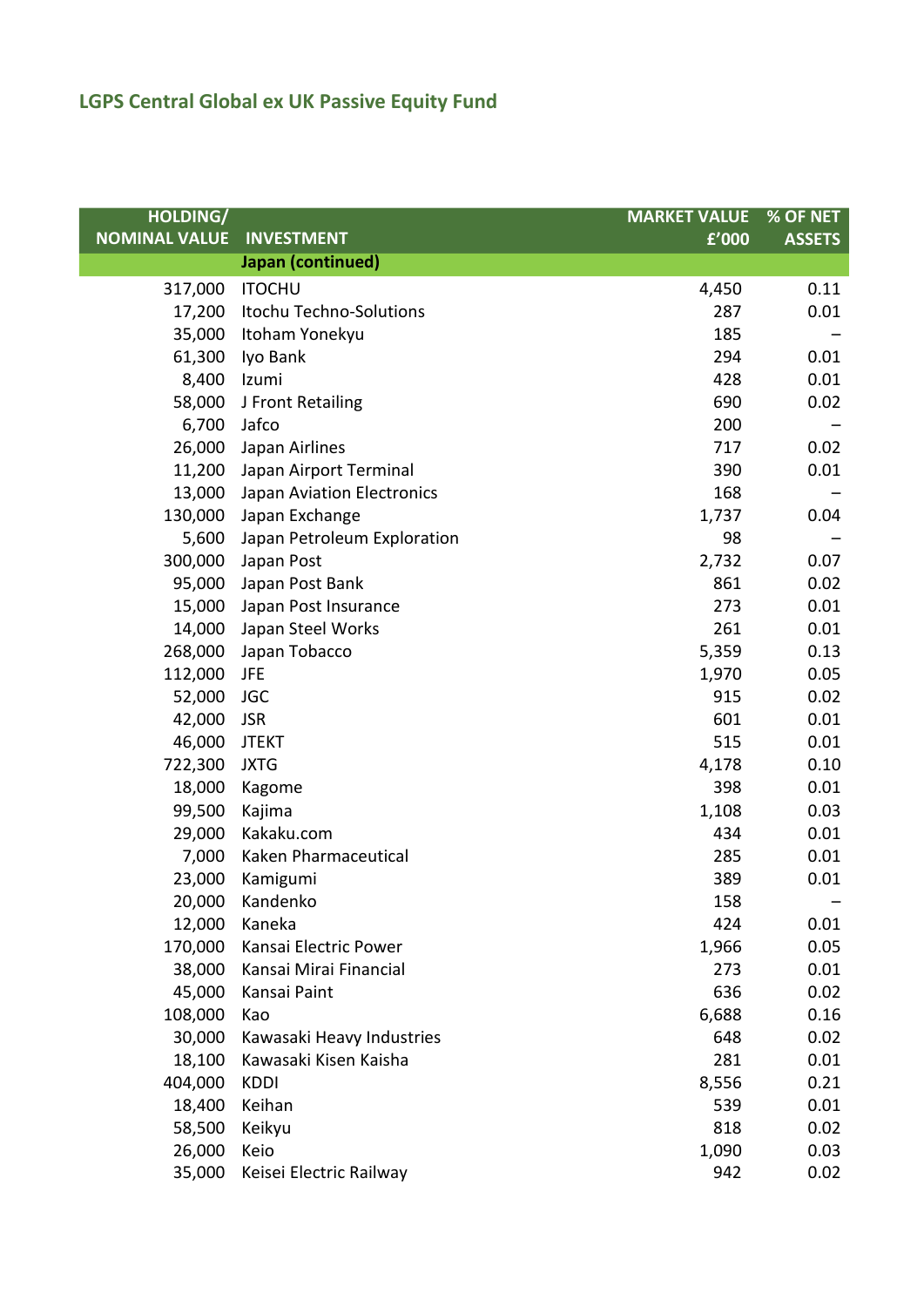## LGPS Central Global ex UK Passive Equity Fund

| HOLDING/ NOMINAL VALUE | INVESTMENT | MARKET VALUE £'000 | % OF NET ASSETS |
|---|---|---|---|
| | **Japan (continued)** | | |
| 317,000 | ITOCHU | 4,450 | 0.11 |
| 17,200 | Itochu Techno-Solutions | 287 | 0.01 |
| 35,000 | Itoham Yonekyu | 185 | – |
| 61,300 | Iyo Bank | 294 | 0.01 |
| 8,400 | Izumi | 428 | 0.01 |
| 58,000 | J Front Retailing | 690 | 0.02 |
| 6,700 | Jafco | 200 | – |
| 26,000 | Japan Airlines | 717 | 0.02 |
| 11,200 | Japan Airport Terminal | 390 | 0.01 |
| 13,000 | Japan Aviation Electronics | 168 | – |
| 130,000 | Japan Exchange | 1,737 | 0.04 |
| 5,600 | Japan Petroleum Exploration | 98 | – |
| 300,000 | Japan Post | 2,732 | 0.07 |
| 95,000 | Japan Post Bank | 861 | 0.02 |
| 15,000 | Japan Post Insurance | 273 | 0.01 |
| 14,000 | Japan Steel Works | 261 | 0.01 |
| 268,000 | Japan Tobacco | 5,359 | 0.13 |
| 112,000 | JFE | 1,970 | 0.05 |
| 52,000 | JGC | 915 | 0.02 |
| 42,000 | JSR | 601 | 0.01 |
| 46,000 | JTEKT | 515 | 0.01 |
| 722,300 | JXTG | 4,178 | 0.10 |
| 18,000 | Kagome | 398 | 0.01 |
| 99,500 | Kajima | 1,108 | 0.03 |
| 29,000 | Kakaku.com | 434 | 0.01 |
| 7,000 | Kaken Pharmaceutical | 285 | 0.01 |
| 23,000 | Kamigumi | 389 | 0.01 |
| 20,000 | Kandenko | 158 | – |
| 12,000 | Kaneka | 424 | 0.01 |
| 170,000 | Kansai Electric Power | 1,966 | 0.05 |
| 38,000 | Kansai Mirai Financial | 273 | 0.01 |
| 45,000 | Kansai Paint | 636 | 0.02 |
| 108,000 | Kao | 6,688 | 0.16 |
| 30,000 | Kawasaki Heavy Industries | 648 | 0.02 |
| 18,100 | Kawasaki Kisen Kaisha | 281 | 0.01 |
| 404,000 | KDDI | 8,556 | 0.21 |
| 18,400 | Keihan | 539 | 0.01 |
| 58,500 | Keikyu | 818 | 0.02 |
| 26,000 | Keio | 1,090 | 0.03 |
| 35,000 | Keisei Electric Railway | 942 | 0.02 |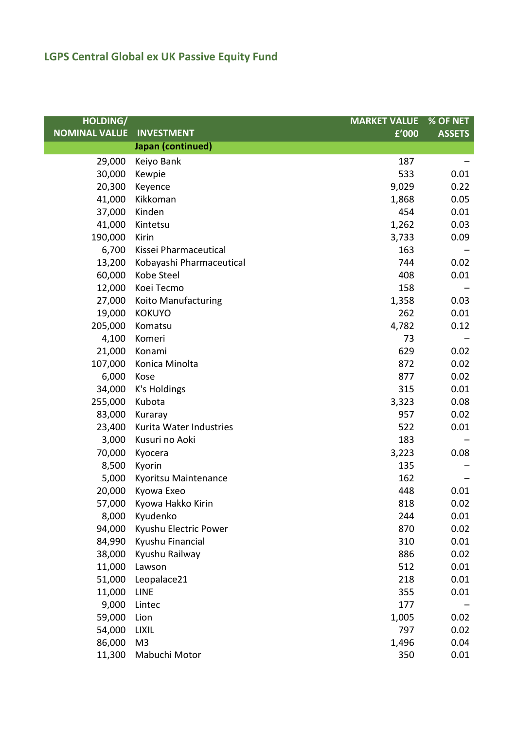## LGPS Central Global ex UK Passive Equity Fund

| HOLDING/ NOMINAL VALUE | INVESTMENT | MARKET VALUE £'000 | % OF NET ASSETS |
|---|---|---|---|
| | **Japan (continued)** | | |
| 29,000 | Keiyo Bank | 187 | – |
| 30,000 | Kewpie | 533 | 0.01 |
| 20,300 | Keyence | 9,029 | 0.22 |
| 41,000 | Kikkoman | 1,868 | 0.05 |
| 37,000 | Kinden | 454 | 0.01 |
| 41,000 | Kintetsu | 1,262 | 0.03 |
| 190,000 | Kirin | 3,733 | 0.09 |
| 6,700 | Kissei Pharmaceutical | 163 | – |
| 13,200 | Kobayashi Pharmaceutical | 744 | 0.02 |
| 60,000 | Kobe Steel | 408 | 0.01 |
| 12,000 | Koei Tecmo | 158 | – |
| 27,000 | Koito Manufacturing | 1,358 | 0.03 |
| 19,000 | KOKUYO | 262 | 0.01 |
| 205,000 | Komatsu | 4,782 | 0.12 |
| 4,100 | Komeri | 73 | – |
| 21,000 | Konami | 629 | 0.02 |
| 107,000 | Konica Minolta | 872 | 0.02 |
| 6,000 | Kose | 877 | 0.02 |
| 34,000 | K's Holdings | 315 | 0.01 |
| 255,000 | Kubota | 3,323 | 0.08 |
| 83,000 | Kuraray | 957 | 0.02 |
| 23,400 | Kurita Water Industries | 522 | 0.01 |
| 3,000 | Kusuri no Aoki | 183 | – |
| 70,000 | Kyocera | 3,223 | 0.08 |
| 8,500 | Kyorin | 135 | – |
| 5,000 | Kyoritsu Maintenance | 162 | – |
| 20,000 | Kyowa Exeo | 448 | 0.01 |
| 57,000 | Kyowa Hakko Kirin | 818 | 0.02 |
| 8,000 | Kyudenko | 244 | 0.01 |
| 94,000 | Kyushu Electric Power | 870 | 0.02 |
| 84,990 | Kyushu Financial | 310 | 0.01 |
| 38,000 | Kyushu Railway | 886 | 0.02 |
| 11,000 | Lawson | 512 | 0.01 |
| 51,000 | Leopalace21 | 218 | 0.01 |
| 11,000 | LINE | 355 | 0.01 |
| 9,000 | Lintec | 177 | – |
| 59,000 | Lion | 1,005 | 0.02 |
| 54,000 | LIXIL | 797 | 0.02 |
| 86,000 | M3 | 1,496 | 0.04 |
| 11,300 | Mabuchi Motor | 350 | 0.01 |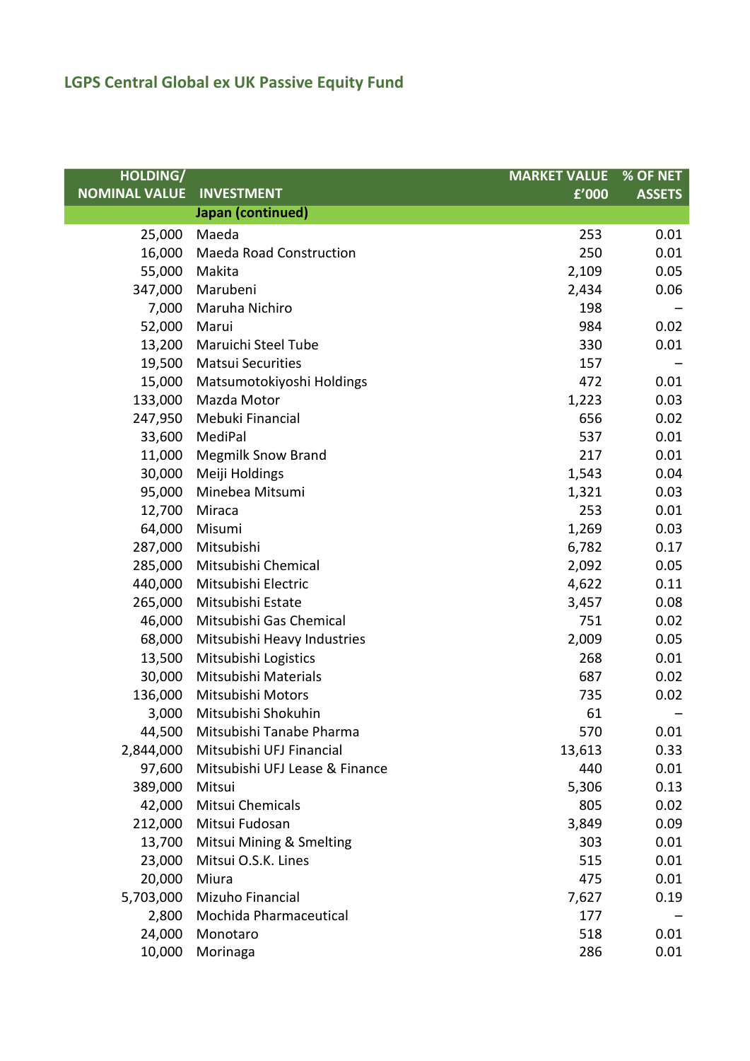## LGPS Central Global ex UK Passive Equity Fund

| HOLDING/ NOMINAL VALUE | INVESTMENT | MARKET VALUE £'000 | % OF NET ASSETS |
|---|---|---|---|
| | **Japan (continued)** | | |
| 25,000 | Maeda | 253 | 0.01 |
| 16,000 | Maeda Road Construction | 250 | 0.01 |
| 55,000 | Makita | 2,109 | 0.05 |
| 347,000 | Marubeni | 2,434 | 0.06 |
| 7,000 | Maruha Nichiro | 198 | – |
| 52,000 | Marui | 984 | 0.02 |
| 13,200 | Maruichi Steel Tube | 330 | 0.01 |
| 19,500 | Matsui Securities | 157 | – |
| 15,000 | Matsumotokiyoshi Holdings | 472 | 0.01 |
| 133,000 | Mazda Motor | 1,223 | 0.03 |
| 247,950 | Mebuki Financial | 656 | 0.02 |
| 33,600 | MediPal | 537 | 0.01 |
| 11,000 | Megmilk Snow Brand | 217 | 0.01 |
| 30,000 | Meiji Holdings | 1,543 | 0.04 |
| 95,000 | Minebea Mitsumi | 1,321 | 0.03 |
| 12,700 | Miraca | 253 | 0.01 |
| 64,000 | Misumi | 1,269 | 0.03 |
| 287,000 | Mitsubishi | 6,782 | 0.17 |
| 285,000 | Mitsubishi Chemical | 2,092 | 0.05 |
| 440,000 | Mitsubishi Electric | 4,622 | 0.11 |
| 265,000 | Mitsubishi Estate | 3,457 | 0.08 |
| 46,000 | Mitsubishi Gas Chemical | 751 | 0.02 |
| 68,000 | Mitsubishi Heavy Industries | 2,009 | 0.05 |
| 13,500 | Mitsubishi Logistics | 268 | 0.01 |
| 30,000 | Mitsubishi Materials | 687 | 0.02 |
| 136,000 | Mitsubishi Motors | 735 | 0.02 |
| 3,000 | Mitsubishi Shokuhin | 61 | – |
| 44,500 | Mitsubishi Tanabe Pharma | 570 | 0.01 |
| 2,844,000 | Mitsubishi UFJ Financial | 13,613 | 0.33 |
| 97,600 | Mitsubishi UFJ Lease & Finance | 440 | 0.01 |
| 389,000 | Mitsui | 5,306 | 0.13 |
| 42,000 | Mitsui Chemicals | 805 | 0.02 |
| 212,000 | Mitsui Fudosan | 3,849 | 0.09 |
| 13,700 | Mitsui Mining & Smelting | 303 | 0.01 |
| 23,000 | Mitsui O.S.K. Lines | 515 | 0.01 |
| 20,000 | Miura | 475 | 0.01 |
| 5,703,000 | Mizuho Financial | 7,627 | 0.19 |
| 2,800 | Mochida Pharmaceutical | 177 | – |
| 24,000 | Monotaro | 518 | 0.01 |
| 10,000 | Morinaga | 286 | 0.01 |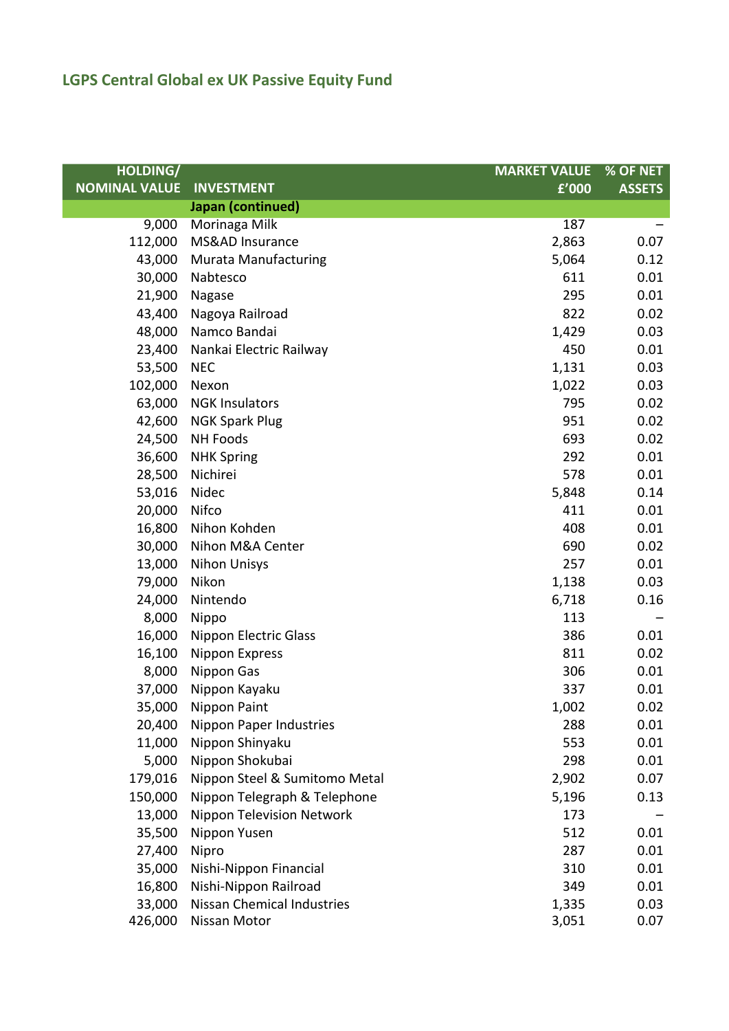## LGPS Central Global ex UK Passive Equity Fund

| HOLDING/ NOMINAL VALUE | INVESTMENT | MARKET VALUE £'000 | % OF NET ASSETS |
|---|---|---|---|
| | **Japan (continued)** | | |
| 9,000 | Morinaga Milk | 187 | – |
| 112,000 | MS&AD Insurance | 2,863 | 0.07 |
| 43,000 | Murata Manufacturing | 5,064 | 0.12 |
| 30,000 | Nabtesco | 611 | 0.01 |
| 21,900 | Nagase | 295 | 0.01 |
| 43,400 | Nagoya Railroad | 822 | 0.02 |
| 48,000 | Namco Bandai | 1,429 | 0.03 |
| 23,400 | Nankai Electric Railway | 450 | 0.01 |
| 53,500 | NEC | 1,131 | 0.03 |
| 102,000 | Nexon | 1,022 | 0.03 |
| 63,000 | NGK Insulators | 795 | 0.02 |
| 42,600 | NGK Spark Plug | 951 | 0.02 |
| 24,500 | NH Foods | 693 | 0.02 |
| 36,600 | NHK Spring | 292 | 0.01 |
| 28,500 | Nichirei | 578 | 0.01 |
| 53,016 | Nidec | 5,848 | 0.14 |
| 20,000 | Nifco | 411 | 0.01 |
| 16,800 | Nihon Kohden | 408 | 0.01 |
| 30,000 | Nihon M&A Center | 690 | 0.02 |
| 13,000 | Nihon Unisys | 257 | 0.01 |
| 79,000 | Nikon | 1,138 | 0.03 |
| 24,000 | Nintendo | 6,718 | 0.16 |
| 8,000 | Nippo | 113 | – |
| 16,000 | Nippon Electric Glass | 386 | 0.01 |
| 16,100 | Nippon Express | 811 | 0.02 |
| 8,000 | Nippon Gas | 306 | 0.01 |
| 37,000 | Nippon Kayaku | 337 | 0.01 |
| 35,000 | Nippon Paint | 1,002 | 0.02 |
| 20,400 | Nippon Paper Industries | 288 | 0.01 |
| 11,000 | Nippon Shinyaku | 553 | 0.01 |
| 5,000 | Nippon Shokubai | 298 | 0.01 |
| 179,016 | Nippon Steel & Sumitomo Metal | 2,902 | 0.07 |
| 150,000 | Nippon Telegraph & Telephone | 5,196 | 0.13 |
| 13,000 | Nippon Television Network | 173 | – |
| 35,500 | Nippon Yusen | 512 | 0.01 |
| 27,400 | Nipro | 287 | 0.01 |
| 35,000 | Nishi-Nippon Financial | 310 | 0.01 |
| 16,800 | Nishi-Nippon Railroad | 349 | 0.01 |
| 33,000 | Nissan Chemical Industries | 1,335 | 0.03 |
| 426,000 | Nissan Motor | 3,051 | 0.07 |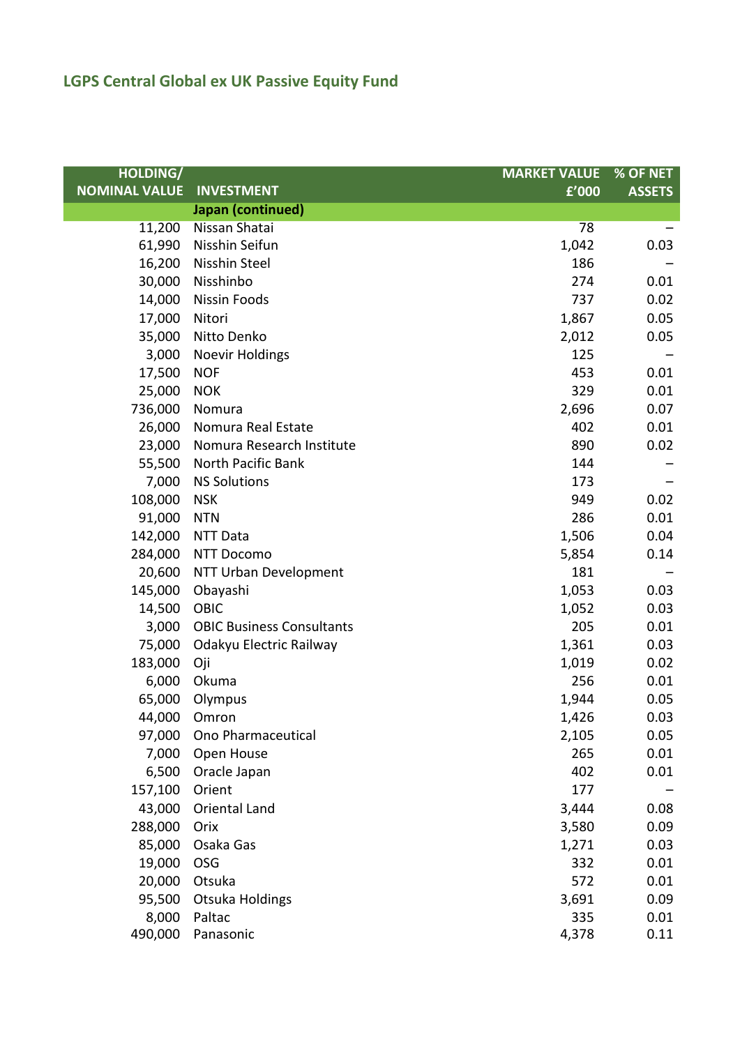## LGPS Central Global ex UK Passive Equity Fund

| HOLDING/ NOMINAL VALUE | INVESTMENT | MARKET VALUE £'000 | % OF NET ASSETS |
|---|---|---|---|
| | **Japan (continued)** | | |
| 11,200 | Nissan Shatai | 78 | – |
| 61,990 | Nisshin Seifun | 1,042 | 0.03 |
| 16,200 | Nisshin Steel | 186 | – |
| 30,000 | Nisshinbo | 274 | 0.01 |
| 14,000 | Nissin Foods | 737 | 0.02 |
| 17,000 | Nitori | 1,867 | 0.05 |
| 35,000 | Nitto Denko | 2,012 | 0.05 |
| 3,000 | Noevir Holdings | 125 | – |
| 17,500 | NOF | 453 | 0.01 |
| 25,000 | NOK | 329 | 0.01 |
| 736,000 | Nomura | 2,696 | 0.07 |
| 26,000 | Nomura Real Estate | 402 | 0.01 |
| 23,000 | Nomura Research Institute | 890 | 0.02 |
| 55,500 | North Pacific Bank | 144 | – |
| 7,000 | NS Solutions | 173 | – |
| 108,000 | NSK | 949 | 0.02 |
| 91,000 | NTN | 286 | 0.01 |
| 142,000 | NTT Data | 1,506 | 0.04 |
| 284,000 | NTT Docomo | 5,854 | 0.14 |
| 20,600 | NTT Urban Development | 181 | – |
| 145,000 | Obayashi | 1,053 | 0.03 |
| 14,500 | OBIC | 1,052 | 0.03 |
| 3,000 | OBIC Business Consultants | 205 | 0.01 |
| 75,000 | Odakyu Electric Railway | 1,361 | 0.03 |
| 183,000 | Oji | 1,019 | 0.02 |
| 6,000 | Okuma | 256 | 0.01 |
| 65,000 | Olympus | 1,944 | 0.05 |
| 44,000 | Omron | 1,426 | 0.03 |
| 97,000 | Ono Pharmaceutical | 2,105 | 0.05 |
| 7,000 | Open House | 265 | 0.01 |
| 6,500 | Oracle Japan | 402 | 0.01 |
| 157,100 | Orient | 177 | – |
| 43,000 | Oriental Land | 3,444 | 0.08 |
| 288,000 | Orix | 3,580 | 0.09 |
| 85,000 | Osaka Gas | 1,271 | 0.03 |
| 19,000 | OSG | 332 | 0.01 |
| 20,000 | Otsuka | 572 | 0.01 |
| 95,500 | Otsuka Holdings | 3,691 | 0.09 |
| 8,000 | Paltac | 335 | 0.01 |
| 490,000 | Panasonic | 4,378 | 0.11 |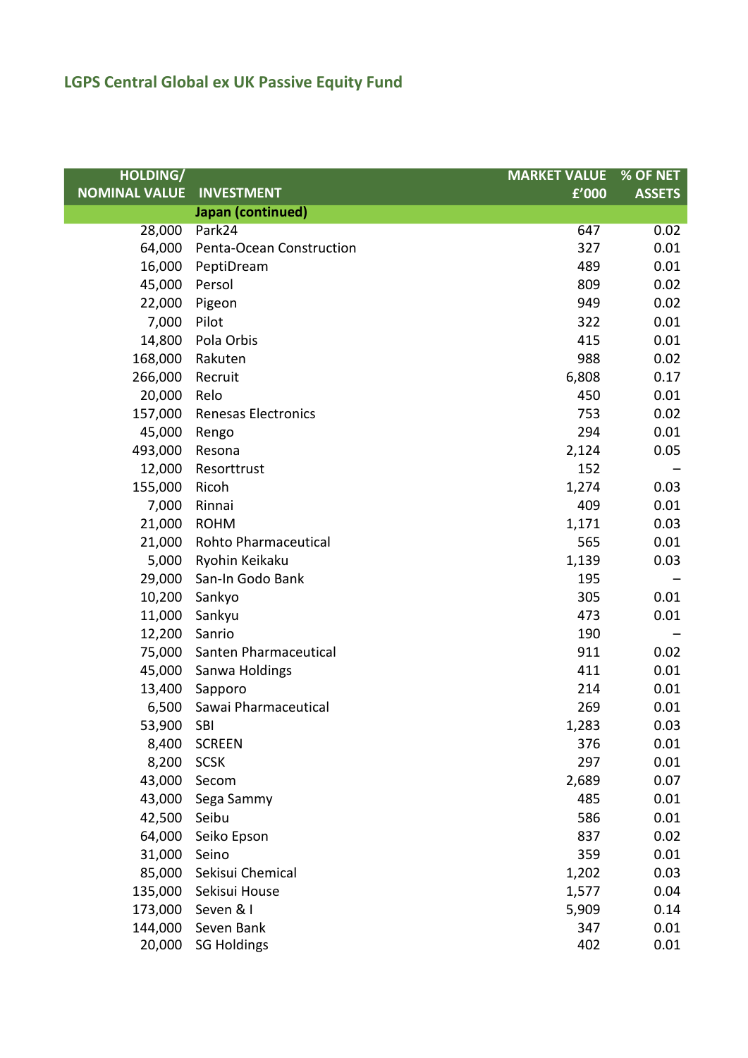## LGPS Central Global ex UK Passive Equity Fund

| HOLDING/ NOMINAL VALUE | INVESTMENT | MARKET VALUE £'000 | % OF NET ASSETS |
|---|---|---|---|
| | **Japan (continued)** | | |
| 28,000 | Park24 | 647 | 0.02 |
| 64,000 | Penta-Ocean Construction | 327 | 0.01 |
| 16,000 | PeptiDream | 489 | 0.01 |
| 45,000 | Persol | 809 | 0.02 |
| 22,000 | Pigeon | 949 | 0.02 |
| 7,000 | Pilot | 322 | 0.01 |
| 14,800 | Pola Orbis | 415 | 0.01 |
| 168,000 | Rakuten | 988 | 0.02 |
| 266,000 | Recruit | 6,808 | 0.17 |
| 20,000 | Relo | 450 | 0.01 |
| 157,000 | Renesas Electronics | 753 | 0.02 |
| 45,000 | Rengo | 294 | 0.01 |
| 493,000 | Resona | 2,124 | 0.05 |
| 12,000 | Resorttrust | 152 | – |
| 155,000 | Ricoh | 1,274 | 0.03 |
| 7,000 | Rinnai | 409 | 0.01 |
| 21,000 | ROHM | 1,171 | 0.03 |
| 21,000 | Rohto Pharmaceutical | 565 | 0.01 |
| 5,000 | Ryohin Keikaku | 1,139 | 0.03 |
| 29,000 | San-In Godo Bank | 195 | – |
| 10,200 | Sankyo | 305 | 0.01 |
| 11,000 | Sankyu | 473 | 0.01 |
| 12,200 | Sanrio | 190 | – |
| 75,000 | Santen Pharmaceutical | 911 | 0.02 |
| 45,000 | Sanwa Holdings | 411 | 0.01 |
| 13,400 | Sapporo | 214 | 0.01 |
| 6,500 | Sawai Pharmaceutical | 269 | 0.01 |
| 53,900 | SBI | 1,283 | 0.03 |
| 8,400 | SCREEN | 376 | 0.01 |
| 8,200 | SCSK | 297 | 0.01 |
| 43,000 | Secom | 2,689 | 0.07 |
| 43,000 | Sega Sammy | 485 | 0.01 |
| 42,500 | Seibu | 586 | 0.01 |
| 64,000 | Seiko Epson | 837 | 0.02 |
| 31,000 | Seino | 359 | 0.01 |
| 85,000 | Sekisui Chemical | 1,202 | 0.03 |
| 135,000 | Sekisui House | 1,577 | 0.04 |
| 173,000 | Seven & I | 5,909 | 0.14 |
| 144,000 | Seven Bank | 347 | 0.01 |
| 20,000 | SG Holdings | 402 | 0.01 |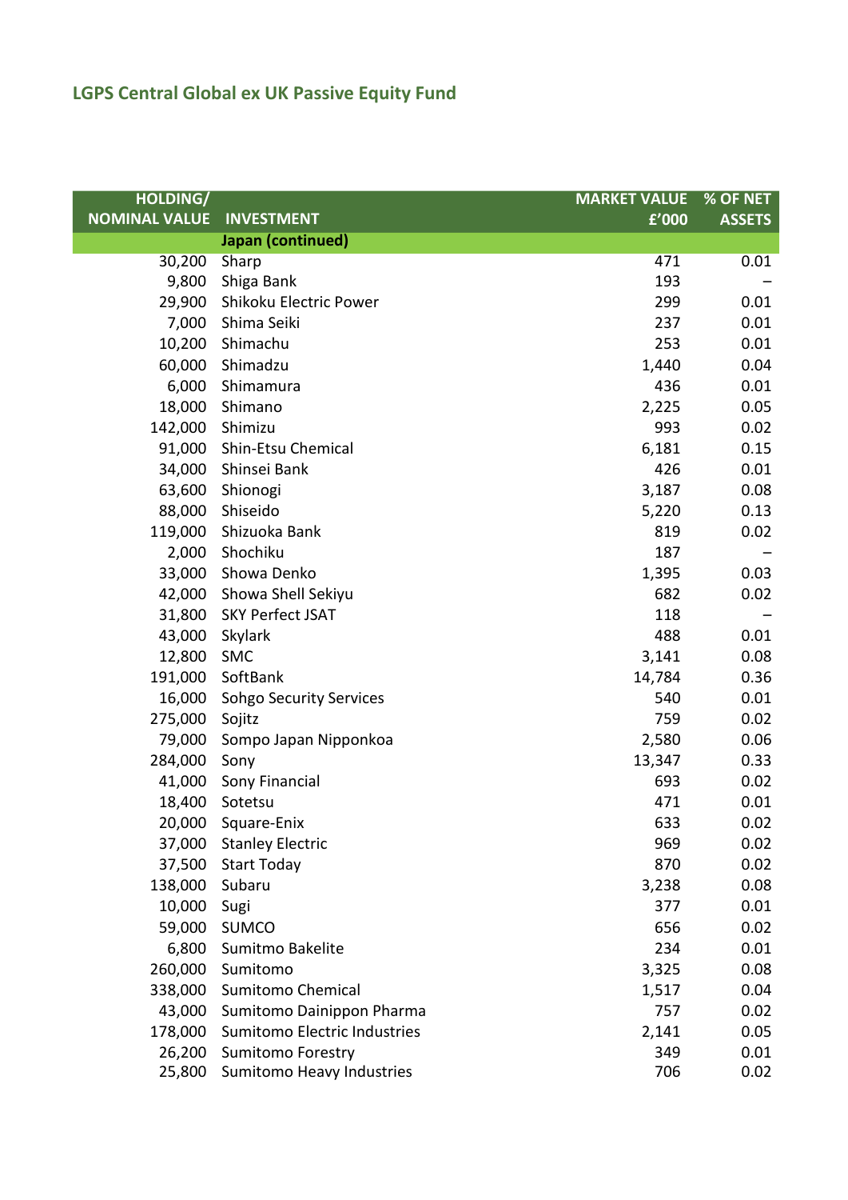## LGPS Central Global ex UK Passive Equity Fund

| HOLDING/ NOMINAL VALUE | INVESTMENT | MARKET VALUE £'000 | % OF NET ASSETS |
|---|---|---|---|
| | **Japan (continued)** | | |
| 30,200 | Sharp | 471 | 0.01 |
| 9,800 | Shiga Bank | 193 | – |
| 29,900 | Shikoku Electric Power | 299 | 0.01 |
| 7,000 | Shima Seiki | 237 | 0.01 |
| 10,200 | Shimachu | 253 | 0.01 |
| 60,000 | Shimadzu | 1,440 | 0.04 |
| 6,000 | Shimamura | 436 | 0.01 |
| 18,000 | Shimano | 2,225 | 0.05 |
| 142,000 | Shimizu | 993 | 0.02 |
| 91,000 | Shin-Etsu Chemical | 6,181 | 0.15 |
| 34,000 | Shinsei Bank | 426 | 0.01 |
| 63,600 | Shionogi | 3,187 | 0.08 |
| 88,000 | Shiseido | 5,220 | 0.13 |
| 119,000 | Shizuoka Bank | 819 | 0.02 |
| 2,000 | Shochiku | 187 | – |
| 33,000 | Showa Denko | 1,395 | 0.03 |
| 42,000 | Showa Shell Sekiyu | 682 | 0.02 |
| 31,800 | SKY Perfect JSAT | 118 | – |
| 43,000 | Skylark | 488 | 0.01 |
| 12,800 | SMC | 3,141 | 0.08 |
| 191,000 | SoftBank | 14,784 | 0.36 |
| 16,000 | Sohgo Security Services | 540 | 0.01 |
| 275,000 | Sojitz | 759 | 0.02 |
| 79,000 | Sompo Japan Nipponkoa | 2,580 | 0.06 |
| 284,000 | Sony | 13,347 | 0.33 |
| 41,000 | Sony Financial | 693 | 0.02 |
| 18,400 | Sotetsu | 471 | 0.01 |
| 20,000 | Square-Enix | 633 | 0.02 |
| 37,000 | Stanley Electric | 969 | 0.02 |
| 37,500 | Start Today | 870 | 0.02 |
| 138,000 | Subaru | 3,238 | 0.08 |
| 10,000 | Sugi | 377 | 0.01 |
| 59,000 | SUMCO | 656 | 0.02 |
| 6,800 | Sumitmo Bakelite | 234 | 0.01 |
| 260,000 | Sumitomo | 3,325 | 0.08 |
| 338,000 | Sumitomo Chemical | 1,517 | 0.04 |
| 43,000 | Sumitomo Dainippon Pharma | 757 | 0.02 |
| 178,000 | Sumitomo Electric Industries | 2,141 | 0.05 |
| 26,200 | Sumitomo Forestry | 349 | 0.01 |
| 25,800 | Sumitomo Heavy Industries | 706 | 0.02 |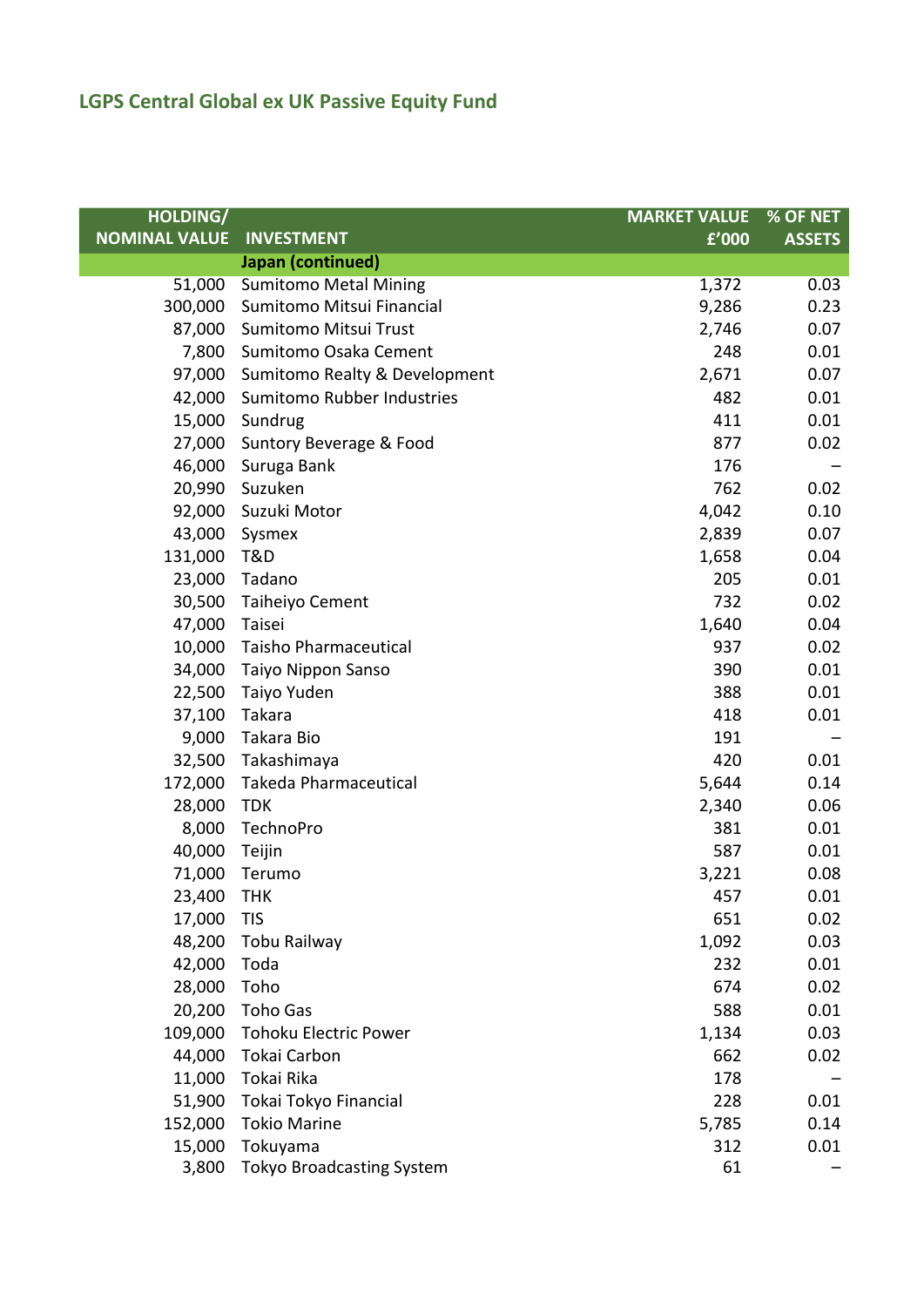## LGPS Central Global ex UK Passive Equity Fund

| HOLDING/ NOMINAL VALUE | INVESTMENT | MARKET VALUE £'000 | % OF NET ASSETS |
|---|---|---|---|
| | **Japan (continued)** | | |
| 51,000 | Sumitomo Metal Mining | 1,372 | 0.03 |
| 300,000 | Sumitomo Mitsui Financial | 9,286 | 0.23 |
| 87,000 | Sumitomo Mitsui Trust | 2,746 | 0.07 |
| 7,800 | Sumitomo Osaka Cement | 248 | 0.01 |
| 97,000 | Sumitomo Realty & Development | 2,671 | 0.07 |
| 42,000 | Sumitomo Rubber Industries | 482 | 0.01 |
| 15,000 | Sundrug | 411 | 0.01 |
| 27,000 | Suntory Beverage & Food | 877 | 0.02 |
| 46,000 | Suruga Bank | 176 | – |
| 20,990 | Suzuken | 762 | 0.02 |
| 92,000 | Suzuki Motor | 4,042 | 0.10 |
| 43,000 | Sysmex | 2,839 | 0.07 |
| 131,000 | T&D | 1,658 | 0.04 |
| 23,000 | Tadano | 205 | 0.01 |
| 30,500 | Taiheiyo Cement | 732 | 0.02 |
| 47,000 | Taisei | 1,640 | 0.04 |
| 10,000 | Taisho Pharmaceutical | 937 | 0.02 |
| 34,000 | Taiyo Nippon Sanso | 390 | 0.01 |
| 22,500 | Taiyo Yuden | 388 | 0.01 |
| 37,100 | Takara | 418 | 0.01 |
| 9,000 | Takara Bio | 191 | – |
| 32,500 | Takashimaya | 420 | 0.01 |
| 172,000 | Takeda Pharmaceutical | 5,644 | 0.14 |
| 28,000 | TDK | 2,340 | 0.06 |
| 8,000 | TechnoPro | 381 | 0.01 |
| 40,000 | Teijin | 587 | 0.01 |
| 71,000 | Terumo | 3,221 | 0.08 |
| 23,400 | THK | 457 | 0.01 |
| 17,000 | TIS | 651 | 0.02 |
| 48,200 | Tobu Railway | 1,092 | 0.03 |
| 42,000 | Toda | 232 | 0.01 |
| 28,000 | Toho | 674 | 0.02 |
| 20,200 | Toho Gas | 588 | 0.01 |
| 109,000 | Tohoku Electric Power | 1,134 | 0.03 |
| 44,000 | Tokai Carbon | 662 | 0.02 |
| 11,000 | Tokai Rika | 178 | – |
| 51,900 | Tokai Tokyo Financial | 228 | 0.01 |
| 152,000 | Tokio Marine | 5,785 | 0.14 |
| 15,000 | Tokuyama | 312 | 0.01 |
| 3,800 | Tokyo Broadcasting System | 61 | – |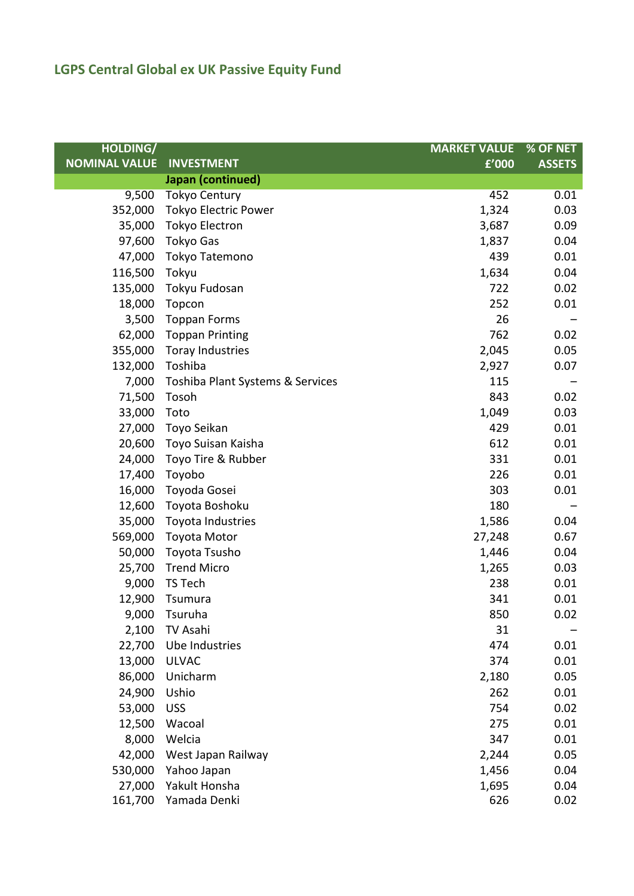## LGPS Central Global ex UK Passive Equity Fund

| HOLDING/ NOMINAL VALUE | INVESTMENT | MARKET VALUE £'000 | % OF NET ASSETS |
|---|---|---|---|
| | **Japan (continued)** | | |
| 9,500 | Tokyo Century | 452 | 0.01 |
| 352,000 | Tokyo Electric Power | 1,324 | 0.03 |
| 35,000 | Tokyo Electron | 3,687 | 0.09 |
| 97,600 | Tokyo Gas | 1,837 | 0.04 |
| 47,000 | Tokyo Tatemono | 439 | 0.01 |
| 116,500 | Tokyu | 1,634 | 0.04 |
| 135,000 | Tokyu Fudosan | 722 | 0.02 |
| 18,000 | Topcon | 252 | 0.01 |
| 3,500 | Toppan Forms | 26 | – |
| 62,000 | Toppan Printing | 762 | 0.02 |
| 355,000 | Toray Industries | 2,045 | 0.05 |
| 132,000 | Toshiba | 2,927 | 0.07 |
| 7,000 | Toshiba Plant Systems & Services | 115 | – |
| 71,500 | Tosoh | 843 | 0.02 |
| 33,000 | Toto | 1,049 | 0.03 |
| 27,000 | Toyo Seikan | 429 | 0.01 |
| 20,600 | Toyo Suisan Kaisha | 612 | 0.01 |
| 24,000 | Toyo Tire & Rubber | 331 | 0.01 |
| 17,400 | Toyobo | 226 | 0.01 |
| 16,000 | Toyoda Gosei | 303 | 0.01 |
| 12,600 | Toyota Boshoku | 180 | – |
| 35,000 | Toyota Industries | 1,586 | 0.04 |
| 569,000 | Toyota Motor | 27,248 | 0.67 |
| 50,000 | Toyota Tsusho | 1,446 | 0.04 |
| 25,700 | Trend Micro | 1,265 | 0.03 |
| 9,000 | TS Tech | 238 | 0.01 |
| 12,900 | Tsumura | 341 | 0.01 |
| 9,000 | Tsuruha | 850 | 0.02 |
| 2,100 | TV Asahi | 31 | – |
| 22,700 | Ube Industries | 474 | 0.01 |
| 13,000 | ULVAC | 374 | 0.01 |
| 86,000 | Unicharm | 2,180 | 0.05 |
| 24,900 | Ushio | 262 | 0.01 |
| 53,000 | USS | 754 | 0.02 |
| 12,500 | Wacoal | 275 | 0.01 |
| 8,000 | Welcia | 347 | 0.01 |
| 42,000 | West Japan Railway | 2,244 | 0.05 |
| 530,000 | Yahoo Japan | 1,456 | 0.04 |
| 27,000 | Yakult Honsha | 1,695 | 0.04 |
| 161,700 | Yamada Denki | 626 | 0.02 |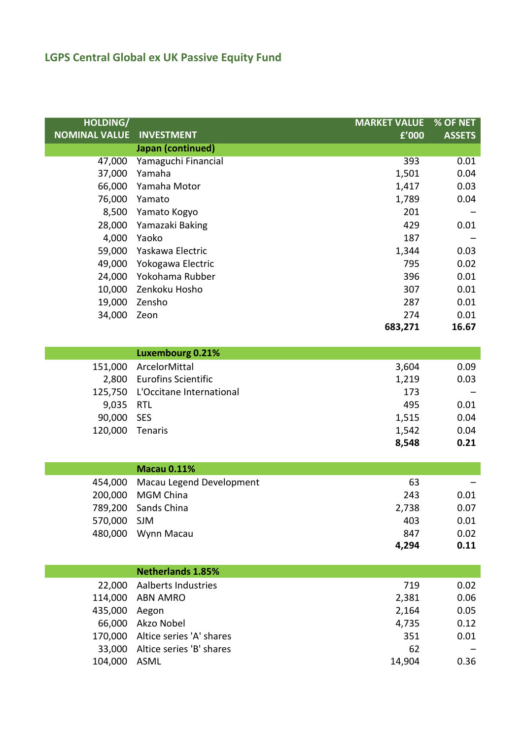## LGPS Central Global ex UK Passive Equity Fund

| HOLDING/ NOMINAL VALUE | INVESTMENT | MARKET VALUE £'000 | % OF NET ASSETS |
|---|---|---|---|
| | **Japan (continued)** | | |
| 47,000 | Yamaguchi Financial | 393 | 0.01 |
| 37,000 | Yamaha | 1,501 | 0.04 |
| 66,000 | Yamaha Motor | 1,417 | 0.03 |
| 76,000 | Yamato | 1,789 | 0.04 |
| 8,500 | Yamato Kogyo | 201 | – |
| 28,000 | Yamazaki Baking | 429 | 0.01 |
| 4,000 | Yaoko | 187 | – |
| 59,000 | Yaskawa Electric | 1,344 | 0.03 |
| 49,000 | Yokogawa Electric | 795 | 0.02 |
| 24,000 | Yokohama Rubber | 396 | 0.01 |
| 10,000 | Zenkoku Hosho | 307 | 0.01 |
| 19,000 | Zensho | 287 | 0.01 |
| 34,000 | Zeon | 274 | 0.01 |
| | | **683,271** | **16.67** |
| | **Luxembourg 0.21%** | | |
| 151,000 | ArcelorMittal | 3,604 | 0.09 |
| 2,800 | Eurofins Scientific | 1,219 | 0.03 |
| 125,750 | L'Occitane International | 173 | – |
| 9,035 | RTL | 495 | 0.01 |
| 90,000 | SES | 1,515 | 0.04 |
| 120,000 | Tenaris | 1,542 | 0.04 |
| | | **8,548** | **0.21** |
| | **Macau 0.11%** | | |
| 454,000 | Macau Legend Development | 63 | – |
| 200,000 | MGM China | 243 | 0.01 |
| 789,200 | Sands China | 2,738 | 0.07 |
| 570,000 | SJM | 403 | 0.01 |
| 480,000 | Wynn Macau | 847 | 0.02 |
| | | **4,294** | **0.11** |
| | **Netherlands 1.85%** | | |
| 22,000 | Aalberts Industries | 719 | 0.02 |
| 114,000 | ABN AMRO | 2,381 | 0.06 |
| 435,000 | Aegon | 2,164 | 0.05 |
| 66,000 | Akzo Nobel | 4,735 | 0.12 |
| 170,000 | Altice series 'A' shares | 351 | 0.01 |
| 33,000 | Altice series 'B' shares | 62 | – |
| 104,000 | ASML | 14,904 | 0.36 |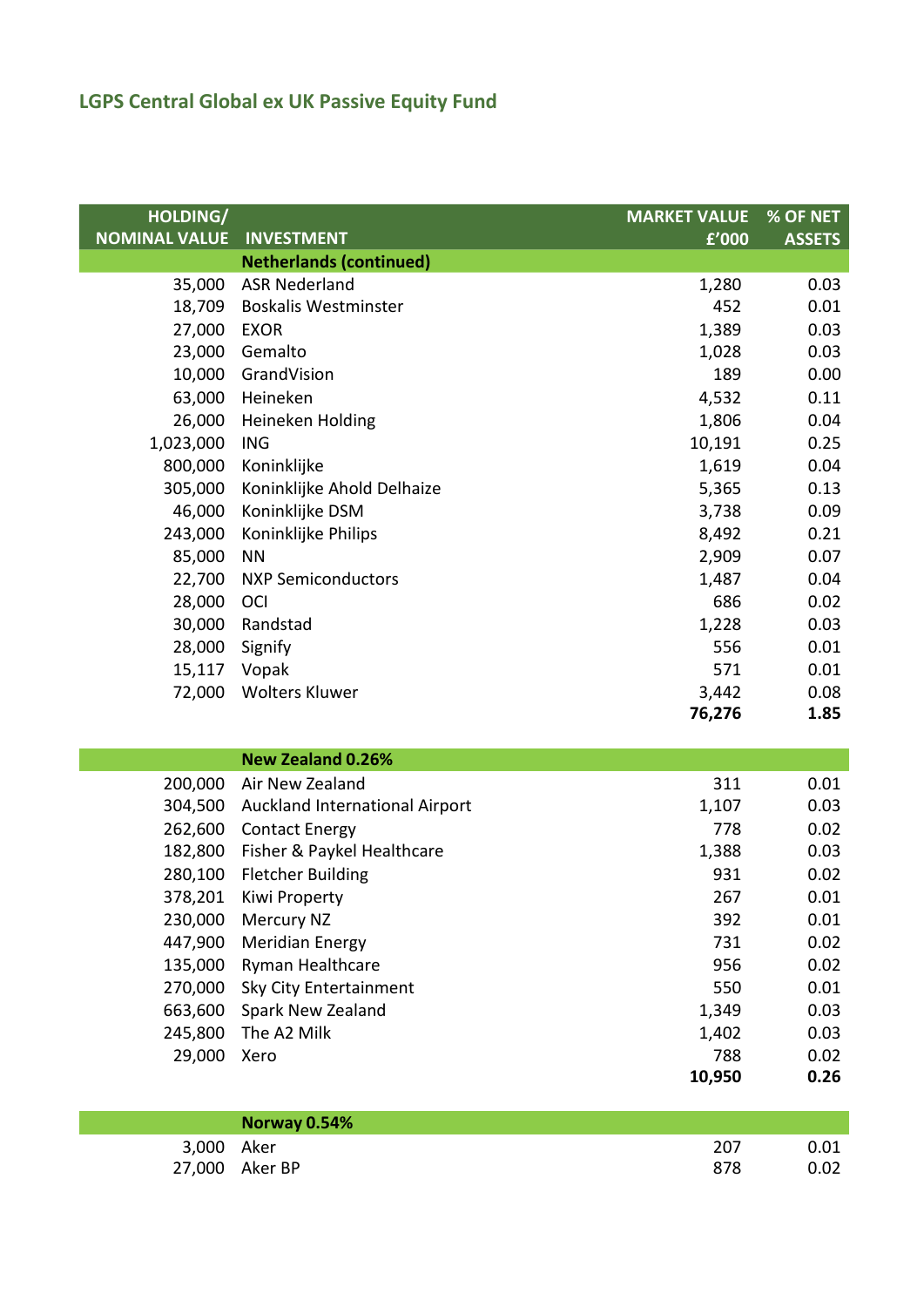## LGPS Central Global ex UK Passive Equity Fund

| HOLDING/ NOMINAL VALUE | INVESTMENT | MARKET VALUE £'000 | % OF NET ASSETS |
|---|---|---|---|
| | **Netherlands (continued)** | | |
| 35,000 | ASR Nederland | 1,280 | 0.03 |
| 18,709 | Boskalis Westminster | 452 | 0.01 |
| 27,000 | EXOR | 1,389 | 0.03 |
| 23,000 | Gemalto | 1,028 | 0.03 |
| 10,000 | GrandVision | 189 | 0.00 |
| 63,000 | Heineken | 4,532 | 0.11 |
| 26,000 | Heineken Holding | 1,806 | 0.04 |
| 1,023,000 | ING | 10,191 | 0.25 |
| 800,000 | Koninklijke | 1,619 | 0.04 |
| 305,000 | Koninklijke Ahold Delhaize | 5,365 | 0.13 |
| 46,000 | Koninklijke DSM | 3,738 | 0.09 |
| 243,000 | Koninklijke Philips | 8,492 | 0.21 |
| 85,000 | NN | 2,909 | 0.07 |
| 22,700 | NXP Semiconductors | 1,487 | 0.04 |
| 28,000 | OCI | 686 | 0.02 |
| 30,000 | Randstad | 1,228 | 0.03 |
| 28,000 | Signify | 556 | 0.01 |
| 15,117 | Vopak | 571 | 0.01 |
| 72,000 | Wolters Kluwer | 3,442 | 0.08 |
| | | **76,276** | **1.85** |
| | **New Zealand 0.26%** | | |
| 200,000 | Air New Zealand | 311 | 0.01 |
| 304,500 | Auckland International Airport | 1,107 | 0.03 |
| 262,600 | Contact Energy | 778 | 0.02 |
| 182,800 | Fisher & Paykel Healthcare | 1,388 | 0.03 |
| 280,100 | Fletcher Building | 931 | 0.02 |
| 378,201 | Kiwi Property | 267 | 0.01 |
| 230,000 | Mercury NZ | 392 | 0.01 |
| 447,900 | Meridian Energy | 731 | 0.02 |
| 135,000 | Ryman Healthcare | 956 | 0.02 |
| 270,000 | Sky City Entertainment | 550 | 0.01 |
| 663,600 | Spark New Zealand | 1,349 | 0.03 |
| 245,800 | The A2 Milk | 1,402 | 0.03 |
| 29,000 | Xero | 788 | 0.02 |
| | | **10,950** | **0.26** |
| | **Norway 0.54%** | | |
| 3,000 | Aker | 207 | 0.01 |
| 27,000 | Aker BP | 878 | 0.02 |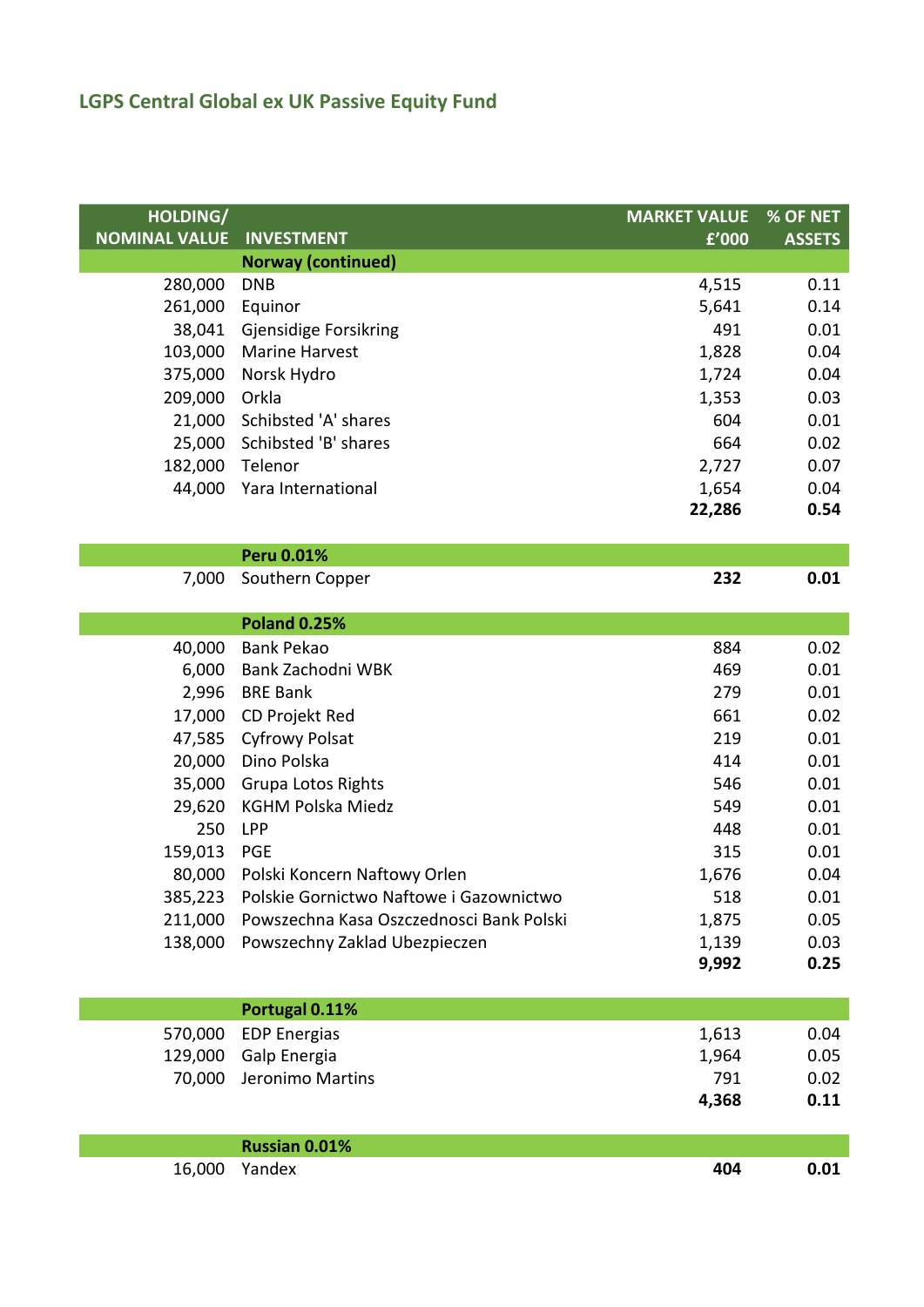## LGPS Central Global ex UK Passive Equity Fund

| HOLDING/ NOMINAL VALUE | INVESTMENT | MARKET VALUE £'000 | % OF NET ASSETS |
|---|---|---|---|
| | **Norway (continued)** | | |
| 280,000 | DNB | 4,515 | 0.11 |
| 261,000 | Equinor | 5,641 | 0.14 |
| 38,041 | Gjensidige Forsikring | 491 | 0.01 |
| 103,000 | Marine Harvest | 1,828 | 0.04 |
| 375,000 | Norsk Hydro | 1,724 | 0.04 |
| 209,000 | Orkla | 1,353 | 0.03 |
| 21,000 | Schibsted 'A' shares | 604 | 0.01 |
| 25,000 | Schibsted 'B' shares | 664 | 0.02 |
| 182,000 | Telenor | 2,727 | 0.07 |
| 44,000 | Yara International | 1,654 | 0.04 |
| | | **22,286** | **0.54** |
| | **Peru 0.01%** | | |
| 7,000 | Southern Copper | **232** | **0.01** |
| | **Poland 0.25%** | | |
| 40,000 | Bank Pekao | 884 | 0.02 |
| 6,000 | Bank Zachodni WBK | 469 | 0.01 |
| 2,996 | BRE Bank | 279 | 0.01 |
| 17,000 | CD Projekt Red | 661 | 0.02 |
| 47,585 | Cyfrowy Polsat | 219 | 0.01 |
| 20,000 | Dino Polska | 414 | 0.01 |
| 35,000 | Grupa Lotos Rights | 546 | 0.01 |
| 29,620 | KGHM Polska Miedz | 549 | 0.01 |
| 250 | LPP | 448 | 0.01 |
| 159,013 | PGE | 315 | 0.01 |
| 80,000 | Polski Koncern Naftowy Orlen | 1,676 | 0.04 |
| 385,223 | Polskie Gornictwo Naftowe i Gazownictwo | 518 | 0.01 |
| 211,000 | Powszechna Kasa Oszczednosci Bank Polski | 1,875 | 0.05 |
| 138,000 | Powszechny Zaklad Ubezpieczen | 1,139 | 0.03 |
| | | **9,992** | **0.25** |
| | **Portugal 0.11%** | | |
| 570,000 | EDP Energias | 1,613 | 0.04 |
| 129,000 | Galp Energia | 1,964 | 0.05 |
| 70,000 | Jeronimo Martins | 791 | 0.02 |
| | | **4,368** | **0.11** |
| | **Russian 0.01%** | | |
| 16,000 | Yandex | **404** | **0.01** |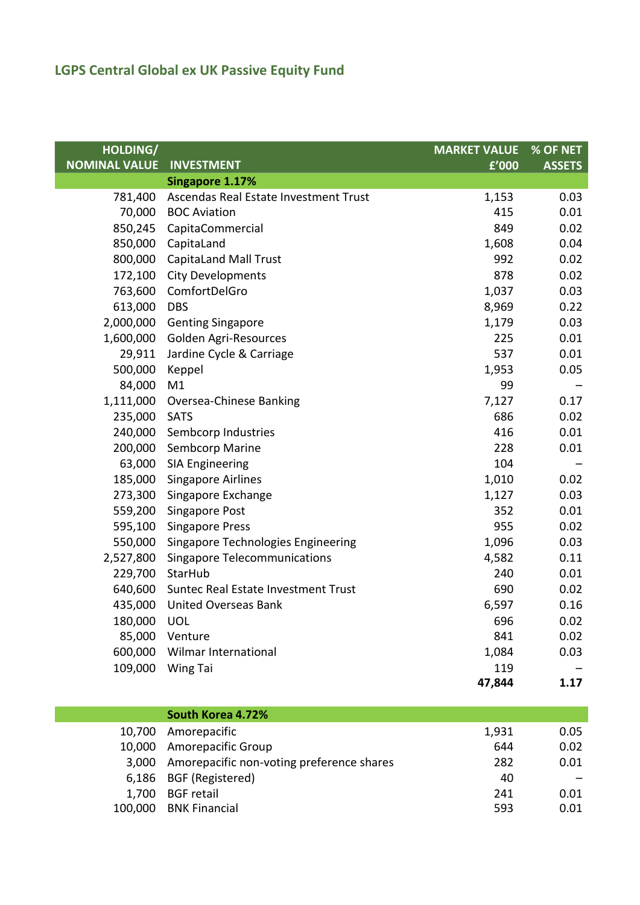## LGPS Central Global ex UK Passive Equity Fund

| HOLDING/ NOMINAL VALUE | INVESTMENT | MARKET VALUE £'000 | % OF NET ASSETS |
|---|---|---|---|
| | **Singapore 1.17%** | | |
| 781,400 | Ascendas Real Estate Investment Trust | 1,153 | 0.03 |
| 70,000 | BOC Aviation | 415 | 0.01 |
| 850,245 | CapitaCommercial | 849 | 0.02 |
| 850,000 | CapitaLand | 1,608 | 0.04 |
| 800,000 | CapitaLand Mall Trust | 992 | 0.02 |
| 172,100 | City Developments | 878 | 0.02 |
| 763,600 | ComfortDelGro | 1,037 | 0.03 |
| 613,000 | DBS | 8,969 | 0.22 |
| 2,000,000 | Genting Singapore | 1,179 | 0.03 |
| 1,600,000 | Golden Agri-Resources | 225 | 0.01 |
| 29,911 | Jardine Cycle & Carriage | 537 | 0.01 |
| 500,000 | Keppel | 1,953 | 0.05 |
| 84,000 | M1 | 99 | – |
| 1,111,000 | Oversea-Chinese Banking | 7,127 | 0.17 |
| 235,000 | SATS | 686 | 0.02 |
| 240,000 | Sembcorp Industries | 416 | 0.01 |
| 200,000 | Sembcorp Marine | 228 | 0.01 |
| 63,000 | SIA Engineering | 104 | – |
| 185,000 | Singapore Airlines | 1,010 | 0.02 |
| 273,300 | Singapore Exchange | 1,127 | 0.03 |
| 559,200 | Singapore Post | 352 | 0.01 |
| 595,100 | Singapore Press | 955 | 0.02 |
| 550,000 | Singapore Technologies Engineering | 1,096 | 0.03 |
| 2,527,800 | Singapore Telecommunications | 4,582 | 0.11 |
| 229,700 | StarHub | 240 | 0.01 |
| 640,600 | Suntec Real Estate Investment Trust | 690 | 0.02 |
| 435,000 | United Overseas Bank | 6,597 | 0.16 |
| 180,000 | UOL | 696 | 0.02 |
| 85,000 | Venture | 841 | 0.02 |
| 600,000 | Wilmar International | 1,084 | 0.03 |
| 109,000 | Wing Tai | 119 | – |
| | | **47,844** | **1.17** |
| | **South Korea 4.72%** | | |
| 10,700 | Amorepacific | 1,931 | 0.05 |
| 10,000 | Amorepacific Group | 644 | 0.02 |
| 3,000 | Amorepacific non-voting preference shares | 282 | 0.01 |
| 6,186 | BGF (Registered) | 40 | – |
| 1,700 | BGF retail | 241 | 0.01 |
| 100,000 | BNK Financial | 593 | 0.01 |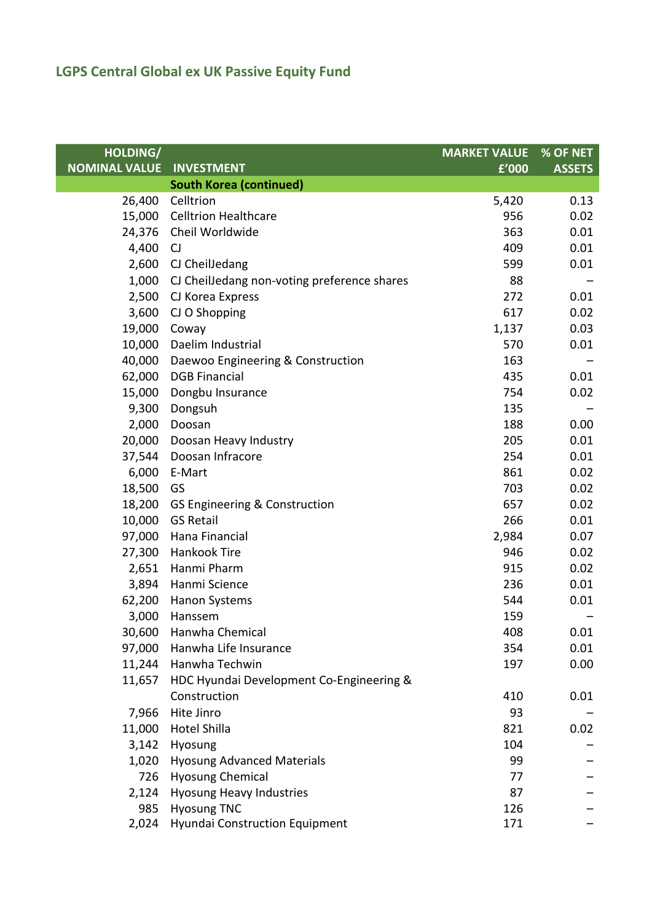## LGPS Central Global ex UK Passive Equity Fund

| HOLDING/ NOMINAL VALUE | INVESTMENT | MARKET VALUE £'000 | % OF NET ASSETS |
|---|---|---|---|
| | **South Korea (continued)** | | |
| 26,400 | Celltrion | 5,420 | 0.13 |
| 15,000 | Celltrion Healthcare | 956 | 0.02 |
| 24,376 | Cheil Worldwide | 363 | 0.01 |
| 4,400 | CJ | 409 | 0.01 |
| 2,600 | CJ CheilJedang | 599 | 0.01 |
| 1,000 | CJ CheilJedang non-voting preference shares | 88 | – |
| 2,500 | CJ Korea Express | 272 | 0.01 |
| 3,600 | CJ O Shopping | 617 | 0.02 |
| 19,000 | Coway | 1,137 | 0.03 |
| 10,000 | Daelim Industrial | 570 | 0.01 |
| 40,000 | Daewoo Engineering & Construction | 163 | – |
| 62,000 | DGB Financial | 435 | 0.01 |
| 15,000 | Dongbu Insurance | 754 | 0.02 |
| 9,300 | Dongsuh | 135 | – |
| 2,000 | Doosan | 188 | 0.00 |
| 20,000 | Doosan Heavy Industry | 205 | 0.01 |
| 37,544 | Doosan Infracore | 254 | 0.01 |
| 6,000 | E-Mart | 861 | 0.02 |
| 18,500 | GS | 703 | 0.02 |
| 18,200 | GS Engineering & Construction | 657 | 0.02 |
| 10,000 | GS Retail | 266 | 0.01 |
| 97,000 | Hana Financial | 2,984 | 0.07 |
| 27,300 | Hankook Tire | 946 | 0.02 |
| 2,651 | Hanmi Pharm | 915 | 0.02 |
| 3,894 | Hanmi Science | 236 | 0.01 |
| 62,200 | Hanon Systems | 544 | 0.01 |
| 3,000 | Hanssem | 159 | – |
| 30,600 | Hanwha Chemical | 408 | 0.01 |
| 97,000 | Hanwha Life Insurance | 354 | 0.01 |
| 11,244 | Hanwha Techwin | 197 | 0.00 |
| 11,657 | HDC Hyundai Development Co-Engineering & Construction | 410 | 0.01 |
| 7,966 | Hite Jinro | 93 | – |
| 11,000 | Hotel Shilla | 821 | 0.02 |
| 3,142 | Hyosung | 104 | – |
| 1,020 | Hyosung Advanced Materials | 99 | – |
| 726 | Hyosung Chemical | 77 | – |
| 2,124 | Hyosung Heavy Industries | 87 | – |
| 985 | Hyosung TNC | 126 | – |
| 2,024 | Hyundai Construction Equipment | 171 | – |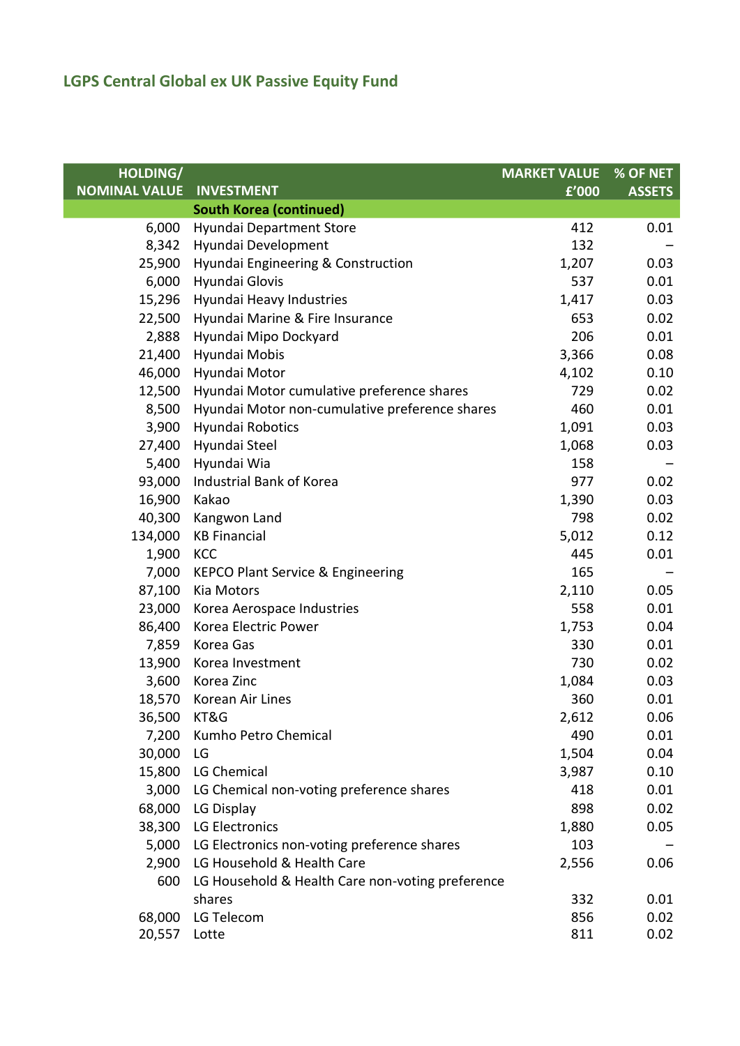## LGPS Central Global ex UK Passive Equity Fund

| HOLDING/ NOMINAL VALUE | INVESTMENT | MARKET VALUE £'000 | % OF NET ASSETS |
|---|---|---|---|
| | **South Korea (continued)** | | |
| 6,000 | Hyundai Department Store | 412 | 0.01 |
| 8,342 | Hyundai Development | 132 | – |
| 25,900 | Hyundai Engineering & Construction | 1,207 | 0.03 |
| 6,000 | Hyundai Glovis | 537 | 0.01 |
| 15,296 | Hyundai Heavy Industries | 1,417 | 0.03 |
| 22,500 | Hyundai Marine & Fire Insurance | 653 | 0.02 |
| 2,888 | Hyundai Mipo Dockyard | 206 | 0.01 |
| 21,400 | Hyundai Mobis | 3,366 | 0.08 |
| 46,000 | Hyundai Motor | 4,102 | 0.10 |
| 12,500 | Hyundai Motor cumulative preference shares | 729 | 0.02 |
| 8,500 | Hyundai Motor non-cumulative preference shares | 460 | 0.01 |
| 3,900 | Hyundai Robotics | 1,091 | 0.03 |
| 27,400 | Hyundai Steel | 1,068 | 0.03 |
| 5,400 | Hyundai Wia | 158 | – |
| 93,000 | Industrial Bank of Korea | 977 | 0.02 |
| 16,900 | Kakao | 1,390 | 0.03 |
| 40,300 | Kangwon Land | 798 | 0.02 |
| 134,000 | KB Financial | 5,012 | 0.12 |
| 1,900 | KCC | 445 | 0.01 |
| 7,000 | KEPCO Plant Service & Engineering | 165 | – |
| 87,100 | Kia Motors | 2,110 | 0.05 |
| 23,000 | Korea Aerospace Industries | 558 | 0.01 |
| 86,400 | Korea Electric Power | 1,753 | 0.04 |
| 7,859 | Korea Gas | 330 | 0.01 |
| 13,900 | Korea Investment | 730 | 0.02 |
| 3,600 | Korea Zinc | 1,084 | 0.03 |
| 18,570 | Korean Air Lines | 360 | 0.01 |
| 36,500 | KT&G | 2,612 | 0.06 |
| 7,200 | Kumho Petro Chemical | 490 | 0.01 |
| 30,000 | LG | 1,504 | 0.04 |
| 15,800 | LG Chemical | 3,987 | 0.10 |
| 3,000 | LG Chemical non-voting preference shares | 418 | 0.01 |
| 68,000 | LG Display | 898 | 0.02 |
| 38,300 | LG Electronics | 1,880 | 0.05 |
| 5,000 | LG Electronics non-voting preference shares | 103 | – |
| 2,900 | LG Household & Health Care | 2,556 | 0.06 |
| 600 | LG Household & Health Care non-voting preference shares | 332 | 0.01 |
| 68,000 | LG Telecom | 856 | 0.02 |
| 20,557 | Lotte | 811 | 0.02 |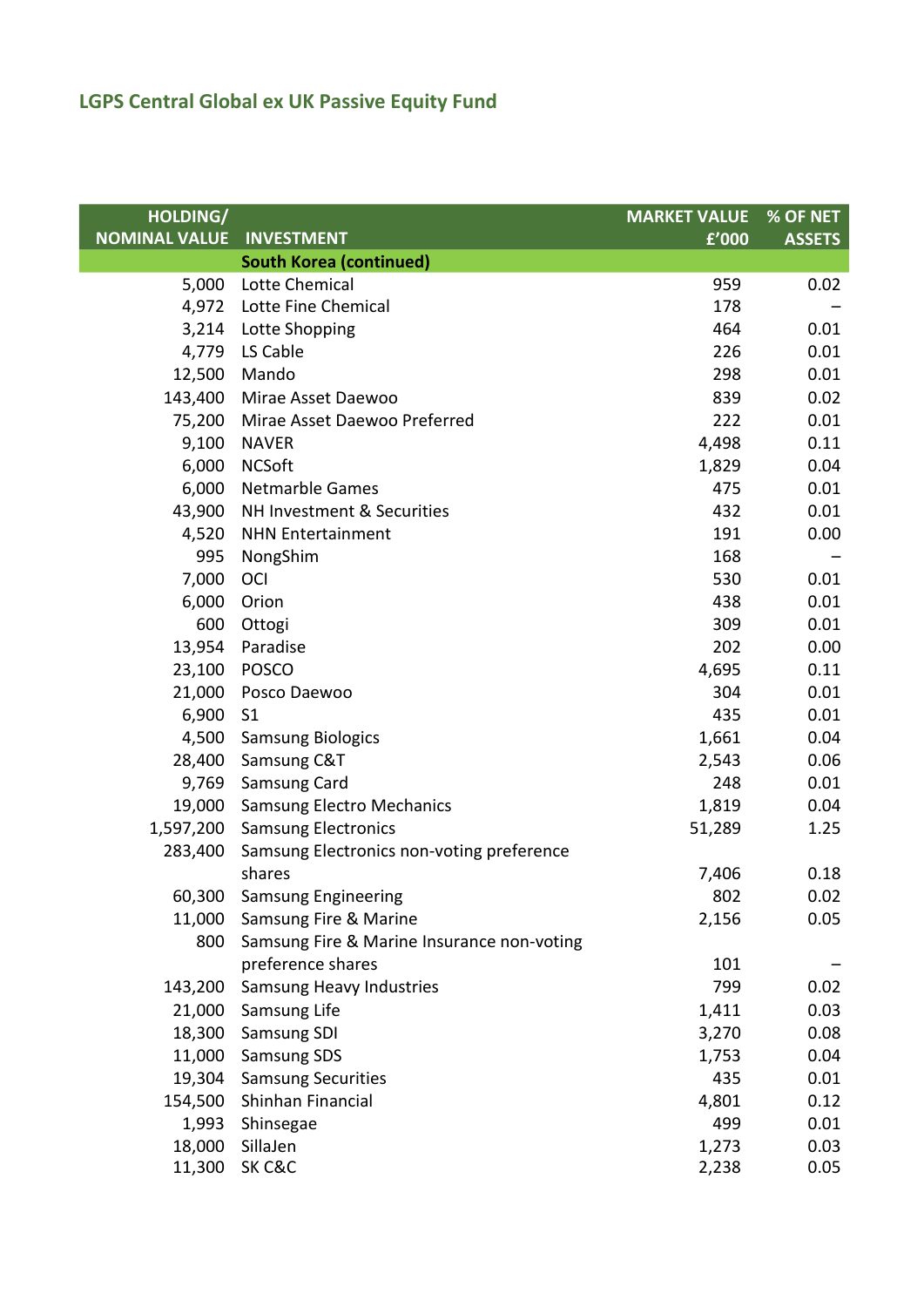## LGPS Central Global ex UK Passive Equity Fund

| HOLDING/ NOMINAL VALUE | INVESTMENT | MARKET VALUE £'000 | % OF NET ASSETS |
|---|---|---|---|
| | **South Korea (continued)** | | |
| 5,000 | Lotte Chemical | 959 | 0.02 |
| 4,972 | Lotte Fine Chemical | 178 | – |
| 3,214 | Lotte Shopping | 464 | 0.01 |
| 4,779 | LS Cable | 226 | 0.01 |
| 12,500 | Mando | 298 | 0.01 |
| 143,400 | Mirae Asset Daewoo | 839 | 0.02 |
| 75,200 | Mirae Asset Daewoo Preferred | 222 | 0.01 |
| 9,100 | NAVER | 4,498 | 0.11 |
| 6,000 | NCSoft | 1,829 | 0.04 |
| 6,000 | Netmarble Games | 475 | 0.01 |
| 43,900 | NH Investment & Securities | 432 | 0.01 |
| 4,520 | NHN Entertainment | 191 | 0.00 |
| 995 | NongShim | 168 | – |
| 7,000 | OCI | 530 | 0.01 |
| 6,000 | Orion | 438 | 0.01 |
| 600 | Ottogi | 309 | 0.01 |
| 13,954 | Paradise | 202 | 0.00 |
| 23,100 | POSCO | 4,695 | 0.11 |
| 21,000 | Posco Daewoo | 304 | 0.01 |
| 6,900 | S1 | 435 | 0.01 |
| 4,500 | Samsung Biologics | 1,661 | 0.04 |
| 28,400 | Samsung C&T | 2,543 | 0.06 |
| 9,769 | Samsung Card | 248 | 0.01 |
| 19,000 | Samsung Electro Mechanics | 1,819 | 0.04 |
| 1,597,200 | Samsung Electronics | 51,289 | 1.25 |
| 283,400 | Samsung Electronics non-voting preference shares | 7,406 | 0.18 |
| 60,300 | Samsung Engineering | 802 | 0.02 |
| 11,000 | Samsung Fire & Marine | 2,156 | 0.05 |
| 800 | Samsung Fire & Marine Insurance non-voting preference shares | 101 | – |
| 143,200 | Samsung Heavy Industries | 799 | 0.02 |
| 21,000 | Samsung Life | 1,411 | 0.03 |
| 18,300 | Samsung SDI | 3,270 | 0.08 |
| 11,000 | Samsung SDS | 1,753 | 0.04 |
| 19,304 | Samsung Securities | 435 | 0.01 |
| 154,500 | Shinhan Financial | 4,801 | 0.12 |
| 1,993 | Shinsegae | 499 | 0.01 |
| 18,000 | SillaJen | 1,273 | 0.03 |
| 11,300 | SK C&C | 2,238 | 0.05 |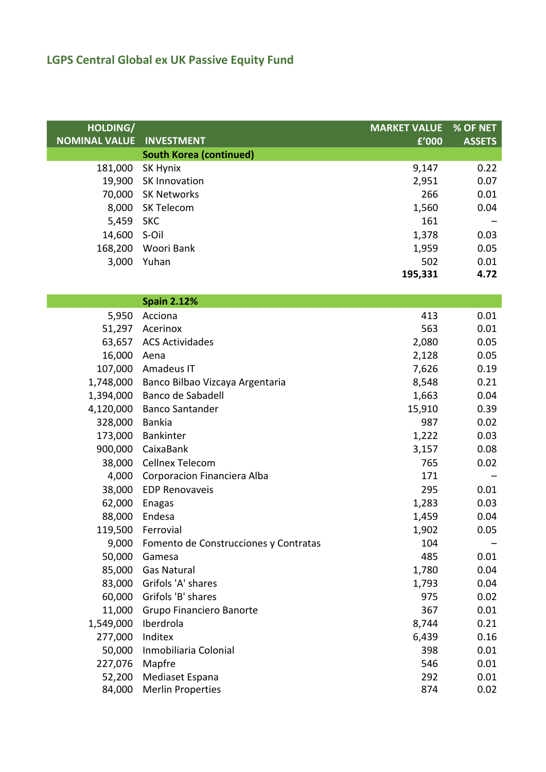## LGPS Central Global ex UK Passive Equity Fund

| HOLDING/ NOMINAL VALUE | INVESTMENT | MARKET VALUE £'000 | % OF NET ASSETS |
|---|---|---|---|
| | **South Korea (continued)** | | |
| 181,000 | SK Hynix | 9,147 | 0.22 |
| 19,900 | SK Innovation | 2,951 | 0.07 |
| 70,000 | SK Networks | 266 | 0.01 |
| 8,000 | SK Telecom | 1,560 | 0.04 |
| 5,459 | SKC | 161 | – |
| 14,600 | S-Oil | 1,378 | 0.03 |
| 168,200 | Woori Bank | 1,959 | 0.05 |
| 3,000 | Yuhan | 502 | 0.01 |
| | | **195,331** | **4.72** |
| | **Spain 2.12%** | | |
| 5,950 | Acciona | 413 | 0.01 |
| 51,297 | Acerinox | 563 | 0.01 |
| 63,657 | ACS Actividades | 2,080 | 0.05 |
| 16,000 | Aena | 2,128 | 0.05 |
| 107,000 | Amadeus IT | 7,626 | 0.19 |
| 1,748,000 | Banco Bilbao Vizcaya Argentaria | 8,548 | 0.21 |
| 1,394,000 | Banco de Sabadell | 1,663 | 0.04 |
| 4,120,000 | Banco Santander | 15,910 | 0.39 |
| 328,000 | Bankia | 987 | 0.02 |
| 173,000 | Bankinter | 1,222 | 0.03 |
| 900,000 | CaixaBank | 3,157 | 0.08 |
| 38,000 | Cellnex Telecom | 765 | 0.02 |
| 4,000 | Corporacion Financiera Alba | 171 | – |
| 38,000 | EDP Renovaveis | 295 | 0.01 |
| 62,000 | Enagas | 1,283 | 0.03 |
| 88,000 | Endesa | 1,459 | 0.04 |
| 119,500 | Ferrovial | 1,902 | 0.05 |
| 9,000 | Fomento de Construcciones y Contratas | 104 | – |
| 50,000 | Gamesa | 485 | 0.01 |
| 85,000 | Gas Natural | 1,780 | 0.04 |
| 83,000 | Grifols 'A' shares | 1,793 | 0.04 |
| 60,000 | Grifols 'B' shares | 975 | 0.02 |
| 11,000 | Grupo Financiero Banorte | 367 | 0.01 |
| 1,549,000 | Iberdrola | 8,744 | 0.21 |
| 277,000 | Inditex | 6,439 | 0.16 |
| 50,000 | Inmobiliaria Colonial | 398 | 0.01 |
| 227,076 | Mapfre | 546 | 0.01 |
| 52,200 | Mediaset Espana | 292 | 0.01 |
| 84,000 | Merlin Properties | 874 | 0.02 |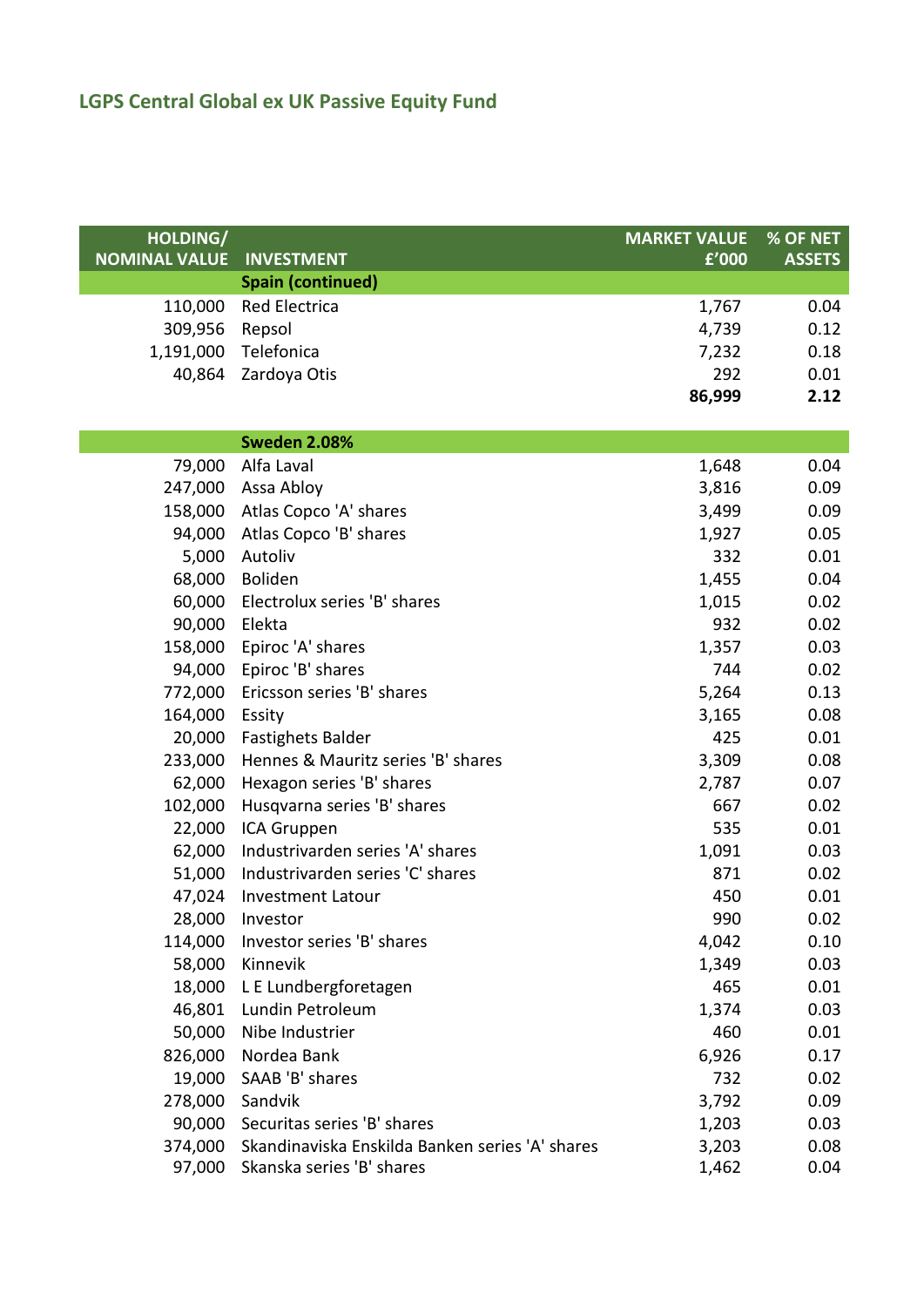# LGPS Central Global ex UK Passive Equity Fund

| HOLDING/ NOMINAL VALUE | INVESTMENT | MARKET VALUE £'000 | % OF NET ASSETS |
|---|---|---|---|
| | **Spain (continued)** | | |
| 110,000 | Red Electrica | 1,767 | 0.04 |
| 309,956 | Repsol | 4,739 | 0.12 |
| 1,191,000 | Telefonica | 7,232 | 0.18 |
| 40,864 | Zardoya Otis | 292 | 0.01 |
| | | **86,999** | **2.12** |
| | **Sweden 2.08%** | | |
| 79,000 | Alfa Laval | 1,648 | 0.04 |
| 247,000 | Assa Abloy | 3,816 | 0.09 |
| 158,000 | Atlas Copco 'A' shares | 3,499 | 0.09 |
| 94,000 | Atlas Copco 'B' shares | 1,927 | 0.05 |
| 5,000 | Autoliv | 332 | 0.01 |
| 68,000 | Boliden | 1,455 | 0.04 |
| 60,000 | Electrolux series 'B' shares | 1,015 | 0.02 |
| 90,000 | Elekta | 932 | 0.02 |
| 158,000 | Epiroc 'A' shares | 1,357 | 0.03 |
| 94,000 | Epiroc 'B' shares | 744 | 0.02 |
| 772,000 | Ericsson series 'B' shares | 5,264 | 0.13 |
| 164,000 | Essity | 3,165 | 0.08 |
| 20,000 | Fastighets Balder | 425 | 0.01 |
| 233,000 | Hennes & Mauritz series 'B' shares | 3,309 | 0.08 |
| 62,000 | Hexagon series 'B' shares | 2,787 | 0.07 |
| 102,000 | Husqvarna series 'B' shares | 667 | 0.02 |
| 22,000 | ICA Gruppen | 535 | 0.01 |
| 62,000 | Industrivarden series 'A' shares | 1,091 | 0.03 |
| 51,000 | Industrivarden series 'C' shares | 871 | 0.02 |
| 47,024 | Investment Latour | 450 | 0.01 |
| 28,000 | Investor | 990 | 0.02 |
| 114,000 | Investor series 'B' shares | 4,042 | 0.10 |
| 58,000 | Kinnevik | 1,349 | 0.03 |
| 18,000 | L E Lundbergforetagen | 465 | 0.01 |
| 46,801 | Lundin Petroleum | 1,374 | 0.03 |
| 50,000 | Nibe Industrier | 460 | 0.01 |
| 826,000 | Nordea Bank | 6,926 | 0.17 |
| 19,000 | SAAB 'B' shares | 732 | 0.02 |
| 278,000 | Sandvik | 3,792 | 0.09 |
| 90,000 | Securitas series 'B' shares | 1,203 | 0.03 |
| 374,000 | Skandinaviska Enskilda Banken series 'A' shares | 3,203 | 0.08 |
| 97,000 | Skanska series 'B' shares | 1,462 | 0.04 |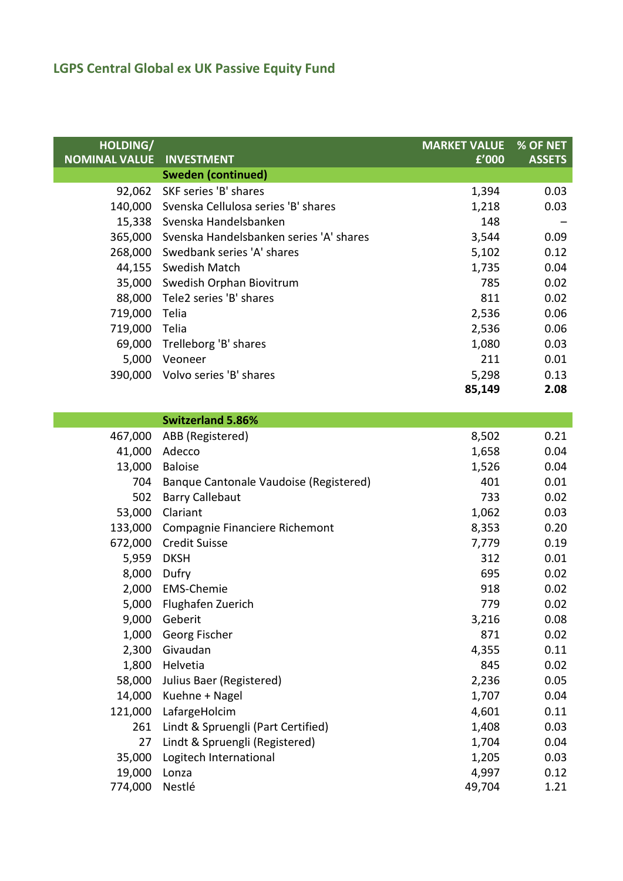## LGPS Central Global ex UK Passive Equity Fund

| HOLDING/ NOMINAL VALUE | INVESTMENT | MARKET VALUE £'000 | % OF NET ASSETS |
|---|---|---|---|
| | **Sweden (continued)** | | |
| 92,062 | SKF series 'B' shares | 1,394 | 0.03 |
| 140,000 | Svenska Cellulosa series 'B' shares | 1,218 | 0.03 |
| 15,338 | Svenska Handelsbanken | 148 | – |
| 365,000 | Svenska Handelsbanken series 'A' shares | 3,544 | 0.09 |
| 268,000 | Swedbank series 'A' shares | 5,102 | 0.12 |
| 44,155 | Swedish Match | 1,735 | 0.04 |
| 35,000 | Swedish Orphan Biovitrum | 785 | 0.02 |
| 88,000 | Tele2 series 'B' shares | 811 | 0.02 |
| 719,000 | Telia | 2,536 | 0.06 |
| 719,000 | Telia | 2,536 | 0.06 |
| 69,000 | Trelleborg 'B' shares | 1,080 | 0.03 |
| 5,000 | Veoneer | 211 | 0.01 |
| 390,000 | Volvo series 'B' shares | 5,298 | 0.13 |
| | | **85,149** | **2.08** |
| | **Switzerland 5.86%** | | |
| 467,000 | ABB (Registered) | 8,502 | 0.21 |
| 41,000 | Adecco | 1,658 | 0.04 |
| 13,000 | Baloise | 1,526 | 0.04 |
| 704 | Banque Cantonale Vaudoise (Registered) | 401 | 0.01 |
| 502 | Barry Callebaut | 733 | 0.02 |
| 53,000 | Clariant | 1,062 | 0.03 |
| 133,000 | Compagnie Financiere Richemont | 8,353 | 0.20 |
| 672,000 | Credit Suisse | 7,779 | 0.19 |
| 5,959 | DKSH | 312 | 0.01 |
| 8,000 | Dufry | 695 | 0.02 |
| 2,000 | EMS-Chemie | 918 | 0.02 |
| 5,000 | Flughafen Zuerich | 779 | 0.02 |
| 9,000 | Geberit | 3,216 | 0.08 |
| 1,000 | Georg Fischer | 871 | 0.02 |
| 2,300 | Givaudan | 4,355 | 0.11 |
| 1,800 | Helvetia | 845 | 0.02 |
| 58,000 | Julius Baer (Registered) | 2,236 | 0.05 |
| 14,000 | Kuehne + Nagel | 1,707 | 0.04 |
| 121,000 | LafargeHolcim | 4,601 | 0.11 |
| 261 | Lindt & Spruengli (Part Certified) | 1,408 | 0.03 |
| 27 | Lindt & Spruengli (Registered) | 1,704 | 0.04 |
| 35,000 | Logitech International | 1,205 | 0.03 |
| 19,000 | Lonza | 4,997 | 0.12 |
| 774,000 | Nestlé | 49,704 | 1.21 |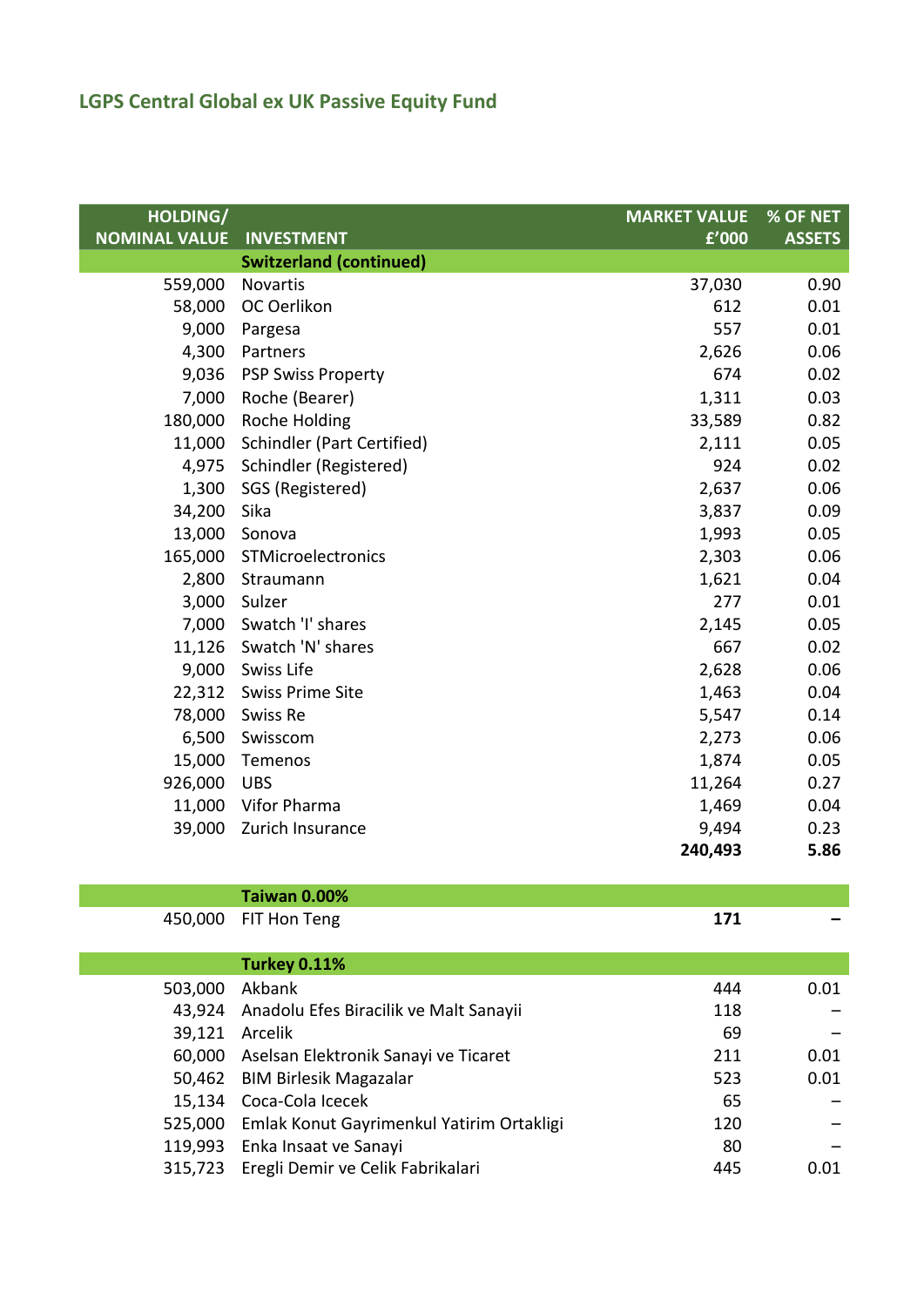## LGPS Central Global ex UK Passive Equity Fund

| HOLDING/ NOMINAL VALUE | INVESTMENT | MARKET VALUE £'000 | % OF NET ASSETS |
|---|---|---|---|
| | **Switzerland (continued)** | | |
| 559,000 | Novartis | 37,030 | 0.90 |
| 58,000 | OC Oerlikon | 612 | 0.01 |
| 9,000 | Pargesa | 557 | 0.01 |
| 4,300 | Partners | 2,626 | 0.06 |
| 9,036 | PSP Swiss Property | 674 | 0.02 |
| 7,000 | Roche (Bearer) | 1,311 | 0.03 |
| 180,000 | Roche Holding | 33,589 | 0.82 |
| 11,000 | Schindler (Part Certified) | 2,111 | 0.05 |
| 4,975 | Schindler (Registered) | 924 | 0.02 |
| 1,300 | SGS (Registered) | 2,637 | 0.06 |
| 34,200 | Sika | 3,837 | 0.09 |
| 13,000 | Sonova | 1,993 | 0.05 |
| 165,000 | STMicroelectronics | 2,303 | 0.06 |
| 2,800 | Straumann | 1,621 | 0.04 |
| 3,000 | Sulzer | 277 | 0.01 |
| 7,000 | Swatch 'I' shares | 2,145 | 0.05 |
| 11,126 | Swatch 'N' shares | 667 | 0.02 |
| 9,000 | Swiss Life | 2,628 | 0.06 |
| 22,312 | Swiss Prime Site | 1,463 | 0.04 |
| 78,000 | Swiss Re | 5,547 | 0.14 |
| 6,500 | Swisscom | 2,273 | 0.06 |
| 15,000 | Temenos | 1,874 | 0.05 |
| 926,000 | UBS | 11,264 | 0.27 |
| 11,000 | Vifor Pharma | 1,469 | 0.04 |
| 39,000 | Zurich Insurance | 9,494 | 0.23 |
| | | **240,493** | **5.86** |
| | **Taiwan 0.00%** | | |
| 450,000 | FIT Hon Teng | **171** | **–** |
| | **Turkey 0.11%** | | |
| 503,000 | Akbank | 444 | 0.01 |
| 43,924 | Anadolu Efes Biracilik ve Malt Sanayii | 118 | – |
| 39,121 | Arcelik | 69 | – |
| 60,000 | Aselsan Elektronik Sanayi ve Ticaret | 211 | 0.01 |
| 50,462 | BIM Birlesik Magazalar | 523 | 0.01 |
| 15,134 | Coca-Cola Icecek | 65 | – |
| 525,000 | Emlak Konut Gayrimenkul Yatirim Ortakligi | 120 | – |
| 119,993 | Enka Insaat ve Sanayi | 80 | – |
| 315,723 | Eregli Demir ve Celik Fabrikalari | 445 | 0.01 |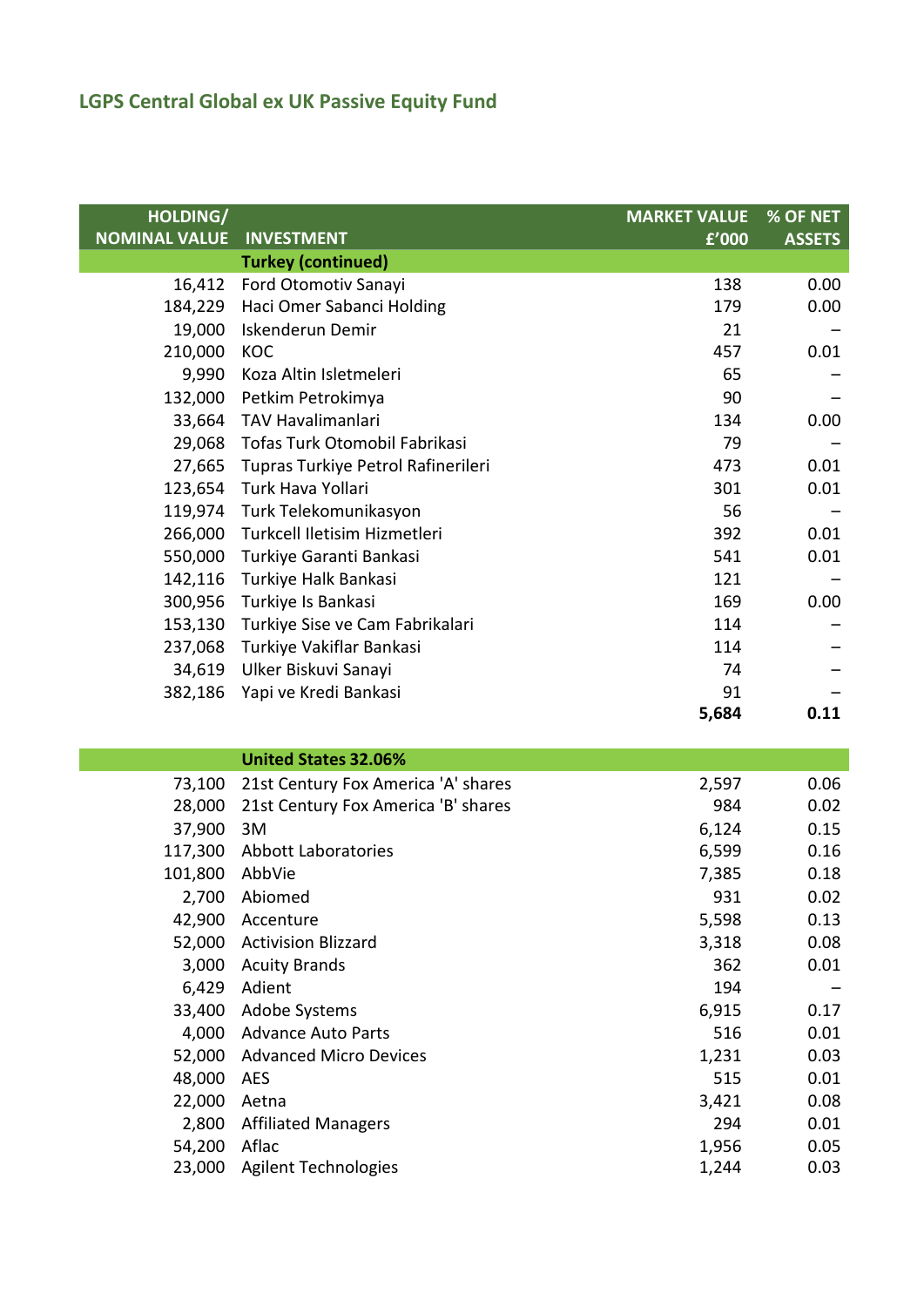## LGPS Central Global ex UK Passive Equity Fund

| HOLDING/ NOMINAL VALUE | INVESTMENT | MARKET VALUE £'000 | % OF NET ASSETS |
|---|---|---|---|
| | **Turkey (continued)** | | |
| 16,412 | Ford Otomotiv Sanayi | 138 | 0.00 |
| 184,229 | Haci Omer Sabanci Holding | 179 | 0.00 |
| 19,000 | Iskenderun Demir | 21 | – |
| 210,000 | KOC | 457 | 0.01 |
| 9,990 | Koza Altin Isletmeleri | 65 | – |
| 132,000 | Petkim Petrokimya | 90 | – |
| 33,664 | TAV Havalimanlari | 134 | 0.00 |
| 29,068 | Tofas Turk Otomobil Fabrikasi | 79 | – |
| 27,665 | Tupras Turkiye Petrol Rafinerileri | 473 | 0.01 |
| 123,654 | Turk Hava Yollari | 301 | 0.01 |
| 119,974 | Turk Telekomunikasyon | 56 | – |
| 266,000 | Turkcell Iletisim Hizmetleri | 392 | 0.01 |
| 550,000 | Turkiye Garanti Bankasi | 541 | 0.01 |
| 142,116 | Turkiye Halk Bankasi | 121 | – |
| 300,956 | Turkiye Is Bankasi | 169 | 0.00 |
| 153,130 | Turkiye Sise ve Cam Fabrikalari | 114 | – |
| 237,068 | Turkiye Vakiflar Bankasi | 114 | – |
| 34,619 | Ulker Biskuvi Sanayi | 74 | – |
| 382,186 | Yapi ve Kredi Bankasi | 91 | – |
| | | **5,684** | **0.11** |
| | **United States 32.06%** | | |
| 73,100 | 21st Century Fox America 'A' shares | 2,597 | 0.06 |
| 28,000 | 21st Century Fox America 'B' shares | 984 | 0.02 |
| 37,900 | 3M | 6,124 | 0.15 |
| 117,300 | Abbott Laboratories | 6,599 | 0.16 |
| 101,800 | AbbVie | 7,385 | 0.18 |
| 2,700 | Abiomed | 931 | 0.02 |
| 42,900 | Accenture | 5,598 | 0.13 |
| 52,000 | Activision Blizzard | 3,318 | 0.08 |
| 3,000 | Acuity Brands | 362 | 0.01 |
| 6,429 | Adient | 194 | – |
| 33,400 | Adobe Systems | 6,915 | 0.17 |
| 4,000 | Advance Auto Parts | 516 | 0.01 |
| 52,000 | Advanced Micro Devices | 1,231 | 0.03 |
| 48,000 | AES | 515 | 0.01 |
| 22,000 | Aetna | 3,421 | 0.08 |
| 2,800 | Affiliated Managers | 294 | 0.01 |
| 54,200 | Aflac | 1,956 | 0.05 |
| 23,000 | Agilent Technologies | 1,244 | 0.03 |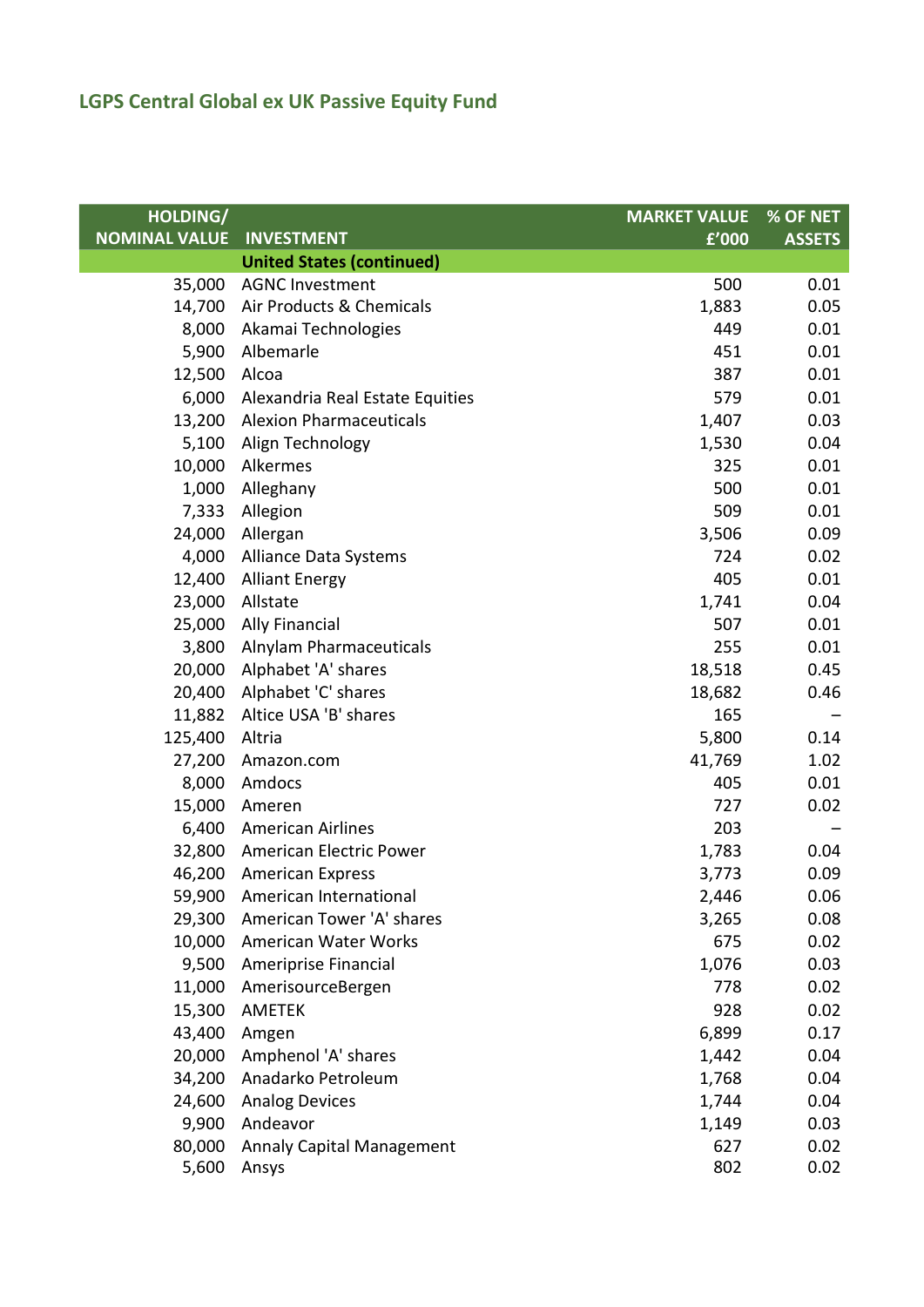## LGPS Central Global ex UK Passive Equity Fund

| HOLDING/ NOMINAL VALUE | INVESTMENT | MARKET VALUE £'000 | % OF NET ASSETS |
|---|---|---|---|
| | **United States (continued)** | | |
| 35,000 | AGNC Investment | 500 | 0.01 |
| 14,700 | Air Products & Chemicals | 1,883 | 0.05 |
| 8,000 | Akamai Technologies | 449 | 0.01 |
| 5,900 | Albemarle | 451 | 0.01 |
| 12,500 | Alcoa | 387 | 0.01 |
| 6,000 | Alexandria Real Estate Equities | 579 | 0.01 |
| 13,200 | Alexion Pharmaceuticals | 1,407 | 0.03 |
| 5,100 | Align Technology | 1,530 | 0.04 |
| 10,000 | Alkermes | 325 | 0.01 |
| 1,000 | Alleghany | 500 | 0.01 |
| 7,333 | Allegion | 509 | 0.01 |
| 24,000 | Allergan | 3,506 | 0.09 |
| 4,000 | Alliance Data Systems | 724 | 0.02 |
| 12,400 | Alliant Energy | 405 | 0.01 |
| 23,000 | Allstate | 1,741 | 0.04 |
| 25,000 | Ally Financial | 507 | 0.01 |
| 3,800 | Alnylam Pharmaceuticals | 255 | 0.01 |
| 20,000 | Alphabet 'A' shares | 18,518 | 0.45 |
| 20,400 | Alphabet 'C' shares | 18,682 | 0.46 |
| 11,882 | Altice USA 'B' shares | 165 | – |
| 125,400 | Altria | 5,800 | 0.14 |
| 27,200 | Amazon.com | 41,769 | 1.02 |
| 8,000 | Amdocs | 405 | 0.01 |
| 15,000 | Ameren | 727 | 0.02 |
| 6,400 | American Airlines | 203 | – |
| 32,800 | American Electric Power | 1,783 | 0.04 |
| 46,200 | American Express | 3,773 | 0.09 |
| 59,900 | American International | 2,446 | 0.06 |
| 29,300 | American Tower 'A' shares | 3,265 | 0.08 |
| 10,000 | American Water Works | 675 | 0.02 |
| 9,500 | Ameriprise Financial | 1,076 | 0.03 |
| 11,000 | AmerisourceBergen | 778 | 0.02 |
| 15,300 | AMETEK | 928 | 0.02 |
| 43,400 | Amgen | 6,899 | 0.17 |
| 20,000 | Amphenol 'A' shares | 1,442 | 0.04 |
| 34,200 | Anadarko Petroleum | 1,768 | 0.04 |
| 24,600 | Analog Devices | 1,744 | 0.04 |
| 9,900 | Andeavor | 1,149 | 0.03 |
| 80,000 | Annaly Capital Management | 627 | 0.02 |
| 5,600 | Ansys | 802 | 0.02 |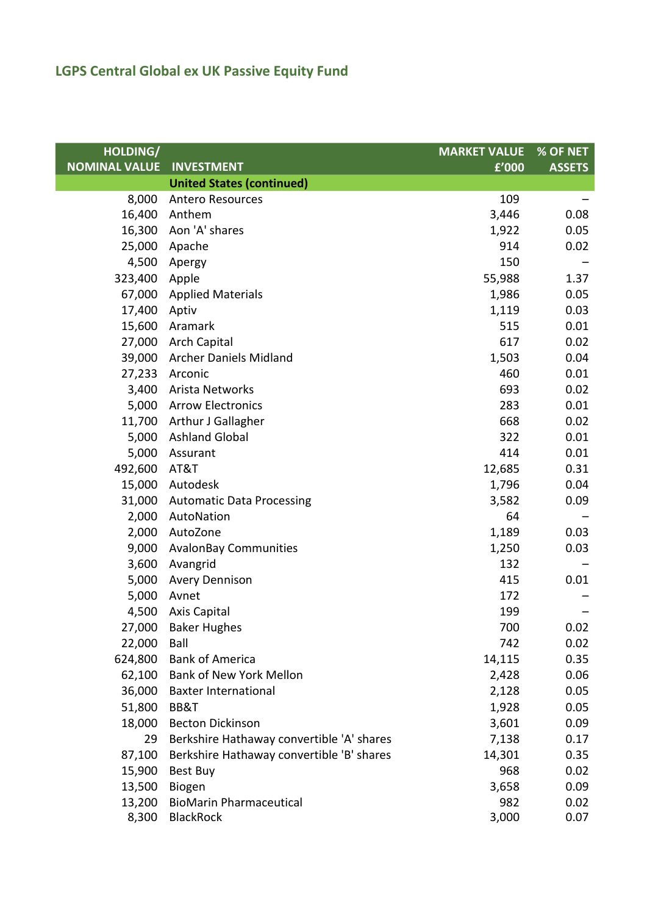## LGPS Central Global ex UK Passive Equity Fund

| HOLDING/ NOMINAL VALUE | INVESTMENT | MARKET VALUE £'000 | % OF NET ASSETS |
|---|---|---|---|
| | **United States (continued)** | | |
| 8,000 | Antero Resources | 109 | – |
| 16,400 | Anthem | 3,446 | 0.08 |
| 16,300 | Aon 'A' shares | 1,922 | 0.05 |
| 25,000 | Apache | 914 | 0.02 |
| 4,500 | Apergy | 150 | – |
| 323,400 | Apple | 55,988 | 1.37 |
| 67,000 | Applied Materials | 1,986 | 0.05 |
| 17,400 | Aptiv | 1,119 | 0.03 |
| 15,600 | Aramark | 515 | 0.01 |
| 27,000 | Arch Capital | 617 | 0.02 |
| 39,000 | Archer Daniels Midland | 1,503 | 0.04 |
| 27,233 | Arconic | 460 | 0.01 |
| 3,400 | Arista Networks | 693 | 0.02 |
| 5,000 | Arrow Electronics | 283 | 0.01 |
| 11,700 | Arthur J Gallagher | 668 | 0.02 |
| 5,000 | Ashland Global | 322 | 0.01 |
| 5,000 | Assurant | 414 | 0.01 |
| 492,600 | AT&T | 12,685 | 0.31 |
| 15,000 | Autodesk | 1,796 | 0.04 |
| 31,000 | Automatic Data Processing | 3,582 | 0.09 |
| 2,000 | AutoNation | 64 | – |
| 2,000 | AutoZone | 1,189 | 0.03 |
| 9,000 | AvalonBay Communities | 1,250 | 0.03 |
| 3,600 | Avangrid | 132 | – |
| 5,000 | Avery Dennison | 415 | 0.01 |
| 5,000 | Avnet | 172 | – |
| 4,500 | Axis Capital | 199 | – |
| 27,000 | Baker Hughes | 700 | 0.02 |
| 22,000 | Ball | 742 | 0.02 |
| 624,800 | Bank of America | 14,115 | 0.35 |
| 62,100 | Bank of New York Mellon | 2,428 | 0.06 |
| 36,000 | Baxter International | 2,128 | 0.05 |
| 51,800 | BB&T | 1,928 | 0.05 |
| 18,000 | Becton Dickinson | 3,601 | 0.09 |
| 29 | Berkshire Hathaway convertible 'A' shares | 7,138 | 0.17 |
| 87,100 | Berkshire Hathaway convertible 'B' shares | 14,301 | 0.35 |
| 15,900 | Best Buy | 968 | 0.02 |
| 13,500 | Biogen | 3,658 | 0.09 |
| 13,200 | BioMarin Pharmaceutical | 982 | 0.02 |
| 8,300 | BlackRock | 3,000 | 0.07 |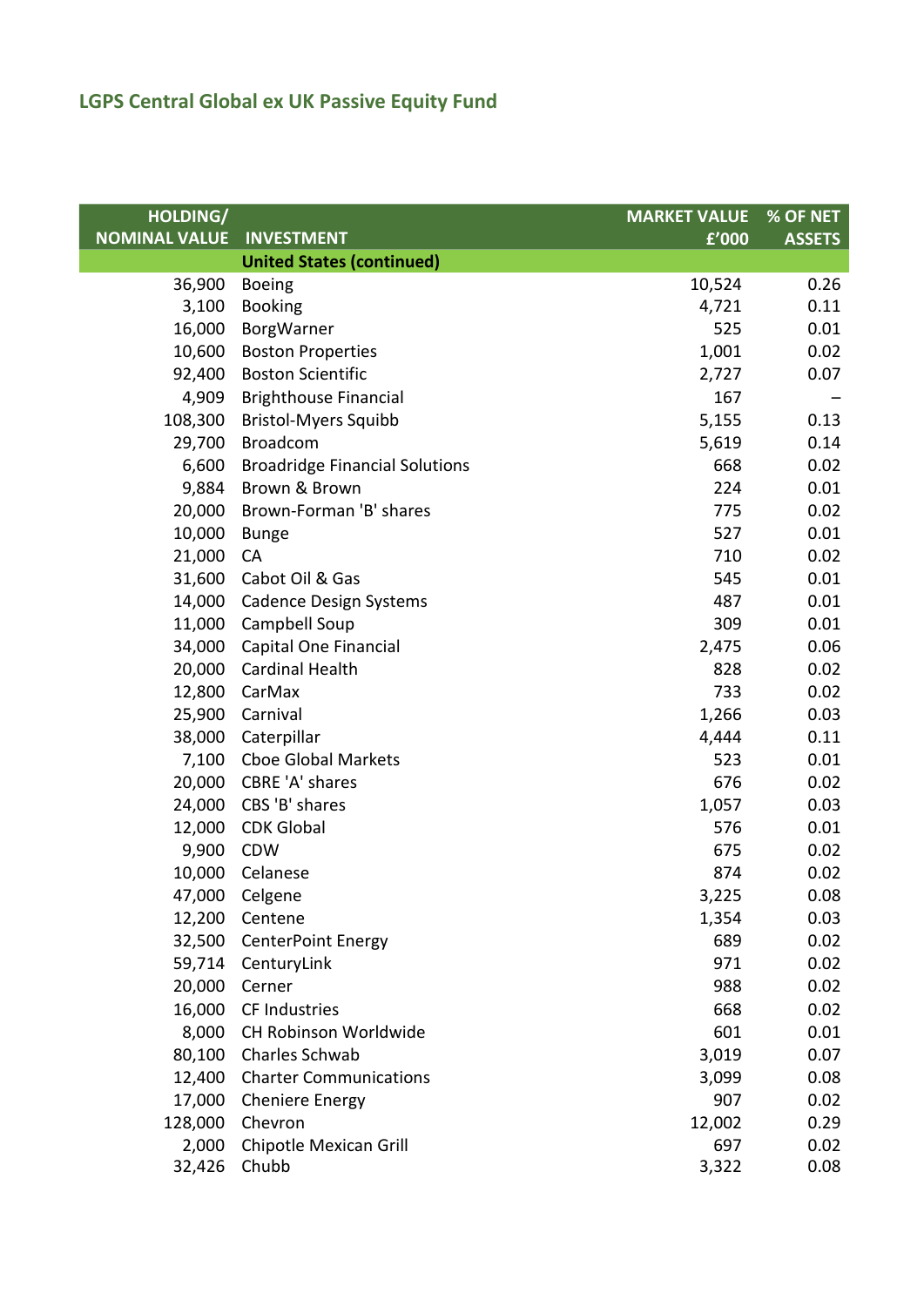## LGPS Central Global ex UK Passive Equity Fund

| HOLDING/ NOMINAL VALUE | INVESTMENT | MARKET VALUE £'000 | % OF NET ASSETS |
|---|---|---|---|
| | **United States (continued)** | | |
| 36,900 | Boeing | 10,524 | 0.26 |
| 3,100 | Booking | 4,721 | 0.11 |
| 16,000 | BorgWarner | 525 | 0.01 |
| 10,600 | Boston Properties | 1,001 | 0.02 |
| 92,400 | Boston Scientific | 2,727 | 0.07 |
| 4,909 | Brighthouse Financial | 167 | – |
| 108,300 | Bristol-Myers Squibb | 5,155 | 0.13 |
| 29,700 | Broadcom | 5,619 | 0.14 |
| 6,600 | Broadridge Financial Solutions | 668 | 0.02 |
| 9,884 | Brown & Brown | 224 | 0.01 |
| 20,000 | Brown-Forman 'B' shares | 775 | 0.02 |
| 10,000 | Bunge | 527 | 0.01 |
| 21,000 | CA | 710 | 0.02 |
| 31,600 | Cabot Oil & Gas | 545 | 0.01 |
| 14,000 | Cadence Design Systems | 487 | 0.01 |
| 11,000 | Campbell Soup | 309 | 0.01 |
| 34,000 | Capital One Financial | 2,475 | 0.06 |
| 20,000 | Cardinal Health | 828 | 0.02 |
| 12,800 | CarMax | 733 | 0.02 |
| 25,900 | Carnival | 1,266 | 0.03 |
| 38,000 | Caterpillar | 4,444 | 0.11 |
| 7,100 | Cboe Global Markets | 523 | 0.01 |
| 20,000 | CBRE 'A' shares | 676 | 0.02 |
| 24,000 | CBS 'B' shares | 1,057 | 0.03 |
| 12,000 | CDK Global | 576 | 0.01 |
| 9,900 | CDW | 675 | 0.02 |
| 10,000 | Celanese | 874 | 0.02 |
| 47,000 | Celgene | 3,225 | 0.08 |
| 12,200 | Centene | 1,354 | 0.03 |
| 32,500 | CenterPoint Energy | 689 | 0.02 |
| 59,714 | CenturyLink | 971 | 0.02 |
| 20,000 | Cerner | 988 | 0.02 |
| 16,000 | CF Industries | 668 | 0.02 |
| 8,000 | CH Robinson Worldwide | 601 | 0.01 |
| 80,100 | Charles Schwab | 3,019 | 0.07 |
| 12,400 | Charter Communications | 3,099 | 0.08 |
| 17,000 | Cheniere Energy | 907 | 0.02 |
| 128,000 | Chevron | 12,002 | 0.29 |
| 2,000 | Chipotle Mexican Grill | 697 | 0.02 |
| 32,426 | Chubb | 3,322 | 0.08 |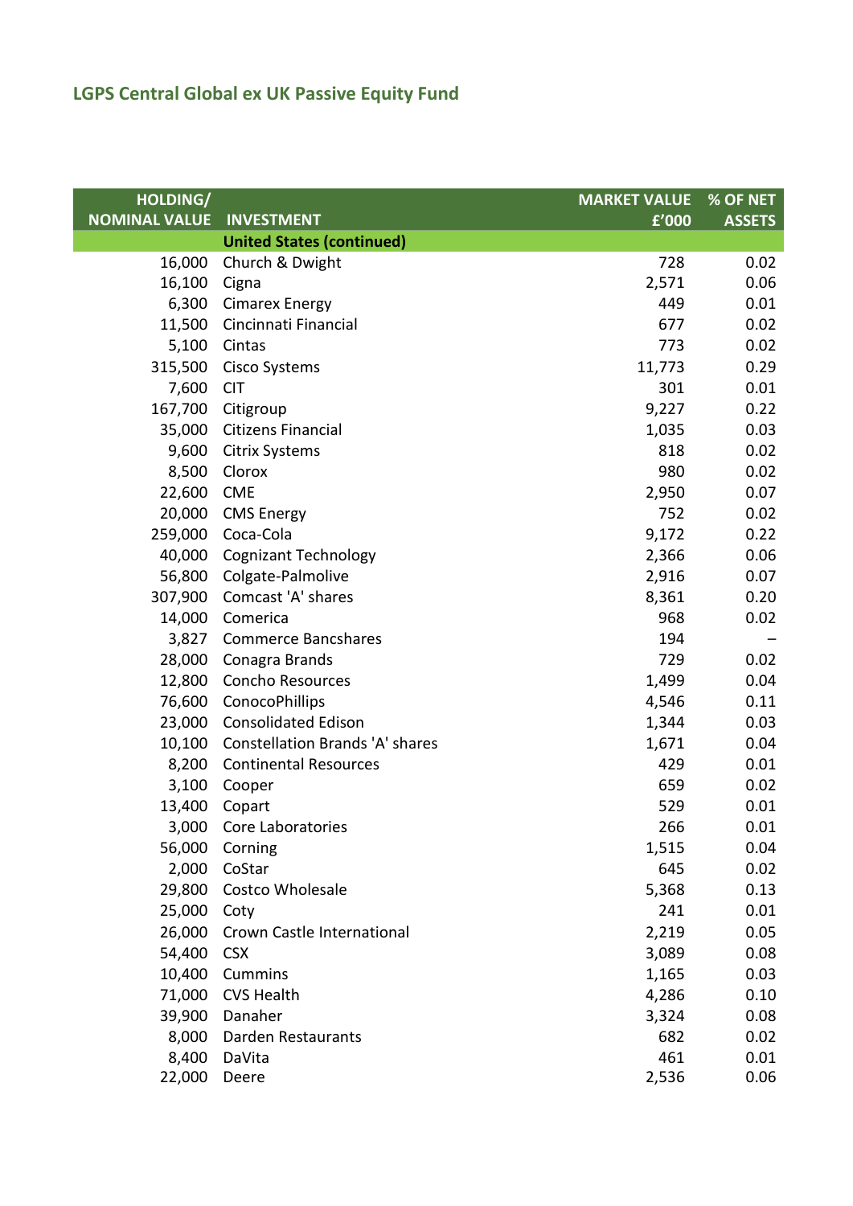## LGPS Central Global ex UK Passive Equity Fund

| HOLDING/ NOMINAL VALUE | INVESTMENT | MARKET VALUE £'000 | % OF NET ASSETS |
|---|---|---|---|
| | **United States (continued)** | | |
| 16,000 | Church & Dwight | 728 | 0.02 |
| 16,100 | Cigna | 2,571 | 0.06 |
| 6,300 | Cimarex Energy | 449 | 0.01 |
| 11,500 | Cincinnati Financial | 677 | 0.02 |
| 5,100 | Cintas | 773 | 0.02 |
| 315,500 | Cisco Systems | 11,773 | 0.29 |
| 7,600 | CIT | 301 | 0.01 |
| 167,700 | Citigroup | 9,227 | 0.22 |
| 35,000 | Citizens Financial | 1,035 | 0.03 |
| 9,600 | Citrix Systems | 818 | 0.02 |
| 8,500 | Clorox | 980 | 0.02 |
| 22,600 | CME | 2,950 | 0.07 |
| 20,000 | CMS Energy | 752 | 0.02 |
| 259,000 | Coca-Cola | 9,172 | 0.22 |
| 40,000 | Cognizant Technology | 2,366 | 0.06 |
| 56,800 | Colgate-Palmolive | 2,916 | 0.07 |
| 307,900 | Comcast 'A' shares | 8,361 | 0.20 |
| 14,000 | Comerica | 968 | 0.02 |
| 3,827 | Commerce Bancshares | 194 | – |
| 28,000 | Conagra Brands | 729 | 0.02 |
| 12,800 | Concho Resources | 1,499 | 0.04 |
| 76,600 | ConocoPhillips | 4,546 | 0.11 |
| 23,000 | Consolidated Edison | 1,344 | 0.03 |
| 10,100 | Constellation Brands 'A' shares | 1,671 | 0.04 |
| 8,200 | Continental Resources | 429 | 0.01 |
| 3,100 | Cooper | 659 | 0.02 |
| 13,400 | Copart | 529 | 0.01 |
| 3,000 | Core Laboratories | 266 | 0.01 |
| 56,000 | Corning | 1,515 | 0.04 |
| 2,000 | CoStar | 645 | 0.02 |
| 29,800 | Costco Wholesale | 5,368 | 0.13 |
| 25,000 | Coty | 241 | 0.01 |
| 26,000 | Crown Castle International | 2,219 | 0.05 |
| 54,400 | CSX | 3,089 | 0.08 |
| 10,400 | Cummins | 1,165 | 0.03 |
| 71,000 | CVS Health | 4,286 | 0.10 |
| 39,900 | Danaher | 3,324 | 0.08 |
| 8,000 | Darden Restaurants | 682 | 0.02 |
| 8,400 | DaVita | 461 | 0.01 |
| 22,000 | Deere | 2,536 | 0.06 |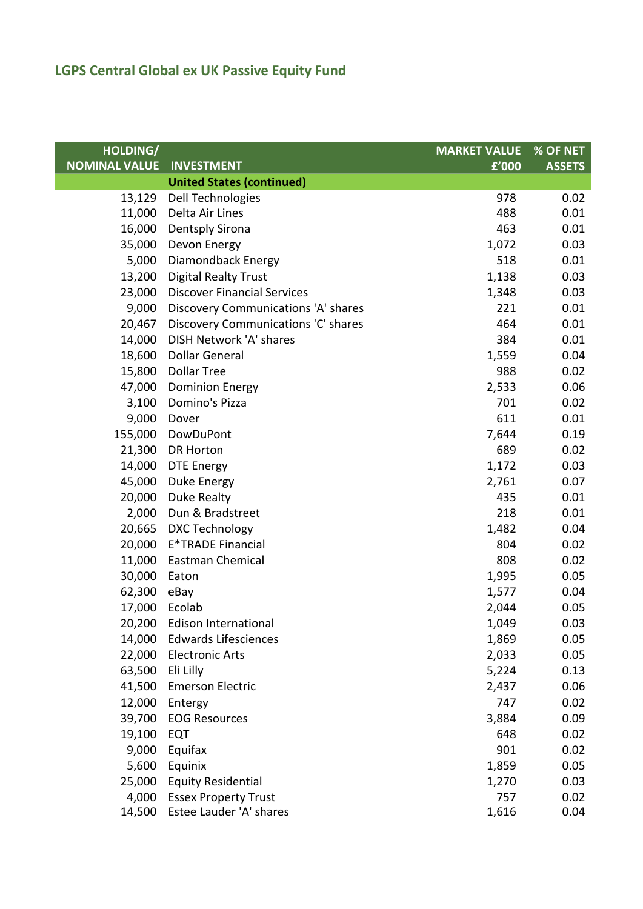## LGPS Central Global ex UK Passive Equity Fund

| HOLDING/ NOMINAL VALUE | INVESTMENT | MARKET VALUE £'000 | % OF NET ASSETS |
|---|---|---|---|
| | **United States (continued)** | | |
| 13,129 | Dell Technologies | 978 | 0.02 |
| 11,000 | Delta Air Lines | 488 | 0.01 |
| 16,000 | Dentsply Sirona | 463 | 0.01 |
| 35,000 | Devon Energy | 1,072 | 0.03 |
| 5,000 | Diamondback Energy | 518 | 0.01 |
| 13,200 | Digital Realty Trust | 1,138 | 0.03 |
| 23,000 | Discover Financial Services | 1,348 | 0.03 |
| 9,000 | Discovery Communications 'A' shares | 221 | 0.01 |
| 20,467 | Discovery Communications 'C' shares | 464 | 0.01 |
| 14,000 | DISH Network 'A' shares | 384 | 0.01 |
| 18,600 | Dollar General | 1,559 | 0.04 |
| 15,800 | Dollar Tree | 988 | 0.02 |
| 47,000 | Dominion Energy | 2,533 | 0.06 |
| 3,100 | Domino's Pizza | 701 | 0.02 |
| 9,000 | Dover | 611 | 0.01 |
| 155,000 | DowDuPont | 7,644 | 0.19 |
| 21,300 | DR Horton | 689 | 0.02 |
| 14,000 | DTE Energy | 1,172 | 0.03 |
| 45,000 | Duke Energy | 2,761 | 0.07 |
| 20,000 | Duke Realty | 435 | 0.01 |
| 2,000 | Dun & Bradstreet | 218 | 0.01 |
| 20,665 | DXC Technology | 1,482 | 0.04 |
| 20,000 | E*TRADE Financial | 804 | 0.02 |
| 11,000 | Eastman Chemical | 808 | 0.02 |
| 30,000 | Eaton | 1,995 | 0.05 |
| 62,300 | eBay | 1,577 | 0.04 |
| 17,000 | Ecolab | 2,044 | 0.05 |
| 20,200 | Edison International | 1,049 | 0.03 |
| 14,000 | Edwards Lifesciences | 1,869 | 0.05 |
| 22,000 | Electronic Arts | 2,033 | 0.05 |
| 63,500 | Eli Lilly | 5,224 | 0.13 |
| 41,500 | Emerson Electric | 2,437 | 0.06 |
| 12,000 | Entergy | 747 | 0.02 |
| 39,700 | EOG Resources | 3,884 | 0.09 |
| 19,100 | EQT | 648 | 0.02 |
| 9,000 | Equifax | 901 | 0.02 |
| 5,600 | Equinix | 1,859 | 0.05 |
| 25,000 | Equity Residential | 1,270 | 0.03 |
| 4,000 | Essex Property Trust | 757 | 0.02 |
| 14,500 | Estee Lauder 'A' shares | 1,616 | 0.04 |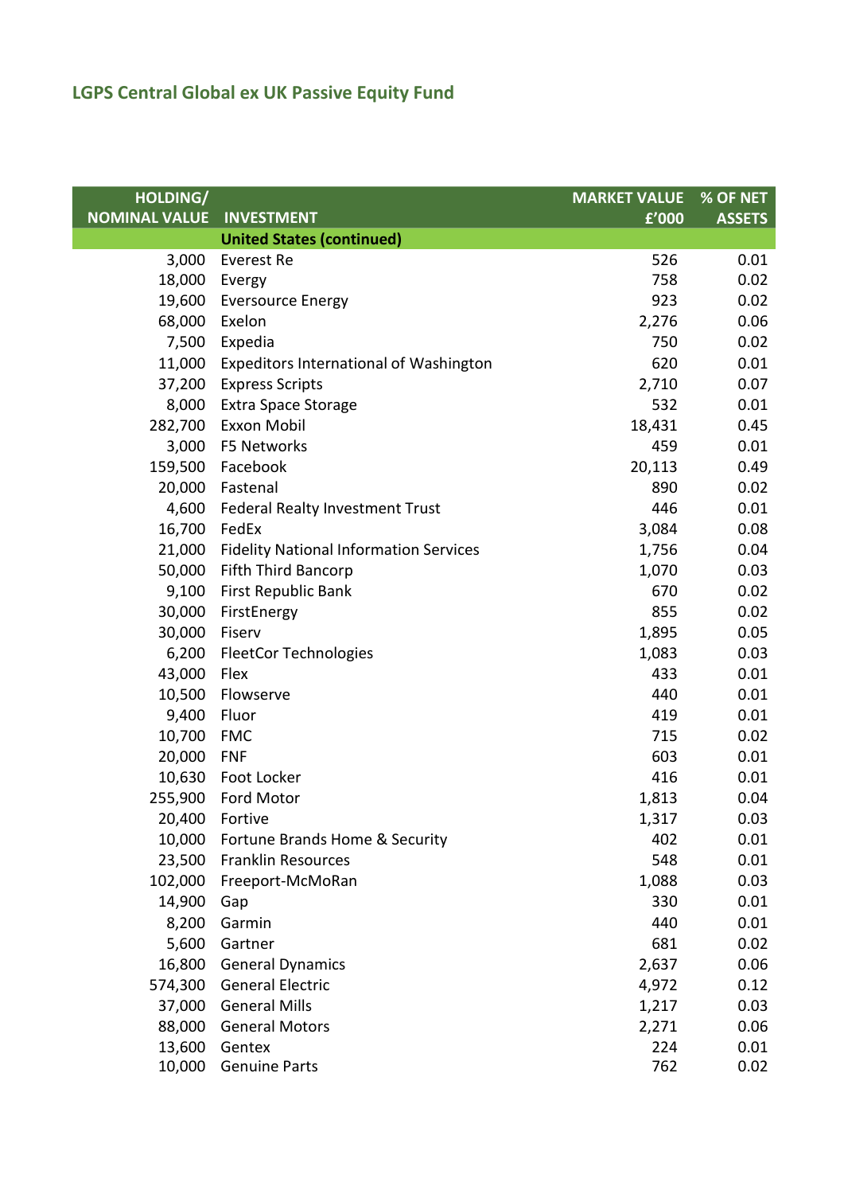## LGPS Central Global ex UK Passive Equity Fund

| HOLDING/ NOMINAL VALUE | INVESTMENT | MARKET VALUE £'000 | % OF NET ASSETS |
|---:|---|---:|---:|
| | **United States (continued)** | | |
| 3,000 | Everest Re | 526 | 0.01 |
| 18,000 | Evergy | 758 | 0.02 |
| 19,600 | Eversource Energy | 923 | 0.02 |
| 68,000 | Exelon | 2,276 | 0.06 |
| 7,500 | Expedia | 750 | 0.02 |
| 11,000 | Expeditors International of Washington | 620 | 0.01 |
| 37,200 | Express Scripts | 2,710 | 0.07 |
| 8,000 | Extra Space Storage | 532 | 0.01 |
| 282,700 | Exxon Mobil | 18,431 | 0.45 |
| 3,000 | F5 Networks | 459 | 0.01 |
| 159,500 | Facebook | 20,113 | 0.49 |
| 20,000 | Fastenal | 890 | 0.02 |
| 4,600 | Federal Realty Investment Trust | 446 | 0.01 |
| 16,700 | FedEx | 3,084 | 0.08 |
| 21,000 | Fidelity National Information Services | 1,756 | 0.04 |
| 50,000 | Fifth Third Bancorp | 1,070 | 0.03 |
| 9,100 | First Republic Bank | 670 | 0.02 |
| 30,000 | FirstEnergy | 855 | 0.02 |
| 30,000 | Fiserv | 1,895 | 0.05 |
| 6,200 | FleetCor Technologies | 1,083 | 0.03 |
| 43,000 | Flex | 433 | 0.01 |
| 10,500 | Flowserve | 440 | 0.01 |
| 9,400 | Fluor | 419 | 0.01 |
| 10,700 | FMC | 715 | 0.02 |
| 20,000 | FNF | 603 | 0.01 |
| 10,630 | Foot Locker | 416 | 0.01 |
| 255,900 | Ford Motor | 1,813 | 0.04 |
| 20,400 | Fortive | 1,317 | 0.03 |
| 10,000 | Fortune Brands Home & Security | 402 | 0.01 |
| 23,500 | Franklin Resources | 548 | 0.01 |
| 102,000 | Freeport-McMoRan | 1,088 | 0.03 |
| 14,900 | Gap | 330 | 0.01 |
| 8,200 | Garmin | 440 | 0.01 |
| 5,600 | Gartner | 681 | 0.02 |
| 16,800 | General Dynamics | 2,637 | 0.06 |
| 574,300 | General Electric | 4,972 | 0.12 |
| 37,000 | General Mills | 1,217 | 0.03 |
| 88,000 | General Motors | 2,271 | 0.06 |
| 13,600 | Gentex | 224 | 0.01 |
| 10,000 | Genuine Parts | 762 | 0.02 |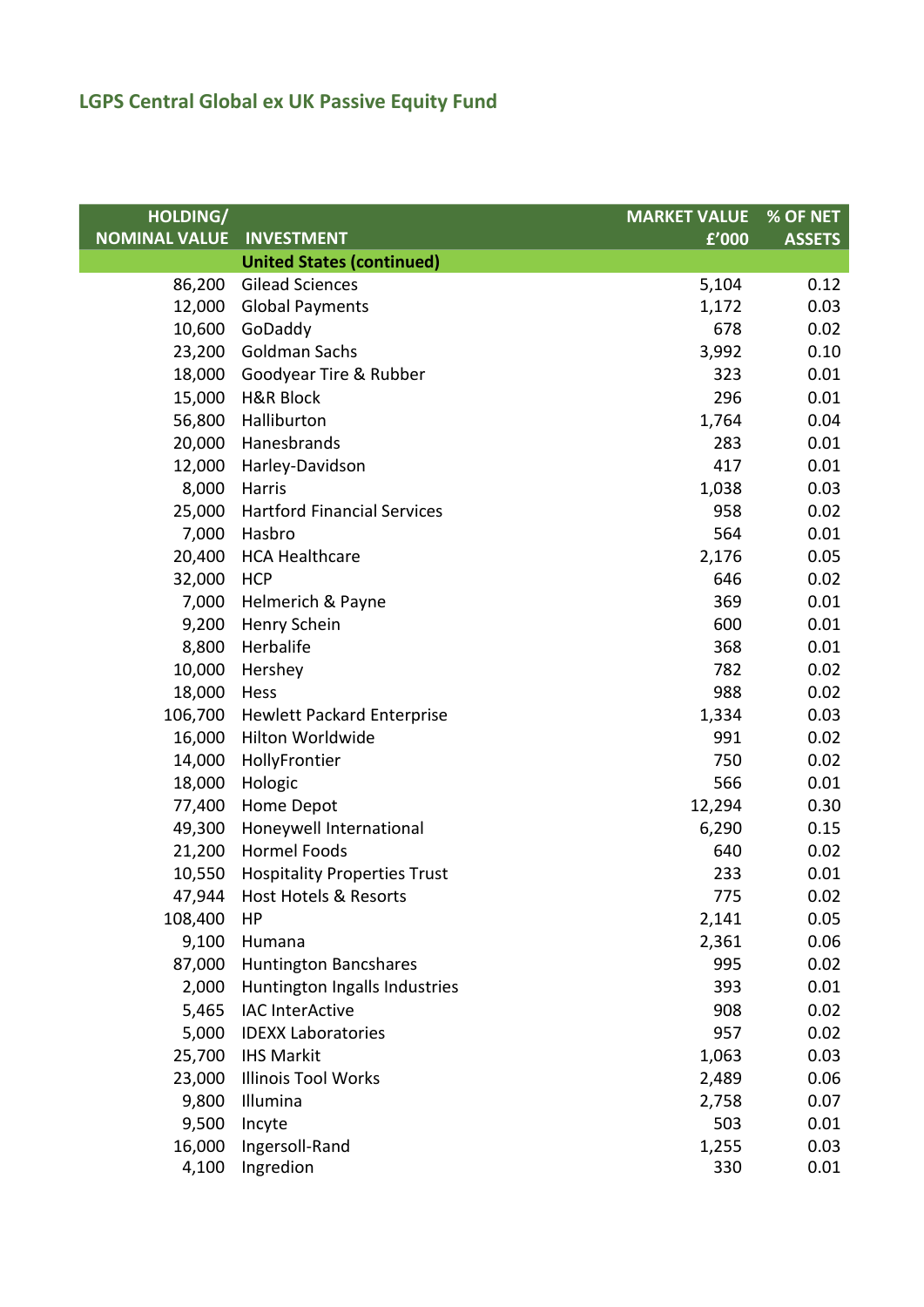## LGPS Central Global ex UK Passive Equity Fund

| HOLDING/ NOMINAL VALUE | INVESTMENT | MARKET VALUE £'000 | % OF NET ASSETS |
|---|---|---|---|
| | **United States (continued)** | | |
| 86,200 | Gilead Sciences | 5,104 | 0.12 |
| 12,000 | Global Payments | 1,172 | 0.03 |
| 10,600 | GoDaddy | 678 | 0.02 |
| 23,200 | Goldman Sachs | 3,992 | 0.10 |
| 18,000 | Goodyear Tire & Rubber | 323 | 0.01 |
| 15,000 | H&R Block | 296 | 0.01 |
| 56,800 | Halliburton | 1,764 | 0.04 |
| 20,000 | Hanesbrands | 283 | 0.01 |
| 12,000 | Harley-Davidson | 417 | 0.01 |
| 8,000 | Harris | 1,038 | 0.03 |
| 25,000 | Hartford Financial Services | 958 | 0.02 |
| 7,000 | Hasbro | 564 | 0.01 |
| 20,400 | HCA Healthcare | 2,176 | 0.05 |
| 32,000 | HCP | 646 | 0.02 |
| 7,000 | Helmerich & Payne | 369 | 0.01 |
| 9,200 | Henry Schein | 600 | 0.01 |
| 8,800 | Herbalife | 368 | 0.01 |
| 10,000 | Hershey | 782 | 0.02 |
| 18,000 | Hess | 988 | 0.02 |
| 106,700 | Hewlett Packard Enterprise | 1,334 | 0.03 |
| 16,000 | Hilton Worldwide | 991 | 0.02 |
| 14,000 | HollyFrontier | 750 | 0.02 |
| 18,000 | Hologic | 566 | 0.01 |
| 77,400 | Home Depot | 12,294 | 0.30 |
| 49,300 | Honeywell International | 6,290 | 0.15 |
| 21,200 | Hormel Foods | 640 | 0.02 |
| 10,550 | Hospitality Properties Trust | 233 | 0.01 |
| 47,944 | Host Hotels & Resorts | 775 | 0.02 |
| 108,400 | HP | 2,141 | 0.05 |
| 9,100 | Humana | 2,361 | 0.06 |
| 87,000 | Huntington Bancshares | 995 | 0.02 |
| 2,000 | Huntington Ingalls Industries | 393 | 0.01 |
| 5,465 | IAC InterActive | 908 | 0.02 |
| 5,000 | IDEXX Laboratories | 957 | 0.02 |
| 25,700 | IHS Markit | 1,063 | 0.03 |
| 23,000 | Illinois Tool Works | 2,489 | 0.06 |
| 9,800 | Illumina | 2,758 | 0.07 |
| 9,500 | Incyte | 503 | 0.01 |
| 16,000 | Ingersoll-Rand | 1,255 | 0.03 |
| 4,100 | Ingredion | 330 | 0.01 |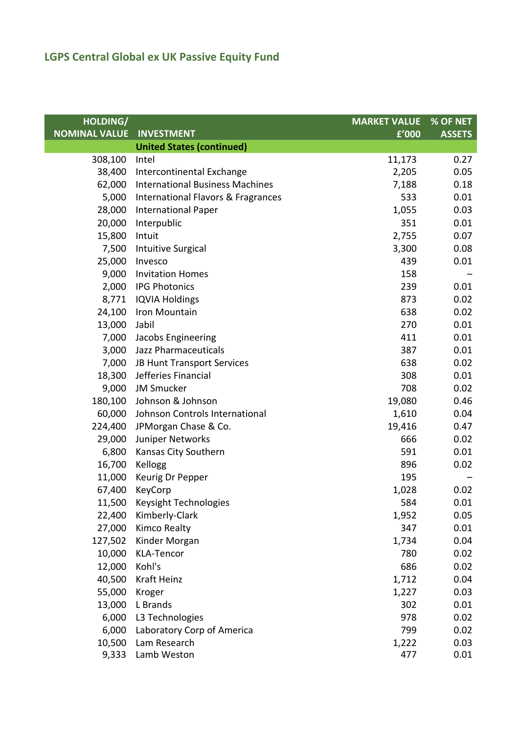## LGPS Central Global ex UK Passive Equity Fund

| HOLDING/ NOMINAL VALUE | INVESTMENT | MARKET VALUE £'000 | % OF NET ASSETS |
|---|---|---|---|
| | **United States (continued)** | | |
| 308,100 | Intel | 11,173 | 0.27 |
| 38,400 | Intercontinental Exchange | 2,205 | 0.05 |
| 62,000 | International Business Machines | 7,188 | 0.18 |
| 5,000 | International Flavors & Fragrances | 533 | 0.01 |
| 28,000 | International Paper | 1,055 | 0.03 |
| 20,000 | Interpublic | 351 | 0.01 |
| 15,800 | Intuit | 2,755 | 0.07 |
| 7,500 | Intuitive Surgical | 3,300 | 0.08 |
| 25,000 | Invesco | 439 | 0.01 |
| 9,000 | Invitation Homes | 158 | – |
| 2,000 | IPG Photonics | 239 | 0.01 |
| 8,771 | IQVIA Holdings | 873 | 0.02 |
| 24,100 | Iron Mountain | 638 | 0.02 |
| 13,000 | Jabil | 270 | 0.01 |
| 7,000 | Jacobs Engineering | 411 | 0.01 |
| 3,000 | Jazz Pharmaceuticals | 387 | 0.01 |
| 7,000 | JB Hunt Transport Services | 638 | 0.02 |
| 18,300 | Jefferies Financial | 308 | 0.01 |
| 9,000 | JM Smucker | 708 | 0.02 |
| 180,100 | Johnson & Johnson | 19,080 | 0.46 |
| 60,000 | Johnson Controls International | 1,610 | 0.04 |
| 224,400 | JPMorgan Chase & Co. | 19,416 | 0.47 |
| 29,000 | Juniper Networks | 666 | 0.02 |
| 6,800 | Kansas City Southern | 591 | 0.01 |
| 16,700 | Kellogg | 896 | 0.02 |
| 11,000 | Keurig Dr Pepper | 195 | – |
| 67,400 | KeyCorp | 1,028 | 0.02 |
| 11,500 | Keysight Technologies | 584 | 0.01 |
| 22,400 | Kimberly-Clark | 1,952 | 0.05 |
| 27,000 | Kimco Realty | 347 | 0.01 |
| 127,502 | Kinder Morgan | 1,734 | 0.04 |
| 10,000 | KLA-Tencor | 780 | 0.02 |
| 12,000 | Kohl's | 686 | 0.02 |
| 40,500 | Kraft Heinz | 1,712 | 0.04 |
| 55,000 | Kroger | 1,227 | 0.03 |
| 13,000 | L Brands | 302 | 0.01 |
| 6,000 | L3 Technologies | 978 | 0.02 |
| 6,000 | Laboratory Corp of America | 799 | 0.02 |
| 10,500 | Lam Research | 1,222 | 0.03 |
| 9,333 | Lamb Weston | 477 | 0.01 |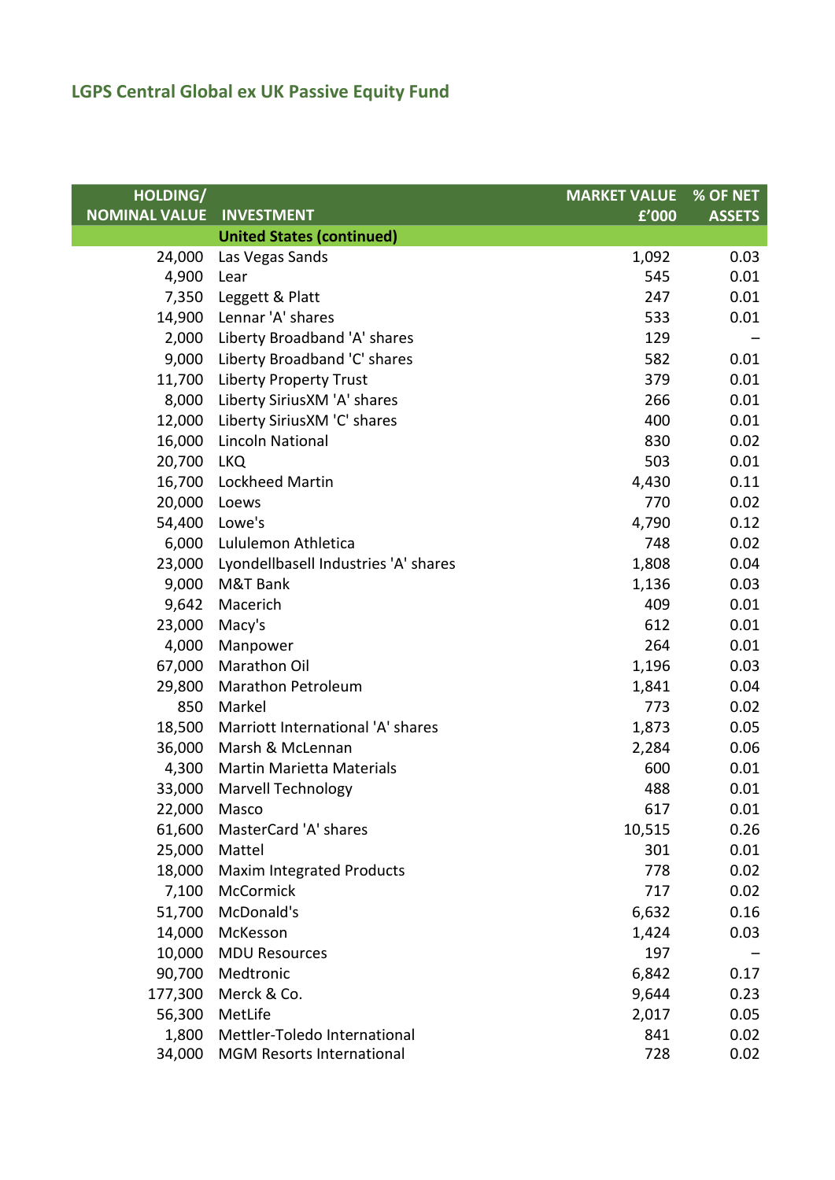## LGPS Central Global ex UK Passive Equity Fund

| HOLDING/ NOMINAL VALUE | INVESTMENT | MARKET VALUE £'000 | % OF NET ASSETS |
|---|---|---|---|
| | **United States (continued)** | | |
| 24,000 | Las Vegas Sands | 1,092 | 0.03 |
| 4,900 | Lear | 545 | 0.01 |
| 7,350 | Leggett & Platt | 247 | 0.01 |
| 14,900 | Lennar 'A' shares | 533 | 0.01 |
| 2,000 | Liberty Broadband 'A' shares | 129 | – |
| 9,000 | Liberty Broadband 'C' shares | 582 | 0.01 |
| 11,700 | Liberty Property Trust | 379 | 0.01 |
| 8,000 | Liberty SiriusXM 'A' shares | 266 | 0.01 |
| 12,000 | Liberty SiriusXM 'C' shares | 400 | 0.01 |
| 16,000 | Lincoln National | 830 | 0.02 |
| 20,700 | LKQ | 503 | 0.01 |
| 16,700 | Lockheed Martin | 4,430 | 0.11 |
| 20,000 | Loews | 770 | 0.02 |
| 54,400 | Lowe's | 4,790 | 0.12 |
| 6,000 | Lululemon Athletica | 748 | 0.02 |
| 23,000 | Lyondellbasell Industries 'A' shares | 1,808 | 0.04 |
| 9,000 | M&T Bank | 1,136 | 0.03 |
| 9,642 | Macerich | 409 | 0.01 |
| 23,000 | Macy's | 612 | 0.01 |
| 4,000 | Manpower | 264 | 0.01 |
| 67,000 | Marathon Oil | 1,196 | 0.03 |
| 29,800 | Marathon Petroleum | 1,841 | 0.04 |
| 850 | Markel | 773 | 0.02 |
| 18,500 | Marriott International 'A' shares | 1,873 | 0.05 |
| 36,000 | Marsh & McLennan | 2,284 | 0.06 |
| 4,300 | Martin Marietta Materials | 600 | 0.01 |
| 33,000 | Marvell Technology | 488 | 0.01 |
| 22,000 | Masco | 617 | 0.01 |
| 61,600 | MasterCard 'A' shares | 10,515 | 0.26 |
| 25,000 | Mattel | 301 | 0.01 |
| 18,000 | Maxim Integrated Products | 778 | 0.02 |
| 7,100 | McCormick | 717 | 0.02 |
| 51,700 | McDonald's | 6,632 | 0.16 |
| 14,000 | McKesson | 1,424 | 0.03 |
| 10,000 | MDU Resources | 197 | – |
| 90,700 | Medtronic | 6,842 | 0.17 |
| 177,300 | Merck & Co. | 9,644 | 0.23 |
| 56,300 | MetLife | 2,017 | 0.05 |
| 1,800 | Mettler-Toledo International | 841 | 0.02 |
| 34,000 | MGM Resorts International | 728 | 0.02 |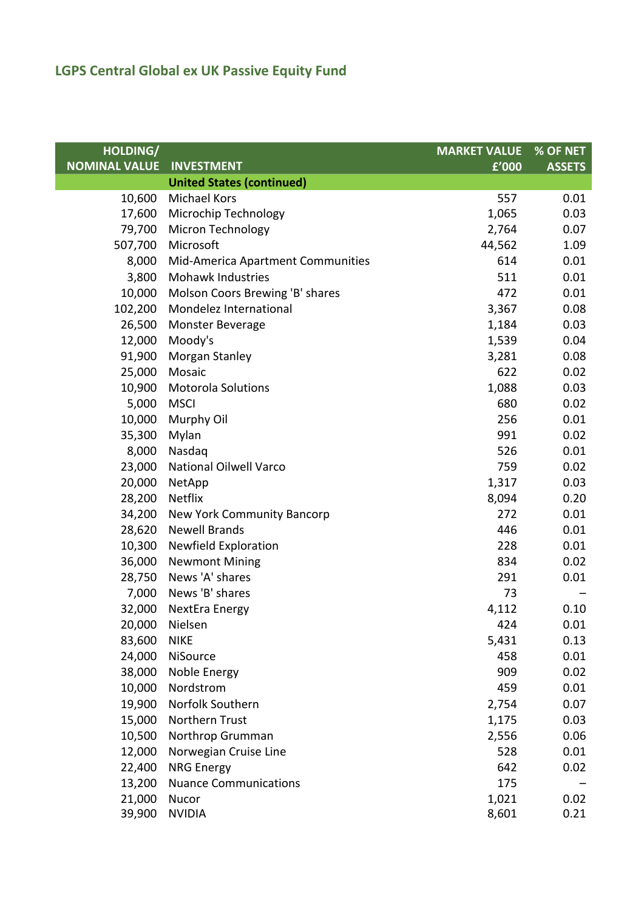## LGPS Central Global ex UK Passive Equity Fund

| HOLDING/ NOMINAL VALUE | INVESTMENT | MARKET VALUE £'000 | % OF NET ASSETS |
|---|---|---|---|
| | **United States (continued)** | | |
| 10,600 | Michael Kors | 557 | 0.01 |
| 17,600 | Microchip Technology | 1,065 | 0.03 |
| 79,700 | Micron Technology | 2,764 | 0.07 |
| 507,700 | Microsoft | 44,562 | 1.09 |
| 8,000 | Mid-America Apartment Communities | 614 | 0.01 |
| 3,800 | Mohawk Industries | 511 | 0.01 |
| 10,000 | Molson Coors Brewing 'B' shares | 472 | 0.01 |
| 102,200 | Mondelez International | 3,367 | 0.08 |
| 26,500 | Monster Beverage | 1,184 | 0.03 |
| 12,000 | Moody's | 1,539 | 0.04 |
| 91,900 | Morgan Stanley | 3,281 | 0.08 |
| 25,000 | Mosaic | 622 | 0.02 |
| 10,900 | Motorola Solutions | 1,088 | 0.03 |
| 5,000 | MSCI | 680 | 0.02 |
| 10,000 | Murphy Oil | 256 | 0.01 |
| 35,300 | Mylan | 991 | 0.02 |
| 8,000 | Nasdaq | 526 | 0.01 |
| 23,000 | National Oilwell Varco | 759 | 0.02 |
| 20,000 | NetApp | 1,317 | 0.03 |
| 28,200 | Netflix | 8,094 | 0.20 |
| 34,200 | New York Community Bancorp | 272 | 0.01 |
| 28,620 | Newell Brands | 446 | 0.01 |
| 10,300 | Newfield Exploration | 228 | 0.01 |
| 36,000 | Newmont Mining | 834 | 0.02 |
| 28,750 | News 'A' shares | 291 | 0.01 |
| 7,000 | News 'B' shares | 73 | – |
| 32,000 | NextEra Energy | 4,112 | 0.10 |
| 20,000 | Nielsen | 424 | 0.01 |
| 83,600 | NIKE | 5,431 | 0.13 |
| 24,000 | NiSource | 458 | 0.01 |
| 38,000 | Noble Energy | 909 | 0.02 |
| 10,000 | Nordstrom | 459 | 0.01 |
| 19,900 | Norfolk Southern | 2,754 | 0.07 |
| 15,000 | Northern Trust | 1,175 | 0.03 |
| 10,500 | Northrop Grumman | 2,556 | 0.06 |
| 12,000 | Norwegian Cruise Line | 528 | 0.01 |
| 22,400 | NRG Energy | 642 | 0.02 |
| 13,200 | Nuance Communications | 175 | – |
| 21,000 | Nucor | 1,021 | 0.02 |
| 39,900 | NVIDIA | 8,601 | 0.21 |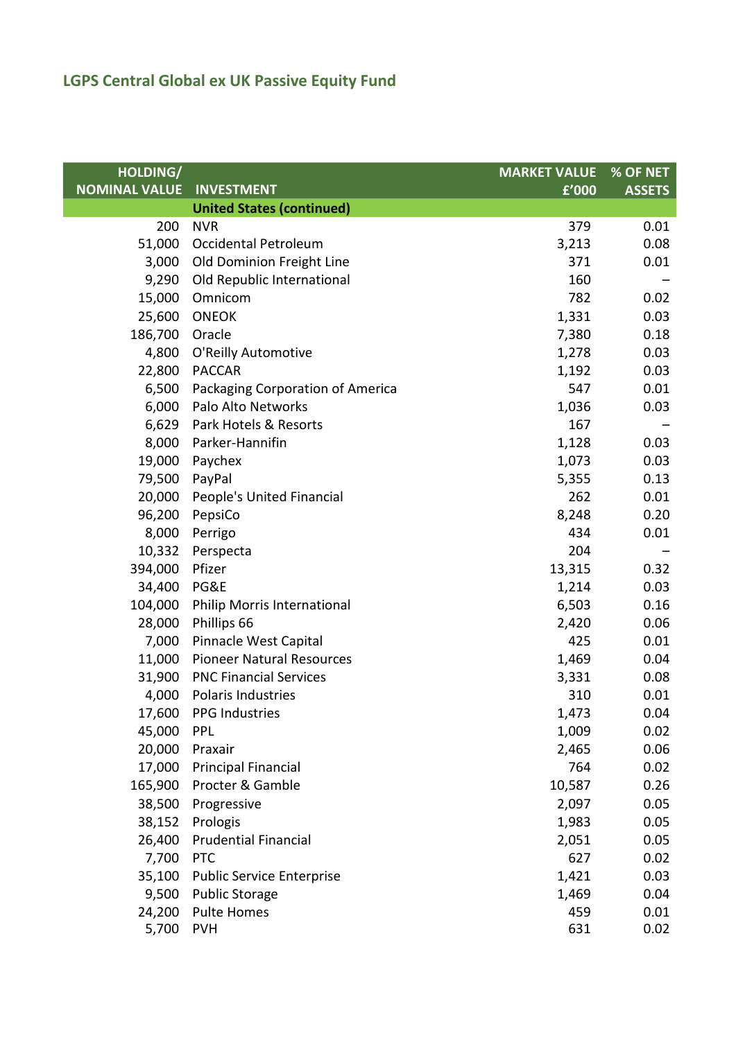## LGPS Central Global ex UK Passive Equity Fund

| HOLDING/ NOMINAL VALUE | INVESTMENT | MARKET VALUE £'000 | % OF NET ASSETS |
|---|---|---|---|
| | **United States (continued)** | | |
| 200 | NVR | 379 | 0.01 |
| 51,000 | Occidental Petroleum | 3,213 | 0.08 |
| 3,000 | Old Dominion Freight Line | 371 | 0.01 |
| 9,290 | Old Republic International | 160 | – |
| 15,000 | Omnicom | 782 | 0.02 |
| 25,600 | ONEOK | 1,331 | 0.03 |
| 186,700 | Oracle | 7,380 | 0.18 |
| 4,800 | O'Reilly Automotive | 1,278 | 0.03 |
| 22,800 | PACCAR | 1,192 | 0.03 |
| 6,500 | Packaging Corporation of America | 547 | 0.01 |
| 6,000 | Palo Alto Networks | 1,036 | 0.03 |
| 6,629 | Park Hotels & Resorts | 167 | – |
| 8,000 | Parker-Hannifin | 1,128 | 0.03 |
| 19,000 | Paychex | 1,073 | 0.03 |
| 79,500 | PayPal | 5,355 | 0.13 |
| 20,000 | People's United Financial | 262 | 0.01 |
| 96,200 | PepsiCo | 8,248 | 0.20 |
| 8,000 | Perrigo | 434 | 0.01 |
| 10,332 | Perspecta | 204 | – |
| 394,000 | Pfizer | 13,315 | 0.32 |
| 34,400 | PG&E | 1,214 | 0.03 |
| 104,000 | Philip Morris International | 6,503 | 0.16 |
| 28,000 | Phillips 66 | 2,420 | 0.06 |
| 7,000 | Pinnacle West Capital | 425 | 0.01 |
| 11,000 | Pioneer Natural Resources | 1,469 | 0.04 |
| 31,900 | PNC Financial Services | 3,331 | 0.08 |
| 4,000 | Polaris Industries | 310 | 0.01 |
| 17,600 | PPG Industries | 1,473 | 0.04 |
| 45,000 | PPL | 1,009 | 0.02 |
| 20,000 | Praxair | 2,465 | 0.06 |
| 17,000 | Principal Financial | 764 | 0.02 |
| 165,900 | Procter & Gamble | 10,587 | 0.26 |
| 38,500 | Progressive | 2,097 | 0.05 |
| 38,152 | Prologis | 1,983 | 0.05 |
| 26,400 | Prudential Financial | 2,051 | 0.05 |
| 7,700 | PTC | 627 | 0.02 |
| 35,100 | Public Service Enterprise | 1,421 | 0.03 |
| 9,500 | Public Storage | 1,469 | 0.04 |
| 24,200 | Pulte Homes | 459 | 0.01 |
| 5,700 | PVH | 631 | 0.02 |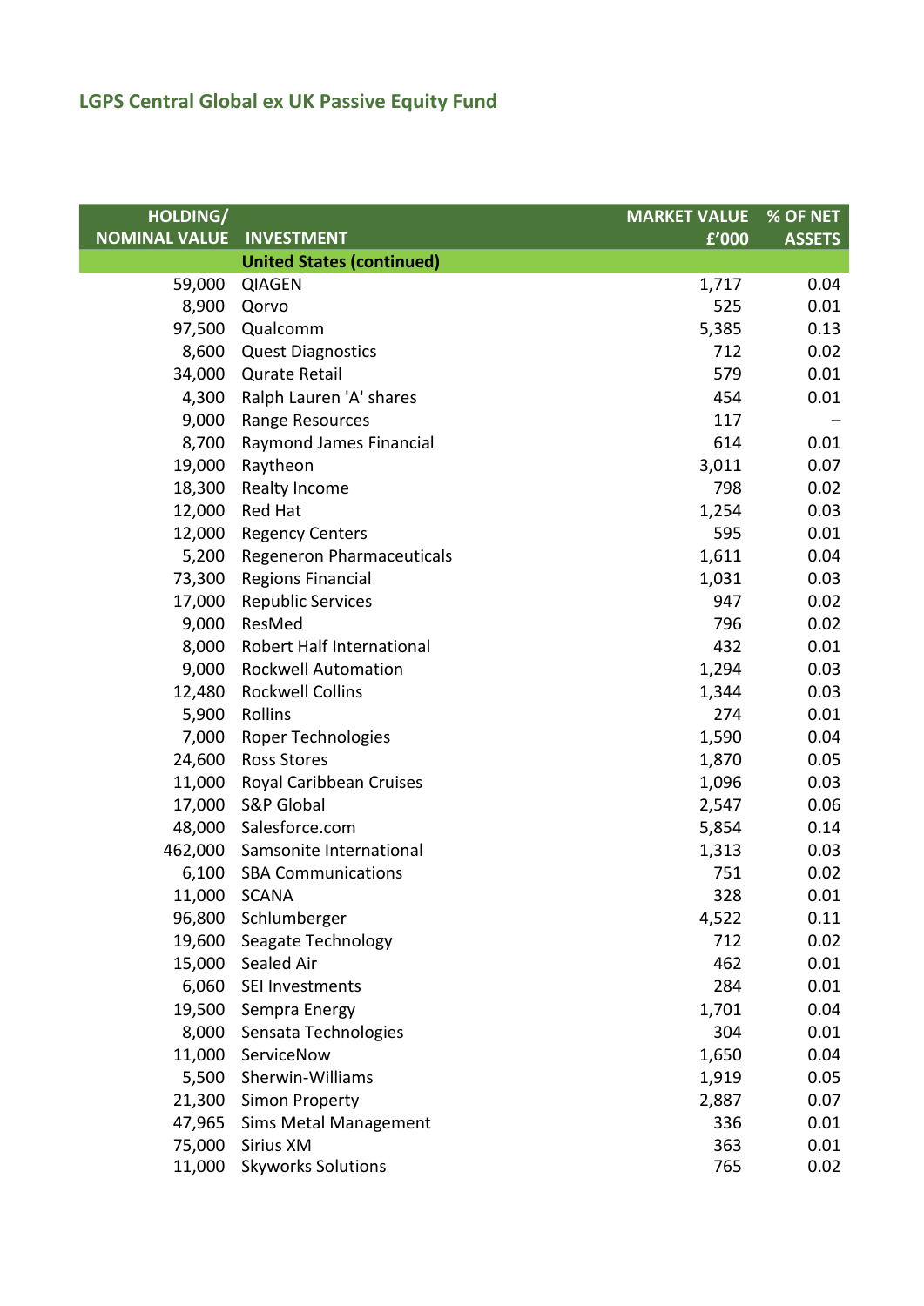## LGPS Central Global ex UK Passive Equity Fund

| HOLDING/ NOMINAL VALUE | INVESTMENT | MARKET VALUE £'000 | % OF NET ASSETS |
|---|---|---|---|
| | **United States (continued)** | | |
| 59,000 | QIAGEN | 1,717 | 0.04 |
| 8,900 | Qorvo | 525 | 0.01 |
| 97,500 | Qualcomm | 5,385 | 0.13 |
| 8,600 | Quest Diagnostics | 712 | 0.02 |
| 34,000 | Qurate Retail | 579 | 0.01 |
| 4,300 | Ralph Lauren 'A' shares | 454 | 0.01 |
| 9,000 | Range Resources | 117 | – |
| 8,700 | Raymond James Financial | 614 | 0.01 |
| 19,000 | Raytheon | 3,011 | 0.07 |
| 18,300 | Realty Income | 798 | 0.02 |
| 12,000 | Red Hat | 1,254 | 0.03 |
| 12,000 | Regency Centers | 595 | 0.01 |
| 5,200 | Regeneron Pharmaceuticals | 1,611 | 0.04 |
| 73,300 | Regions Financial | 1,031 | 0.03 |
| 17,000 | Republic Services | 947 | 0.02 |
| 9,000 | ResMed | 796 | 0.02 |
| 8,000 | Robert Half International | 432 | 0.01 |
| 9,000 | Rockwell Automation | 1,294 | 0.03 |
| 12,480 | Rockwell Collins | 1,344 | 0.03 |
| 5,900 | Rollins | 274 | 0.01 |
| 7,000 | Roper Technologies | 1,590 | 0.04 |
| 24,600 | Ross Stores | 1,870 | 0.05 |
| 11,000 | Royal Caribbean Cruises | 1,096 | 0.03 |
| 17,000 | S&P Global | 2,547 | 0.06 |
| 48,000 | Salesforce.com | 5,854 | 0.14 |
| 462,000 | Samsonite International | 1,313 | 0.03 |
| 6,100 | SBA Communications | 751 | 0.02 |
| 11,000 | SCANA | 328 | 0.01 |
| 96,800 | Schlumberger | 4,522 | 0.11 |
| 19,600 | Seagate Technology | 712 | 0.02 |
| 15,000 | Sealed Air | 462 | 0.01 |
| 6,060 | SEI Investments | 284 | 0.01 |
| 19,500 | Sempra Energy | 1,701 | 0.04 |
| 8,000 | Sensata Technologies | 304 | 0.01 |
| 11,000 | ServiceNow | 1,650 | 0.04 |
| 5,500 | Sherwin-Williams | 1,919 | 0.05 |
| 21,300 | Simon Property | 2,887 | 0.07 |
| 47,965 | Sims Metal Management | 336 | 0.01 |
| 75,000 | Sirius XM | 363 | 0.01 |
| 11,000 | Skyworks Solutions | 765 | 0.02 |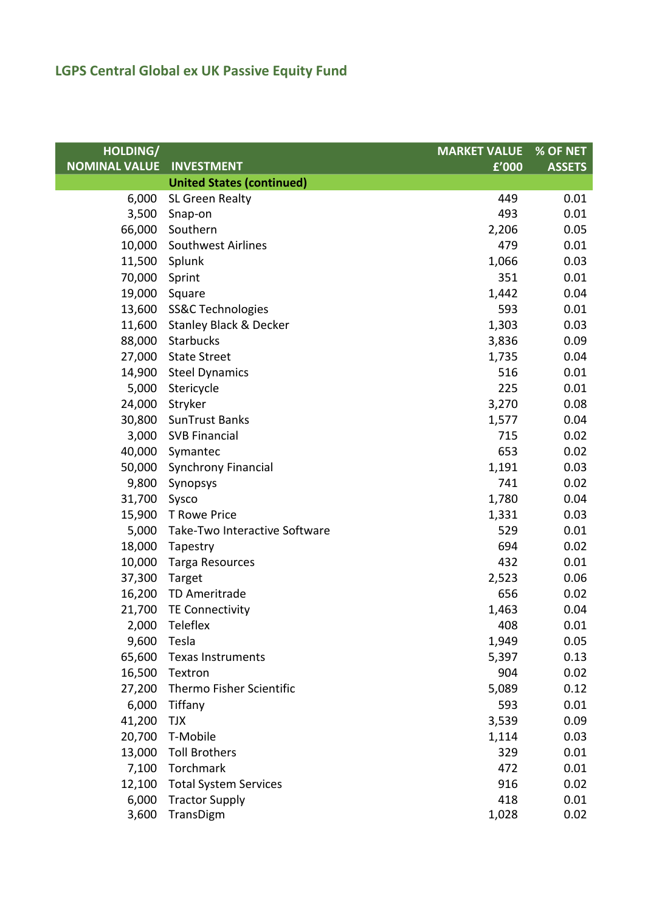## LGPS Central Global ex UK Passive Equity Fund

| HOLDING/ NOMINAL VALUE | INVESTMENT | MARKET VALUE £'000 | % OF NET ASSETS |
|---|---|---|---|
| | **United States (continued)** | | |
| 6,000 | SL Green Realty | 449 | 0.01 |
| 3,500 | Snap-on | 493 | 0.01 |
| 66,000 | Southern | 2,206 | 0.05 |
| 10,000 | Southwest Airlines | 479 | 0.01 |
| 11,500 | Splunk | 1,066 | 0.03 |
| 70,000 | Sprint | 351 | 0.01 |
| 19,000 | Square | 1,442 | 0.04 |
| 13,600 | SS&C Technologies | 593 | 0.01 |
| 11,600 | Stanley Black & Decker | 1,303 | 0.03 |
| 88,000 | Starbucks | 3,836 | 0.09 |
| 27,000 | State Street | 1,735 | 0.04 |
| 14,900 | Steel Dynamics | 516 | 0.01 |
| 5,000 | Stericycle | 225 | 0.01 |
| 24,000 | Stryker | 3,270 | 0.08 |
| 30,800 | SunTrust Banks | 1,577 | 0.04 |
| 3,000 | SVB Financial | 715 | 0.02 |
| 40,000 | Symantec | 653 | 0.02 |
| 50,000 | Synchrony Financial | 1,191 | 0.03 |
| 9,800 | Synopsys | 741 | 0.02 |
| 31,700 | Sysco | 1,780 | 0.04 |
| 15,900 | T Rowe Price | 1,331 | 0.03 |
| 5,000 | Take-Two Interactive Software | 529 | 0.01 |
| 18,000 | Tapestry | 694 | 0.02 |
| 10,000 | Targa Resources | 432 | 0.01 |
| 37,300 | Target | 2,523 | 0.06 |
| 16,200 | TD Ameritrade | 656 | 0.02 |
| 21,700 | TE Connectivity | 1,463 | 0.04 |
| 2,000 | Teleflex | 408 | 0.01 |
| 9,600 | Tesla | 1,949 | 0.05 |
| 65,600 | Texas Instruments | 5,397 | 0.13 |
| 16,500 | Textron | 904 | 0.02 |
| 27,200 | Thermo Fisher Scientific | 5,089 | 0.12 |
| 6,000 | Tiffany | 593 | 0.01 |
| 41,200 | TJX | 3,539 | 0.09 |
| 20,700 | T-Mobile | 1,114 | 0.03 |
| 13,000 | Toll Brothers | 329 | 0.01 |
| 7,100 | Torchmark | 472 | 0.01 |
| 12,100 | Total System Services | 916 | 0.02 |
| 6,000 | Tractor Supply | 418 | 0.01 |
| 3,600 | TransDigm | 1,028 | 0.02 |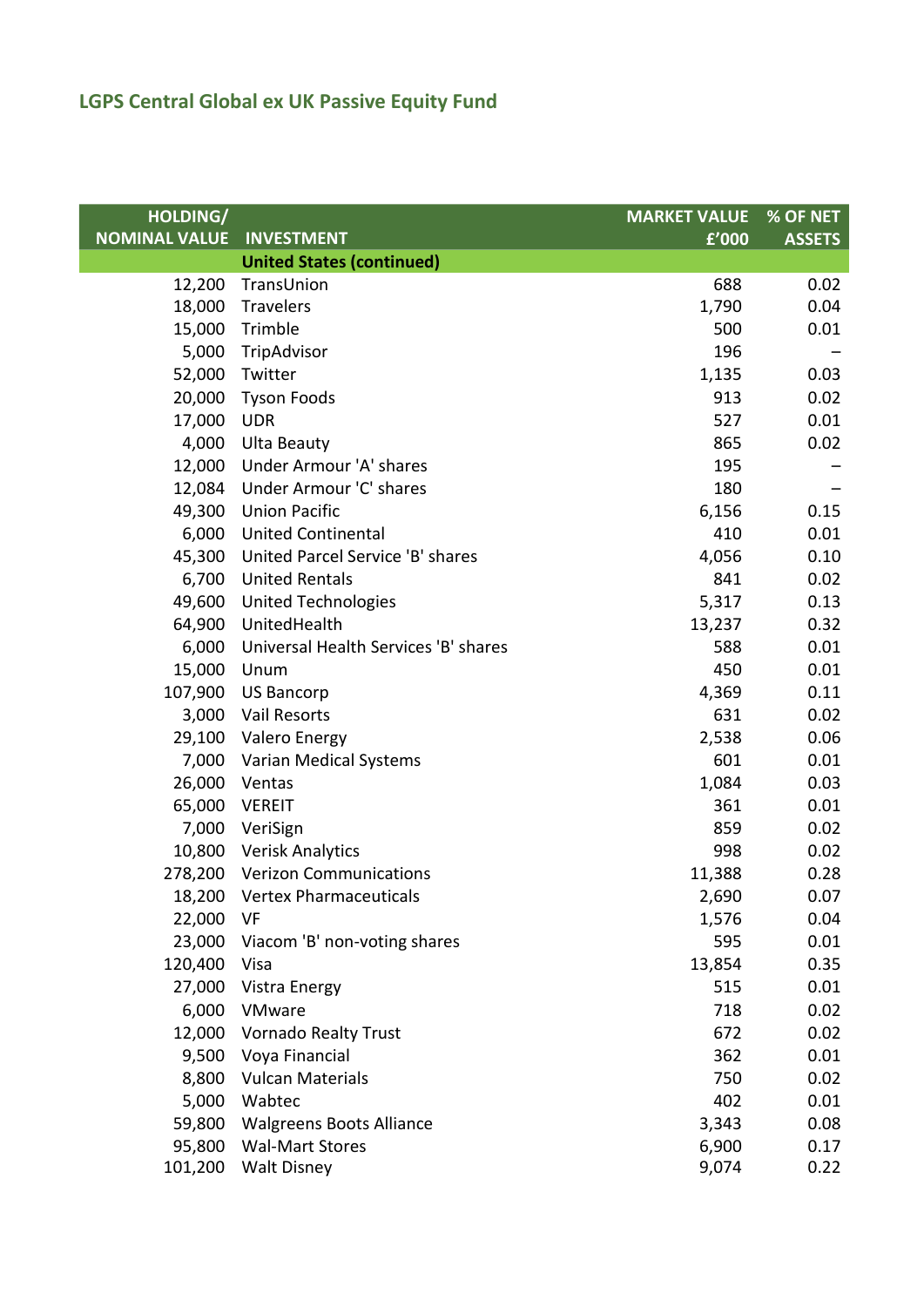## LGPS Central Global ex UK Passive Equity Fund

| HOLDING/ NOMINAL VALUE | INVESTMENT | MARKET VALUE £'000 | % OF NET ASSETS |
|---|---|---|---|
| | **United States (continued)** | | |
| 12,200 | TransUnion | 688 | 0.02 |
| 18,000 | Travelers | 1,790 | 0.04 |
| 15,000 | Trimble | 500 | 0.01 |
| 5,000 | TripAdvisor | 196 | – |
| 52,000 | Twitter | 1,135 | 0.03 |
| 20,000 | Tyson Foods | 913 | 0.02 |
| 17,000 | UDR | 527 | 0.01 |
| 4,000 | Ulta Beauty | 865 | 0.02 |
| 12,000 | Under Armour 'A' shares | 195 | – |
| 12,084 | Under Armour 'C' shares | 180 | – |
| 49,300 | Union Pacific | 6,156 | 0.15 |
| 6,000 | United Continental | 410 | 0.01 |
| 45,300 | United Parcel Service 'B' shares | 4,056 | 0.10 |
| 6,700 | United Rentals | 841 | 0.02 |
| 49,600 | United Technologies | 5,317 | 0.13 |
| 64,900 | UnitedHealth | 13,237 | 0.32 |
| 6,000 | Universal Health Services 'B' shares | 588 | 0.01 |
| 15,000 | Unum | 450 | 0.01 |
| 107,900 | US Bancorp | 4,369 | 0.11 |
| 3,000 | Vail Resorts | 631 | 0.02 |
| 29,100 | Valero Energy | 2,538 | 0.06 |
| 7,000 | Varian Medical Systems | 601 | 0.01 |
| 26,000 | Ventas | 1,084 | 0.03 |
| 65,000 | VEREIT | 361 | 0.01 |
| 7,000 | VeriSign | 859 | 0.02 |
| 10,800 | Verisk Analytics | 998 | 0.02 |
| 278,200 | Verizon Communications | 11,388 | 0.28 |
| 18,200 | Vertex Pharmaceuticals | 2,690 | 0.07 |
| 22,000 | VF | 1,576 | 0.04 |
| 23,000 | Viacom 'B' non-voting shares | 595 | 0.01 |
| 120,400 | Visa | 13,854 | 0.35 |
| 27,000 | Vistra Energy | 515 | 0.01 |
| 6,000 | VMware | 718 | 0.02 |
| 12,000 | Vornado Realty Trust | 672 | 0.02 |
| 9,500 | Voya Financial | 362 | 0.01 |
| 8,800 | Vulcan Materials | 750 | 0.02 |
| 5,000 | Wabtec | 402 | 0.01 |
| 59,800 | Walgreens Boots Alliance | 3,343 | 0.08 |
| 95,800 | Wal-Mart Stores | 6,900 | 0.17 |
| 101,200 | Walt Disney | 9,074 | 0.22 |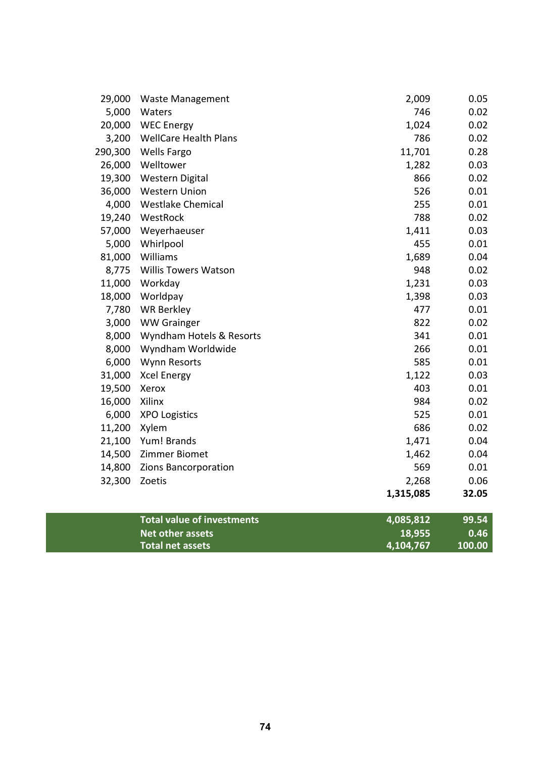| | | | |
|---|---|---|---|
| 29,000 | Waste Management | 2,009 | 0.05 |
| 5,000 | Waters | 746 | 0.02 |
| 20,000 | WEC Energy | 1,024 | 0.02 |
| 3,200 | WellCare Health Plans | 786 | 0.02 |
| 290,300 | Wells Fargo | 11,701 | 0.28 |
| 26,000 | Welltower | 1,282 | 0.03 |
| 19,300 | Western Digital | 866 | 0.02 |
| 36,000 | Western Union | 526 | 0.01 |
| 4,000 | Westlake Chemical | 255 | 0.01 |
| 19,240 | WestRock | 788 | 0.02 |
| 57,000 | Weyerhaeuser | 1,411 | 0.03 |
| 5,000 | Whirlpool | 455 | 0.01 |
| 81,000 | Williams | 1,689 | 0.04 |
| 8,775 | Willis Towers Watson | 948 | 0.02 |
| 11,000 | Workday | 1,231 | 0.03 |
| 18,000 | Worldpay | 1,398 | 0.03 |
| 7,780 | WR Berkley | 477 | 0.01 |
| 3,000 | WW Grainger | 822 | 0.02 |
| 8,000 | Wyndham Hotels & Resorts | 341 | 0.01 |
| 8,000 | Wyndham Worldwide | 266 | 0.01 |
| 6,000 | Wynn Resorts | 585 | 0.01 |
| 31,000 | Xcel Energy | 1,122 | 0.03 |
| 19,500 | Xerox | 403 | 0.01 |
| 16,000 | Xilinx | 984 | 0.02 |
| 6,000 | XPO Logistics | 525 | 0.01 |
| 11,200 | Xylem | 686 | 0.02 |
| 21,100 | Yum! Brands | 1,471 | 0.04 |
| 14,500 | Zimmer Biomet | 1,462 | 0.04 |
| 14,800 | Zions Bancorporation | 569 | 0.01 |
| 32,300 | Zoetis | 2,268 | 0.06 |
| | | **1,315,085** | **32.05** |
| | **Total value of investments** | **4,085,812** | **99.54** |
| | **Net other assets** | **18,955** | **0.46** |
| | **Total net assets** | **4,104,767** | **100.00** |